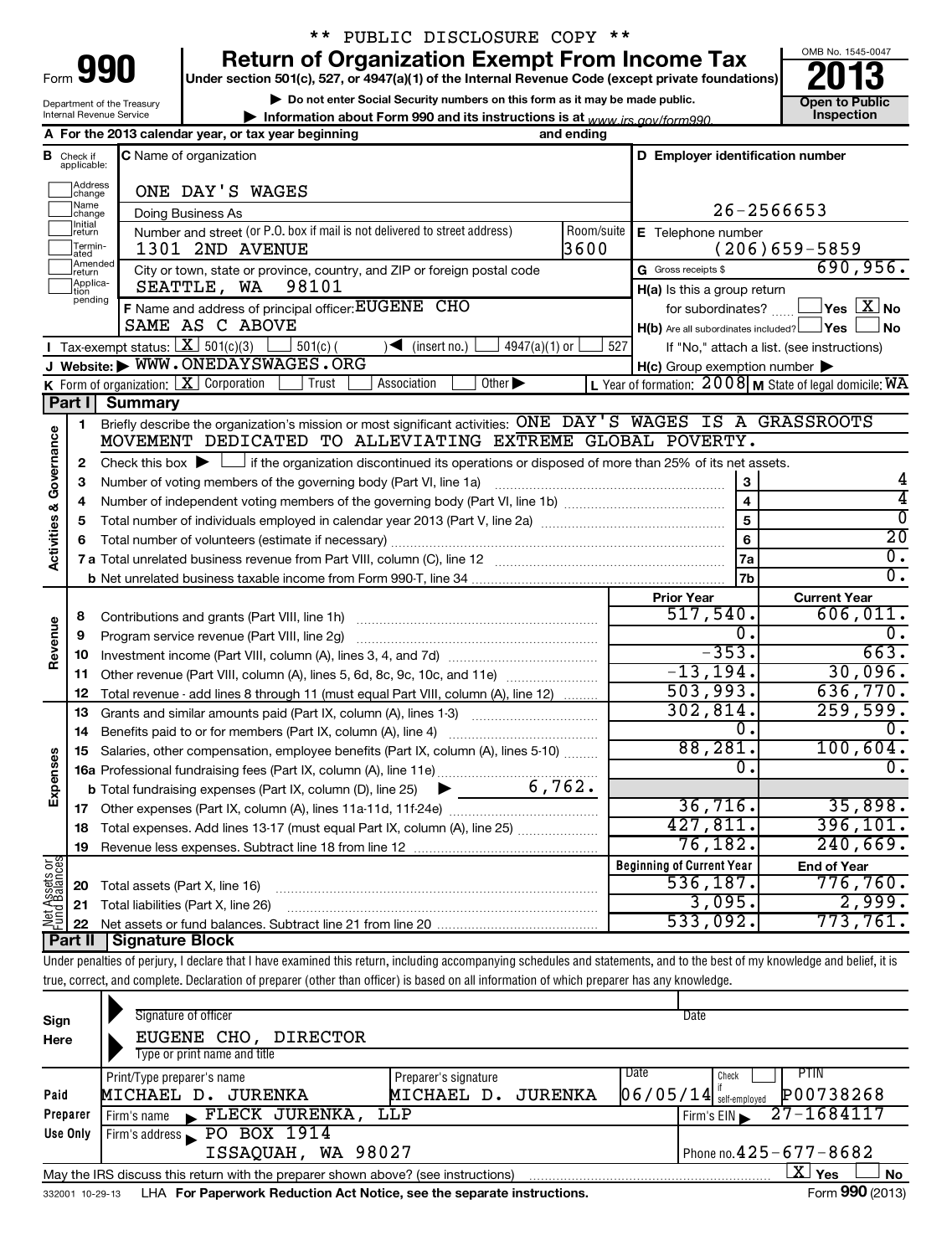** PUBLIC DISCLOSURE COPY **

# Form 990 — Return of Organization Exempt From Income Tax — 2013

Under section 501(c), 527, or 4947(a)(1) of the Internal Revenue Code (except private foundations)

▶ Do not enter Social Security numbers on this form as it may be made public.

▶ Information about Form 990 and its instructions is at www.irs.gov/form990.

Department of the Treasury, Internal Revenue Service

OMB No. 1545-0047 — Open to Public Inspection

**A** For the 2013 calendar year, or tax year beginning ______ and ending ______

**B** Check if applicable: Address change / Name change / Initial return / Terminated / Amended return / Application pending

**C** Name of organization: ONE DAY'S WAGES

Doing Business As

Number and street (or P.O. box if mail is not delivered to street address): 1301 2ND AVENUE — Room/suite: 3600

City or town, state or province, country, and ZIP or foreign postal code: SEATTLE, WA 98101

**D** Employer identification number: 26-2566653

**E** Telephone number: (206)659-5859

**G** Gross receipts $ 690,956.

**F** Name and address of principal officer: EUGENE CHO, SAME AS C ABOVE

**H(a)** Is this a group return for subordinates? Yes [ ] No [X]

**H(b)** Are all subordinates included? Yes [ ] No [ ] If "No," attach a list. (see instructions)

**H(c)** Group exemption number ▶

**I** Tax-exempt status: [X] 501(c)(3) [ ] 501(c)( ) ◀ (insert no.) [ ] 4947(a)(1) or [ ] 527

**J** Website: ▶ WWW.ONEDAYSWAGES.ORG

**K** Form of organization: [X] Corporation [ ] Trust [ ] Association [ ] Other ▶

**L** Year of formation: 2008 **M** State of legal domicile: WA

## Part I Summary

**Activities & Governance**

1. Briefly describe the organization's mission or most significant activities: ONE DAY'S WAGES IS A GRASSROOTS MOVEMENT DEDICATED TO ALLEVIATING EXTREME GLOBAL POVERTY.
2. Check this box ▶ [ ] if the organization discontinued its operations or disposed of more than 25% of its net assets.

| Line | Description | | Value |
|---|---|---|---|
| 3 | Number of voting members of the governing body (Part VI, line 1a) | 3 | 4 |
| 4 | Number of independent voting members of the governing body (Part VI, line 1b) | 4 | 4 |
| 5 | Total number of individuals employed in calendar year 2013 (Part V, line 2a) | 5 | 0 |
| 6 | Total number of volunteers (estimate if necessary) | 6 | 20 |
| 7a | Total unrelated business revenue from Part VIII, column (C), line 12 | 7a | 0. |
| 7b | Net unrelated business taxable income from Form 990-T, line 34 | 7b | 0. |

| | | Prior Year | Current Year |
|---|---|---|---|
| **Revenue** | | | |
| 8 | Contributions and grants (Part VIII, line 1h) | 517,540. | 606,011. |
| 9 | Program service revenue (Part VIII, line 2g) | 0. | 0. |
| 10 | Investment income (Part VIII, column (A), lines 3, 4, and 7d) | -353. | 663. |
| 11 | Other revenue (Part VIII, column (A), lines 5, 6d, 8c, 9c, 10c, and 11e) | -13,194. | 30,096. |
| 12 | Total revenue - add lines 8 through 11 (must equal Part VIII, column (A), line 12) | 503,993. | 636,770. |
| **Expenses** | | | |
| 13 | Grants and similar amounts paid (Part IX, column (A), lines 1-3) | 302,814. | 259,599. |
| 14 | Benefits paid to or for members (Part IX, column (A), line 4) | 0. | 0. |
| 15 | Salaries, other compensation, employee benefits (Part IX, column (A), lines 5-10) | 88,281. | 100,604. |
| 16a | Professional fundraising fees (Part IX, column (A), line 11e) | 0. | 0. |
| b | Total fundraising expenses (Part IX, column (D), line 25) ▶ 6,762. | | |
| 17 | Other expenses (Part IX, column (A), lines 11a-11d, 11f-24e) | 36,716. | 35,898. |
| 18 | Total expenses. Add lines 13-17 (must equal Part IX, column (A), line 25) | 427,811. | 396,101. |
| 19 | Revenue less expenses. Subtract line 18 from line 12 | 76,182. | 240,669. |

| **Net Assets or Fund Balances** | | Beginning of Current Year | End of Year |
|---|---|---|---|
| 20 | Total assets (Part X, line 16) | 536,187. | 776,760. |
| 21 | Total liabilities (Part X, line 26) | 3,095. | 2,999. |
| 22 | Net assets or fund balances. Subtract line 21 from line 20 | 533,092. | 773,761. |

## Part II Signature Block

Under penalties of perjury, I declare that I have examined this return, including accompanying schedules and statements, and to the best of my knowledge and belief, it is true, correct, and complete. Declaration of preparer (other than officer) is based on all information of which preparer has any knowledge.

**Sign Here**

Signature of officer ______ Date ______

EUGENE CHO, DIRECTOR

Type or print name and title

**Paid Preparer Use Only**

| Print/Type preparer's name | Preparer's signature | Date | Check if self-employed | PTIN |
|---|---|---|---|---|
| MICHAEL D. JURENKA | MICHAEL D. JURENKA | 06/05/14 | [ ] | P00738268 |

Firm's name ▶ FLECK JURENKA, LLP — Firm's EIN ▶ 27-1684117

Firm's address ▶ PO BOX 1914, ISSAQUAH, WA 98027 — Phone no. 425-677-8682

May the IRS discuss this return with the preparer shown above? (see instructions) [X] Yes [ ] No

332001 10-29-13 LHA For Paperwork Reduction Act Notice, see the separate instructions. Form 990 (2013)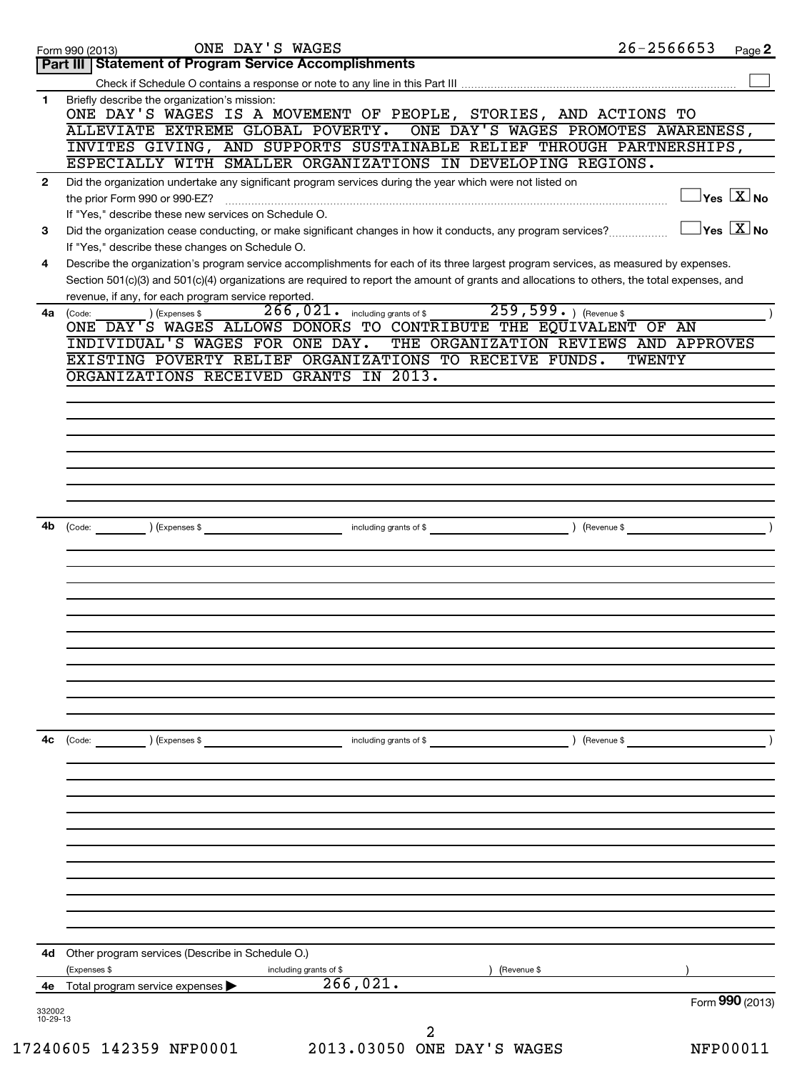Form 990 (2013) ONE DAY'S WAGES 26-2566653 Page **2**

## Part III Statement of Program Service Accomplishments

Check if Schedule O contains a response or note to any line in this Part III ☐

**1** Briefly describe the organization's mission:

ONE DAY'S WAGES IS A MOVEMENT OF PEOPLE, STORIES, AND ACTIONS TO ALLEVIATE EXTREME GLOBAL POVERTY. ONE DAY'S WAGES PROMOTES AWARENESS, INVITES GIVING, AND SUPPORTS SUSTAINABLE RELIEF THROUGH PARTNERSHIPS, ESPECIALLY WITH SMALLER ORGANIZATIONS IN DEVELOPING REGIONS.

**2** Did the organization undertake any significant program services during the year which were not listed on the prior Form 990 or 990-EZ? ☐ Yes ☒ No

If "Yes," describe these new services on Schedule O.

**3** Did the organization cease conducting, or make significant changes in how it conducts, any program services? ☐ Yes ☒ No

If "Yes," describe these changes on Schedule O.

**4** Describe the organization's program service accomplishments for each of its three largest program services, as measured by expenses. Section 501(c)(3) and 501(c)(4) organizations are required to report the amount of grants and allocations to others, the total expenses, and revenue, if any, for each program service reported.

**4a** (Code: ) (Expenses $ 266,021. including grants of $ 259,599. ) (Revenue $ )

ONE DAY'S WAGES ALLOWS DONORS TO CONTRIBUTE THE EQUIVALENT OF AN INDIVIDUAL'S WAGES FOR ONE DAY. THE ORGANIZATION REVIEWS AND APPROVES EXISTING POVERTY RELIEF ORGANIZATIONS TO RECEIVE FUNDS. TWENTY ORGANIZATIONS RECEIVED GRANTS IN 2013.

**4b** (Code: ) (Expenses $ including grants of $ ) (Revenue $ )

**4c** (Code: ) (Expenses $ including grants of $ ) (Revenue $ )

**4d** Other program services (Describe in Schedule O.)

(Expenses $ including grants of $ ) (Revenue $ )

**4e** Total program service expenses ▶ 266,021.

Form **990** (2013)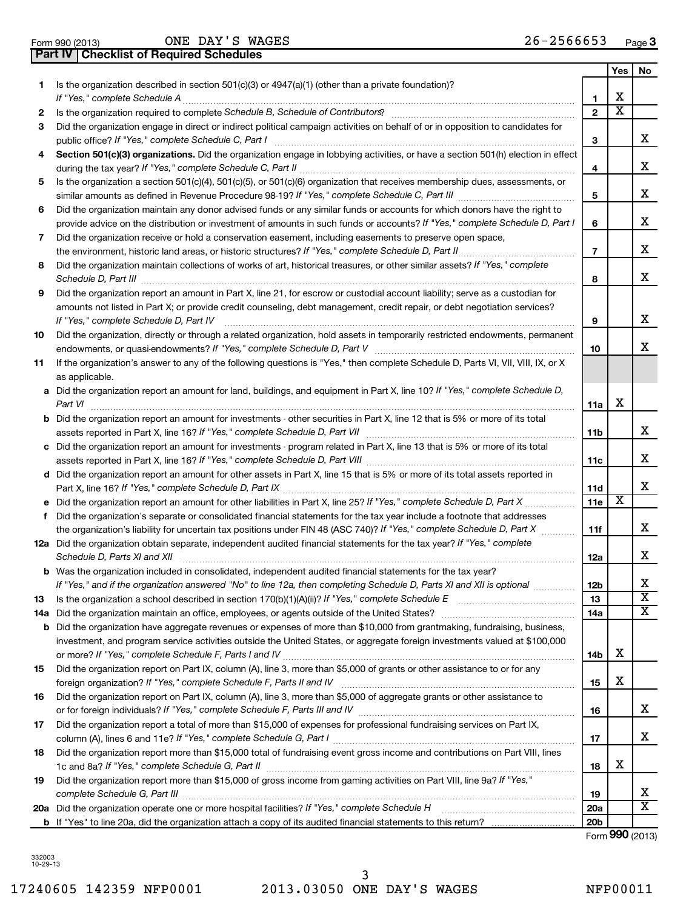Form 990 (2013) ONE DAY'S WAGES 26-2566653 Page 3

**Part IV Checklist of Required Schedules**

| | | | Yes | No |
|---|---|---|---|---|
| 1 | Is the organization described in section 501(c)(3) or 4947(a)(1) (other than a private foundation)? *If "Yes," complete Schedule A* | 1 | X | |
| 2 | Is the organization required to complete *Schedule B, Schedule of Contributors*? | 2 | X | |
| 3 | Did the organization engage in direct or indirect political campaign activities on behalf of or in opposition to candidates for public office? *If "Yes," complete Schedule C, Part I* | 3 | | X |
| 4 | **Section 501(c)(3) organizations.** Did the organization engage in lobbying activities, or have a section 501(h) election in effect during the tax year? *If "Yes," complete Schedule C, Part II* | 4 | | X |
| 5 | Is the organization a section 501(c)(4), 501(c)(5), or 501(c)(6) organization that receives membership dues, assessments, or similar amounts as defined in Revenue Procedure 98-19? *If "Yes," complete Schedule C, Part III* | 5 | | X |
| 6 | Did the organization maintain any donor advised funds or any similar funds or accounts for which donors have the right to provide advice on the distribution or investment of amounts in such funds or accounts? *If "Yes," complete Schedule D, Part I* | 6 | | X |
| 7 | Did the organization receive or hold a conservation easement, including easements to preserve open space, the environment, historic land areas, or historic structures? *If "Yes," complete Schedule D, Part II* | 7 | | X |
| 8 | Did the organization maintain collections of works of art, historical treasures, or other similar assets? *If "Yes," complete Schedule D, Part III* | 8 | | X |
| 9 | Did the organization report an amount in Part X, line 21, for escrow or custodial account liability; serve as a custodian for amounts not listed in Part X; or provide credit counseling, debt management, credit repair, or debt negotiation services? *If "Yes," complete Schedule D, Part IV* | 9 | | X |
| 10 | Did the organization, directly or through a related organization, hold assets in temporarily restricted endowments, permanent endowments, or quasi-endowments? *If "Yes," complete Schedule D, Part V* | 10 | | X |
| 11 | If the organization's answer to any of the following questions is "Yes," then complete Schedule D, Parts VI, VII, VIII, IX, or X as applicable. | | | |
| a | Did the organization report an amount for land, buildings, and equipment in Part X, line 10? *If "Yes," complete Schedule D, Part VI* | 11a | X | |
| b | Did the organization report an amount for investments - other securities in Part X, line 12 that is 5% or more of its total assets reported in Part X, line 16? *If "Yes," complete Schedule D, Part VII* | 11b | | X |
| c | Did the organization report an amount for investments - program related in Part X, line 13 that is 5% or more of its total assets reported in Part X, line 16? *If "Yes," complete Schedule D, Part VIII* | 11c | | X |
| d | Did the organization report an amount for other assets in Part X, line 15 that is 5% or more of its total assets reported in Part X, line 16? *If "Yes," complete Schedule D, Part IX* | 11d | | X |
| e | Did the organization report an amount for other liabilities in Part X, line 25? *If "Yes," complete Schedule D, Part X* | 11e | X | |
| f | Did the organization's separate or consolidated financial statements for the tax year include a footnote that addresses the organization's liability for uncertain tax positions under FIN 48 (ASC 740)? *If "Yes," complete Schedule D, Part X* | 11f | | X |
| 12a | Did the organization obtain separate, independent audited financial statements for the tax year? *If "Yes," complete Schedule D, Parts XI and XII* | 12a | | X |
| b | Was the organization included in consolidated, independent audited financial statements for the tax year? *If "Yes," and if the organization answered "No" to line 12a, then completing Schedule D, Parts XI and XII is optional* | 12b | | X |
| 13 | Is the organization a school described in section 170(b)(1)(A)(ii)? *If "Yes," complete Schedule E* | 13 | | X |
| 14a | Did the organization maintain an office, employees, or agents outside of the United States? | 14a | | X |
| b | Did the organization have aggregate revenues or expenses of more than $10,000 from grantmaking, fundraising, business, investment, and program service activities outside the United States, or aggregate foreign investments valued at $100,000 or more? *If "Yes," complete Schedule F, Parts I and IV* | 14b | X | |
| 15 | Did the organization report on Part IX, column (A), line 3, more than $5,000 of grants or other assistance to or for any foreign organization? *If "Yes," complete Schedule F, Parts II and IV* | 15 | X | |
| 16 | Did the organization report on Part IX, column (A), line 3, more than $5,000 of aggregate grants or other assistance to or for foreign individuals? *If "Yes," complete Schedule F, Parts III and IV* | 16 | | X |
| 17 | Did the organization report a total of more than $15,000 of expenses for professional fundraising services on Part IX, column (A), lines 6 and 11e? *If "Yes," complete Schedule G, Part I* | 17 | | X |
| 18 | Did the organization report more than $15,000 total of fundraising event gross income and contributions on Part VIII, lines 1c and 8a? *If "Yes," complete Schedule G, Part II* | 18 | X | |
| 19 | Did the organization report more than $15,000 of gross income from gaming activities on Part VIII, line 9a? *If "Yes," complete Schedule G, Part III* | 19 | | X |
| 20a | Did the organization operate one or more hospital facilities? *If "Yes," complete Schedule H* | 20a | | X |
| b | If "Yes" to line 20a, did the organization attach a copy of its audited financial statements to this return? | 20b | | |

Form **990** (2013)

332003 10-29-13

17240605 142359 NFP0001 2013.03050 ONE DAY'S WAGES NFP00011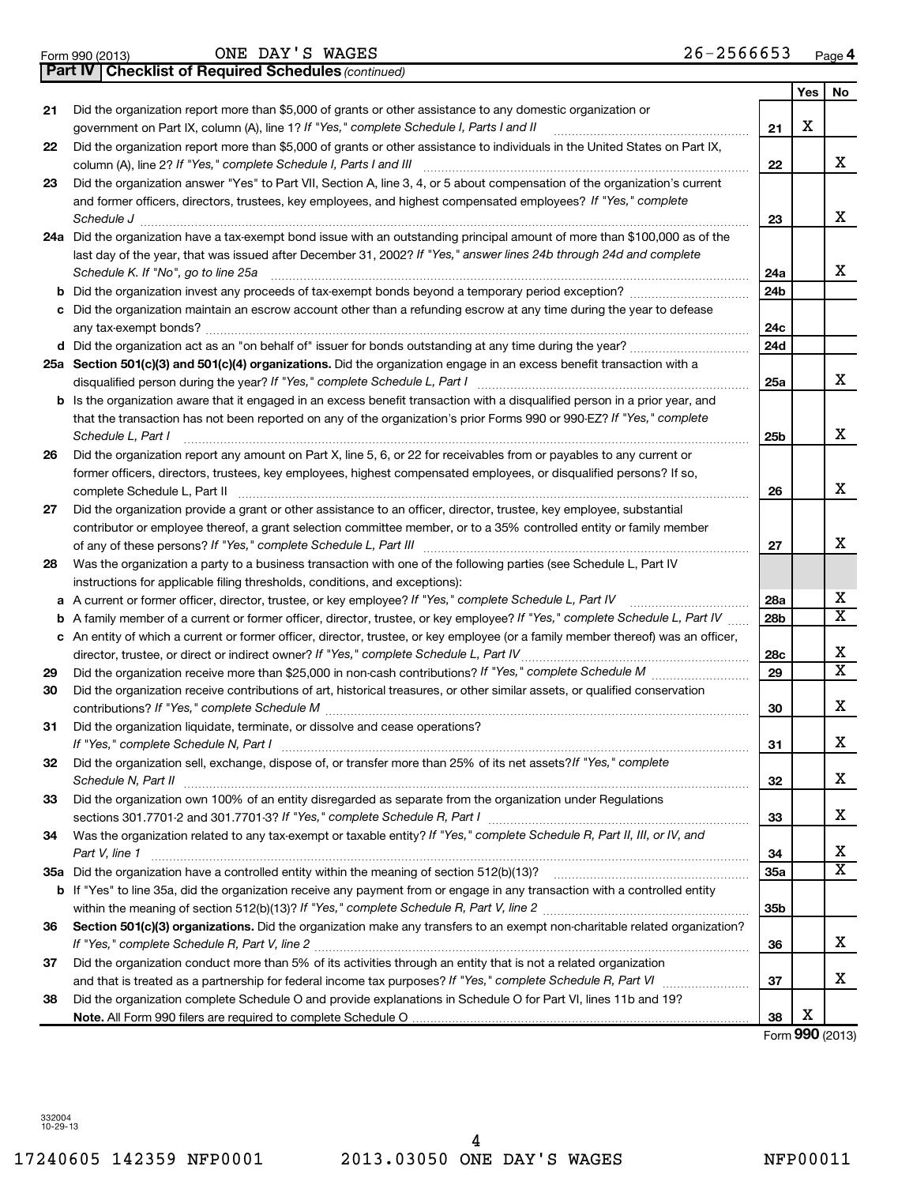Form 990 (2013) ONE DAY'S WAGES 26-2566653 Page 4

**Part IV Checklist of Required Schedules** *(continued)*

| | | | Yes | No |
|---|---|---|---|---|
| 21 | Did the organization report more than $5,000 of grants or other assistance to any domestic organization or government on Part IX, column (A), line 1? *If "Yes," complete Schedule I, Parts I and II* | 21 | X | |
| 22 | Did the organization report more than $5,000 of grants or other assistance to individuals in the United States on Part IX, column (A), line 2? *If "Yes," complete Schedule I, Parts I and III* | 22 | | X |
| 23 | Did the organization answer "Yes" to Part VII, Section A, line 3, 4, or 5 about compensation of the organization's current and former officers, directors, trustees, key employees, and highest compensated employees? *If "Yes," complete Schedule J* | 23 | | X |
| 24a | Did the organization have a tax-exempt bond issue with an outstanding principal amount of more than $100,000 as of the last day of the year, that was issued after December 31, 2002? *If "Yes," answer lines 24b through 24d and complete Schedule K. If "No", go to line 25a* | 24a | | X |
| b | Did the organization invest any proceeds of tax-exempt bonds beyond a temporary period exception? | 24b | | |
| c | Did the organization maintain an escrow account other than a refunding escrow at any time during the year to defease any tax-exempt bonds? | 24c | | |
| d | Did the organization act as an "on behalf of" issuer for bonds outstanding at any time during the year? | 24d | | |
| 25a | **Section 501(c)(3) and 501(c)(4) organizations.** Did the organization engage in an excess benefit transaction with a disqualified person during the year? *If "Yes," complete Schedule L, Part I* | 25a | | X |
| b | Is the organization aware that it engaged in an excess benefit transaction with a disqualified person in a prior year, and that the transaction has not been reported on any of the organization's prior Forms 990 or 990-EZ? *If "Yes," complete Schedule L, Part I* | 25b | | X |
| 26 | Did the organization report any amount on Part X, line 5, 6, or 22 for receivables from or payables to any current or former officers, directors, trustees, key employees, highest compensated employees, or disqualified persons? If so, complete Schedule L, Part II | 26 | | X |
| 27 | Did the organization provide a grant or other assistance to an officer, director, trustee, key employee, substantial contributor or employee thereof, a grant selection committee member, or to a 35% controlled entity or family member of any of these persons? *If "Yes," complete Schedule L, Part III* | 27 | | X |
| 28 | Was the organization a party to a business transaction with one of the following parties (see Schedule L, Part IV instructions for applicable filing thresholds, conditions, and exceptions): | | | |
| a | A current or former officer, director, trustee, or key employee? *If "Yes," complete Schedule L, Part IV* | 28a | | X |
| b | A family member of a current or former officer, director, trustee, or key employee? *If "Yes," complete Schedule L, Part IV* | 28b | | X |
| c | An entity of which a current or former officer, director, trustee, or key employee (or a family member thereof) was an officer, director, trustee, or direct or indirect owner? *If "Yes," complete Schedule L, Part IV* | 28c | | X |
| 29 | Did the organization receive more than $25,000 in non-cash contributions? *If "Yes," complete Schedule M* | 29 | | X |
| 30 | Did the organization receive contributions of art, historical treasures, or other similar assets, or qualified conservation contributions? *If "Yes," complete Schedule M* | 30 | | X |
| 31 | Did the organization liquidate, terminate, or dissolve and cease operations? *If "Yes," complete Schedule N, Part I* | 31 | | X |
| 32 | Did the organization sell, exchange, dispose of, or transfer more than 25% of its net assets? *If "Yes," complete Schedule N, Part II* | 32 | | X |
| 33 | Did the organization own 100% of an entity disregarded as separate from the organization under Regulations sections 301.7701-2 and 301.7701-3? *If "Yes," complete Schedule R, Part I* | 33 | | X |
| 34 | Was the organization related to any tax-exempt or taxable entity? *If "Yes," complete Schedule R, Part II, III, or IV, and Part V, line 1* | 34 | | X |
| 35a | Did the organization have a controlled entity within the meaning of section 512(b)(13)? | 35a | | X |
| b | If "Yes" to line 35a, did the organization receive any payment from or engage in any transaction with a controlled entity within the meaning of section 512(b)(13)? *If "Yes," complete Schedule R, Part V, line 2* | 35b | | |
| 36 | **Section 501(c)(3) organizations.** Did the organization make any transfers to an exempt non-charitable related organization? *If "Yes," complete Schedule R, Part V, line 2* | 36 | | X |
| 37 | Did the organization conduct more than 5% of its activities through an entity that is not a related organization and that is treated as a partnership for federal income tax purposes? *If "Yes," complete Schedule R, Part VI* | 37 | | X |
| 38 | Did the organization complete Schedule O and provide explanations in Schedule O for Part VI, lines 11b and 19? **Note.** All Form 990 filers are required to complete Schedule O | 38 | X | |

Form **990** (2013)

332004
10-29-13

17240605 142359 NFP0001 2013.03050 ONE DAY'S WAGES NFP00011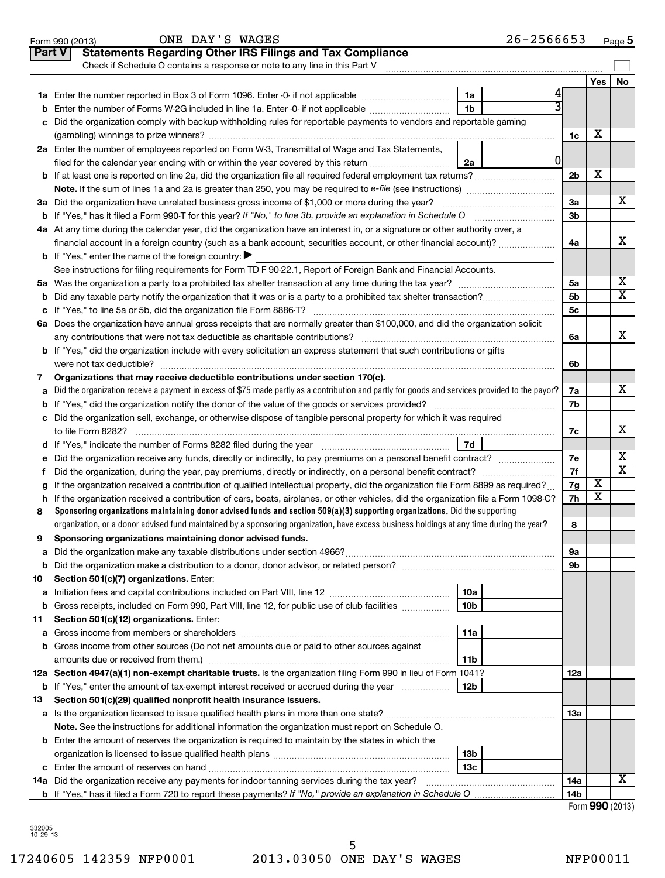Form 990 (2013) ONE DAY'S WAGES 26-2566653 Page 5

## Part V Statements Regarding Other IRS Filings and Tax Compliance

Check if Schedule O contains a response or note to any line in this Part V

| | | | | | Yes | No |
|---|---|---|---|---|---|---|
| 1a | Enter the number reported in Box 3 of Form 1096. Enter -0- if not applicable | 1a | 4 | | | |
| b | Enter the number of Forms W-2G included in line 1a. Enter -0- if not applicable | 1b | 3 | | | |
| c | Did the organization comply with backup withholding rules for reportable payments to vendors and reportable gaming (gambling) winnings to prize winners? | | | 1c | X | |
| 2a | Enter the number of employees reported on Form W-3, Transmittal of Wage and Tax Statements, filed for the calendar year ending with or within the year covered by this return | 2a | 0 | | | |
| b | If at least one is reported on line 2a, did the organization file all required federal employment tax returns? | | | 2b | X | |
| | **Note.** If the sum of lines 1a and 2a is greater than 250, you may be required to *e-file* (see instructions) | | | | | |
| 3a | Did the organization have unrelated business gross income of $1,000 or more during the year? | | | 3a | | X |
| b | If "Yes," has it filed a Form 990-T for this year? *If "No," to line 3b, provide an explanation in Schedule O* | | | 3b | | |
| 4a | At any time during the calendar year, did the organization have an interest in, or a signature or other authority over, a financial account in a foreign country (such as a bank account, securities account, or other financial account)? | | | 4a | | X |
| b | If "Yes," enter the name of the foreign country: ▶ | | | | | |
| | See instructions for filing requirements for Form TD F 90-22.1, Report of Foreign Bank and Financial Accounts. | | | | | |
| 5a | Was the organization a party to a prohibited tax shelter transaction at any time during the tax year? | | | 5a | | X |
| b | Did any taxable party notify the organization that it was or is a party to a prohibited tax shelter transaction? | | | 5b | | X |
| c | If "Yes," to line 5a or 5b, did the organization file Form 8886-T? | | | 5c | | |
| 6a | Does the organization have annual gross receipts that are normally greater than $100,000, and did the organization solicit any contributions that were not tax deductible as charitable contributions? | | | 6a | | X |
| b | If "Yes," did the organization include with every solicitation an express statement that such contributions or gifts were not tax deductible? | | | 6b | | |
| 7 | **Organizations that may receive deductible contributions under section 170(c).** | | | | | |
| a | Did the organization receive a payment in excess of $75 made partly as a contribution and partly for goods and services provided to the payor? | | | 7a | | X |
| b | If "Yes," did the organization notify the donor of the value of the goods or services provided? | | | 7b | | |
| c | Did the organization sell, exchange, or otherwise dispose of tangible personal property for which it was required to file Form 8282? | | | 7c | | X |
| d | If "Yes," indicate the number of Forms 8282 filed during the year | 7d | | | | |
| e | Did the organization receive any funds, directly or indirectly, to pay premiums on a personal benefit contract? | | | 7e | | X |
| f | Did the organization, during the year, pay premiums, directly or indirectly, on a personal benefit contract? | | | 7f | | X |
| g | If the organization received a contribution of qualified intellectual property, did the organization file Form 8899 as required? | | | 7g | X | |
| h | If the organization received a contribution of cars, boats, airplanes, or other vehicles, did the organization file a Form 1098-C? | | | 7h | X | |
| 8 | **Sponsoring organizations maintaining donor advised funds and section 509(a)(3) supporting organizations.** Did the supporting organization, or a donor advised fund maintained by a sponsoring organization, have excess business holdings at any time during the year? | | | 8 | | |
| 9 | **Sponsoring organizations maintaining donor advised funds.** | | | | | |
| a | Did the organization make any taxable distributions under section 4966? | | | 9a | | |
| b | Did the organization make a distribution to a donor, donor advisor, or related person? | | | 9b | | |
| 10 | **Section 501(c)(7) organizations.** Enter: | | | | | |
| a | Initiation fees and capital contributions included on Part VIII, line 12 | 10a | | | | |
| b | Gross receipts, included on Form 990, Part VIII, line 12, for public use of club facilities | 10b | | | | |
| 11 | **Section 501(c)(12) organizations.** Enter: | | | | | |
| a | Gross income from members or shareholders | 11a | | | | |
| b | Gross income from other sources (Do not net amounts due or paid to other sources against amounts due or received from them.) | 11b | | | | |
| 12a | **Section 4947(a)(1) non-exempt charitable trusts.** Is the organization filing Form 990 in lieu of Form 1041? | | | 12a | | |
| b | If "Yes," enter the amount of tax-exempt interest received or accrued during the year | 12b | | | | |
| 13 | **Section 501(c)(29) qualified nonprofit health insurance issuers.** | | | | | |
| a | Is the organization licensed to issue qualified health plans in more than one state? | | | 13a | | |
| | **Note.** See the instructions for additional information the organization must report on Schedule O. | | | | | |
| b | Enter the amount of reserves the organization is required to maintain by the states in which the organization is licensed to issue qualified health plans | 13b | | | | |
| c | Enter the amount of reserves on hand | 13c | | | | |
| 14a | Did the organization receive any payments for indoor tanning services during the tax year? | | | 14a | | X |
| b | If "Yes," has it filed a Form 720 to report these payments? *If "No," provide an explanation in Schedule O* | | | 14b | | |

Form **990** (2013)

332005 10-29-13

17240605 142359 NFP0001 2013.03050 ONE DAY'S WAGES NFP00011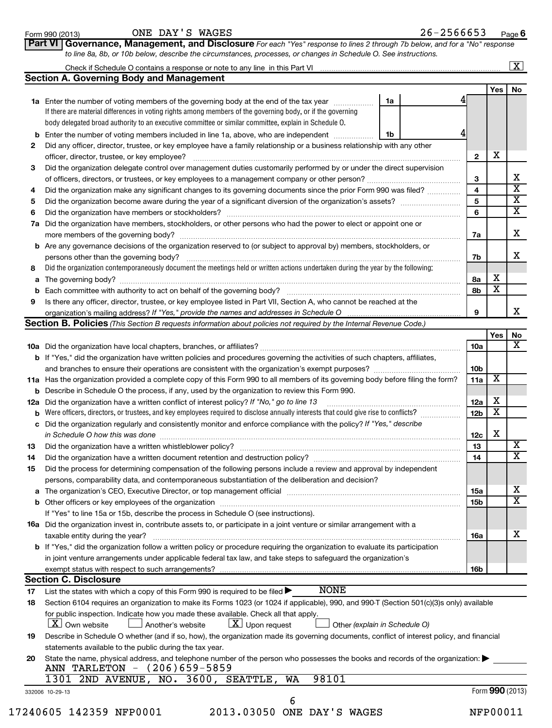Form 990 (2013) ONE DAY'S WAGES 26-2566653 Page 6

**Part VI | Governance, Management, and Disclosure** *For each "Yes" response to lines 2 through 7b below, and for a "No" response to line 8a, 8b, or 10b below, describe the circumstances, processes, or changes in Schedule O. See instructions.*

Check if Schedule O contains a response or note to any line in this Part VI .......... [X]

## Section A. Governing Body and Management

| | | | | | Yes | No |
|---|---|---|---|---|---|---|
| **1a** | Enter the number of voting members of the governing body at the end of the tax year. If there are material differences in voting rights among members of the governing body, or if the governing body delegated broad authority to an executive committee or similar committee, explain in Schedule O. | 1a | 4 | | | |
| **b** | Enter the number of voting members included in line 1a, above, who are independent | 1b | 4 | | | |
| **2** | Did any officer, director, trustee, or key employee have a family relationship or a business relationship with any other officer, director, trustee, or key employee? | | | 2 | X | |
| **3** | Did the organization delegate control over management duties customarily performed by or under the direct supervision of officers, directors, or trustees, or key employees to a management company or other person? | | | 3 | | X |
| **4** | Did the organization make any significant changes to its governing documents since the prior Form 990 was filed? | | | 4 | | X |
| **5** | Did the organization become aware during the year of a significant diversion of the organization's assets? | | | 5 | | X |
| **6** | Did the organization have members or stockholders? | | | 6 | | X |
| **7a** | Did the organization have members, stockholders, or other persons who had the power to elect or appoint one or more members of the governing body? | | | 7a | | X |
| **b** | Are any governance decisions of the organization reserved to (or subject to approval by) members, stockholders, or persons other than the governing body? | | | 7b | | X |
| **8** | Did the organization contemporaneously document the meetings held or written actions undertaken during the year by the following: | | | | | |
| **a** | The governing body? | | | 8a | X | |
| **b** | Each committee with authority to act on behalf of the governing body? | | | 8b | X | |
| **9** | Is there any officer, director, trustee, or key employee listed in Part VII, Section A, who cannot be reached at the organization's mailing address? *If "Yes," provide the names and addresses in Schedule O* | | | 9 | | X |

## Section B. Policies *(This Section B requests information about policies not required by the Internal Revenue Code.)*

| | | | Yes | No |
|---|---|---|---|---|
| **10a** | Did the organization have local chapters, branches, or affiliates? | 10a | | X |
| **b** | If "Yes," did the organization have written policies and procedures governing the activities of such chapters, affiliates, and branches to ensure their operations are consistent with the organization's exempt purposes? | 10b | | |
| **11a** | Has the organization provided a complete copy of this Form 990 to all members of its governing body before filing the form? | 11a | X | |
| **b** | Describe in Schedule O the process, if any, used by the organization to review this Form 990. | | | |
| **12a** | Did the organization have a written conflict of interest policy? *If "No," go to line 13* | 12a | X | |
| **b** | Were officers, directors, or trustees, and key employees required to disclose annually interests that could give rise to conflicts? | 12b | X | |
| **c** | Did the organization regularly and consistently monitor and enforce compliance with the policy? *If "Yes," describe in Schedule O how this was done* | 12c | X | |
| **13** | Did the organization have a written whistleblower policy? | 13 | | X |
| **14** | Did the organization have a written document retention and destruction policy? | 14 | | X |
| **15** | Did the process for determining compensation of the following persons include a review and approval by independent persons, comparability data, and contemporaneous substantiation of the deliberation and decision? | | | |
| **a** | The organization's CEO, Executive Director, or top management official | 15a | | X |
| **b** | Other officers or key employees of the organization | 15b | | X |
| | If "Yes" to line 15a or 15b, describe the process in Schedule O (see instructions). | | | |
| **16a** | Did the organization invest in, contribute assets to, or participate in a joint venture or similar arrangement with a taxable entity during the year? | 16a | | X |
| **b** | If "Yes," did the organization follow a written policy or procedure requiring the organization to evaluate its participation in joint venture arrangements under applicable federal tax law, and take steps to safeguard the organization's exempt status with respect to such arrangements? | 16b | | |

## Section C. Disclosure

**17** List the states with which a copy of this Form 990 is required to be filed ▶ NONE

**18** Section 6104 requires an organization to make its Forms 1023 (or 1024 if applicable), 990, and 990-T (Section 501(c)(3)s only) available for public inspection. Indicate how you made these available. Check all that apply.

[X] Own website  [ ] Another's website  [X] Upon request  [ ] Other *(explain in Schedule O)*

**19** Describe in Schedule O whether (and if so, how), the organization made its governing documents, conflict of interest policy, and financial statements available to the public during the tax year.

**20** State the name, physical address, and telephone number of the person who possesses the books and records of the organization: ▶

ANN TARLETON - (206)659-5859
1301 2ND AVENUE, NO. 3600, SEATTLE, WA 98101

332006 10-29-13 Form **990** (2013)

17240605 142359 NFP0001 2013.03050 ONE DAY'S WAGES NFP00011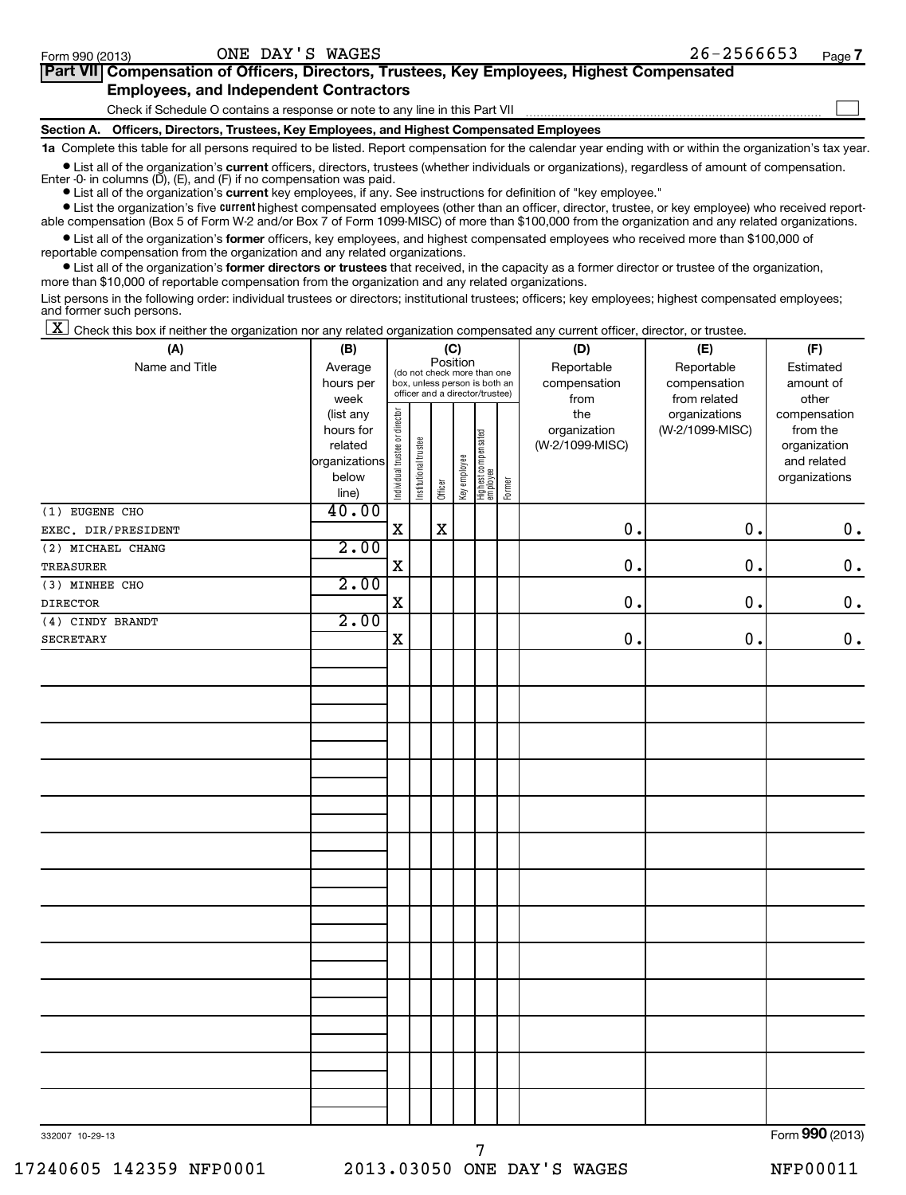Form 990 (2013) ONE DAY'S WAGES 26-2566653 Page 7

**Part VII Compensation of Officers, Directors, Trustees, Key Employees, Highest Compensated Employees, and Independent Contractors**

Check if Schedule O contains a response or note to any line in this Part VII ☐

**Section A. Officers, Directors, Trustees, Key Employees, and Highest Compensated Employees**

**1a** Complete this table for all persons required to be listed. Report compensation for the calendar year ending with or within the organization's tax year.

- List all of the organization's **current** officers, directors, trustees (whether individuals or organizations), regardless of amount of compensation. Enter -0- in columns (D), (E), and (F) if no compensation was paid.
- List all of the organization's **current** key employees, if any. See instructions for definition of "key employee."
- List the organization's five **current** highest compensated employees (other than an officer, director, trustee, or key employee) who received reportable compensation (Box 5 of Form W-2 and/or Box 7 of Form 1099-MISC) of more than $100,000 from the organization and any related organizations.
- List all of the organization's **former** officers, key employees, and highest compensated employees who received more than $100,000 of reportable compensation from the organization and any related organizations.
- List all of the organization's **former directors or trustees** that received, in the capacity as a former director or trustee of the organization, more than $10,000 of reportable compensation from the organization and any related organizations.

List persons in the following order: individual trustees or directors; institutional trustees; officers; key employees; highest compensated employees; and former such persons.

☒ Check this box if neither the organization nor any related organization compensated any current officer, director, or trustee.

| (A) Name and Title | (B) Average hours per week (list any hours for related organizations below line) | (C) Position: Individual trustee or director | Institutional trustee | Officer | Key employee | Highest compensated employee | Former | (D) Reportable compensation from the organization (W-2/1099-MISC) | (E) Reportable compensation from related organizations (W-2/1099-MISC) | (F) Estimated amount of other compensation from the organization and related organizations |
|---|---|---|---|---|---|---|---|---|---|---|
| (1) EUGENE CHO<br>EXEC. DIR/PRESIDENT | 40.00 | X | | X | | | | 0. | 0. | 0. |
| (2) MICHAEL CHANG<br>TREASURER | 2.00 | X | | | | | | 0. | 0. | 0. |
| (3) MINHEE CHO<br>DIRECTOR | 2.00 | X | | | | | | 0. | 0. | 0. |
| (4) CINDY BRANDT<br>SECRETARY | 2.00 | X | | | | | | 0. | 0. | 0. |

332007 10-29-13 Form **990** (2013)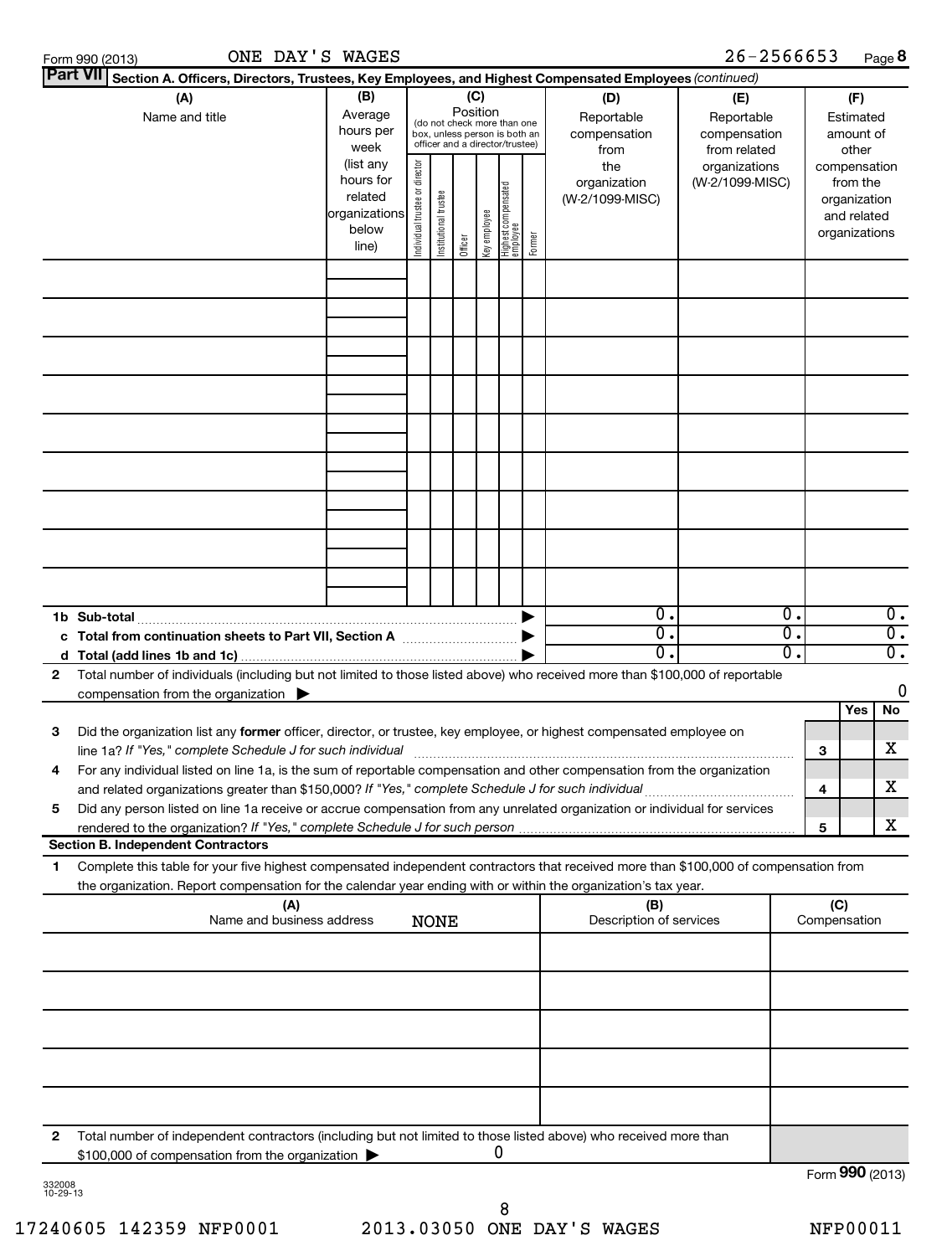Form 990 (2013) ONE DAY'S WAGES 26-2566653

**Part VII Section A. Officers, Directors, Trustees, Key Employees, and Highest Compensated Employees** *(continued)*

| (A) Name and title | (B) Average hours per week (list any hours for related organizations below line) | (C) Position (do not check more than one box, unless person is both an officer and a director/trustee): Individual trustee or director | Institutional trustee | Officer | Key employee | Highest compensated employee | Former | (D) Reportable compensation from the organization (W-2/1099-MISC) | (E) Reportable compensation from related organizations (W-2/1099-MISC) | (F) Estimated amount of other compensation from the organization and related organizations |
|---|---|---|---|---|---|---|---|---|---|---|
| | | | | | | | | | | |
| | | | | | | | | | | |
| | | | | | | | | | | |
| | | | | | | | | | | |
| | | | | | | | | | | |
| | | | | | | | | | | |
| | | | | | | | | | | |
| | | | | | | | | | | |
| | | | | | | | | | | |
| **1b Sub-total** | | | | | | | ▶ | 0. | 0. | 0. |
| **c Total from continuation sheets to Part VII, Section A** | | | | | | | ▶ | 0. | 0. | 0. |
| **d Total (add lines 1b and 1c)** | | | | | | | ▶ | 0. | 0. | 0. |

2 Total number of individuals (including but not limited to those listed above) who received more than $100,000 of reportable compensation from the organization ▶ 0

| | | | Yes | No |
|---|---|---|---|---|
| 3 | Did the organization list any **former** officer, director, or trustee, key employee, or highest compensated employee on line 1a? *If "Yes," complete Schedule J for such individual* | 3 | | X |
| 4 | For any individual listed on line 1a, is the sum of reportable compensation and other compensation from the organization and related organizations greater than $150,000? *If "Yes," complete Schedule J for such individual* | 4 | | X |
| 5 | Did any person listed on line 1a receive or accrue compensation from any unrelated organization or individual for services rendered to the organization? *If "Yes," complete Schedule J for such person* | 5 | | X |

**Section B. Independent Contractors**

1 Complete this table for your five highest compensated independent contractors that received more than $100,000 of compensation from the organization. Report compensation for the calendar year ending with or within the organization's tax year.

| (A) Name and business address NONE | (B) Description of services | (C) Compensation |
|---|---|---|
| | | |
| | | |
| | | |
| | | |
| | | |

2 Total number of independent contractors (including but not limited to those listed above) who received more than $100,000 of compensation from the organization ▶ 0

Form **990** (2013)

332008 10-29-13

17240605 142359 NFP0001 2013.03050 ONE DAY'S WAGES NFP00011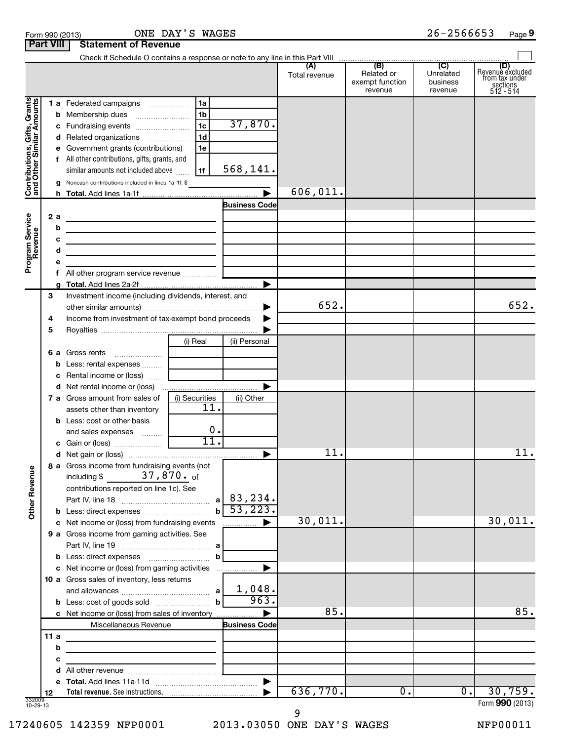Form 990 (2013) ONE DAY'S WAGES 26-2566653 Page 9

## Part VIII Statement of Revenue

Check if Schedule O contains a response or note to any line in this Part VIII

| | | | | (A) Total revenue | (B) Related or exempt function revenue | (C) Unrelated business revenue | (D) Revenue excluded from tax under sections 512 - 514 |
|---|---|---|---|---|---|---|---|
| **Contributions, Gifts, Grants and Other Similar Amounts** | 1 a Federated campaigns | 1a | | | | | |
| | b Membership dues | 1b | | | | | |
| | c Fundraising events | 1c | 37,870. | | | | |
| | d Related organizations | 1d | | | | | |
| | e Government grants (contributions) | 1e | | | | | |
| | f All other contributions, gifts, grants, and similar amounts not included above | 1f | 568,141. | | | | |
| | g Noncash contributions included in lines 1a-1f: $ | | | | | | |
| | h **Total.** Add lines 1a-1f | | | 606,011. | | | |
| **Program Service Revenue** | | | Business Code | | | | |
| | 2 a | | | | | | |
| | b | | | | | | |
| | c | | | | | | |
| | d | | | | | | |
| | e | | | | | | |
| | f All other program service revenue | | | | | | |
| | g **Total.** Add lines 2a-2f | | | | | | |
| **Other Revenue** | 3 Investment income (including dividends, interest, and other similar amounts) | | | 652. | | | 652. |
| | 4 Income from investment of tax-exempt bond proceeds | | | | | | |
| | 5 Royalties | | | | | | |
| | | (i) Real | (ii) Personal | | | | |
| | 6 a Gross rents | | | | | | |
| | b Less: rental expenses | | | | | | |
| | c Rental income or (loss) | | | | | | |
| | d Net rental income or (loss) | | | | | | |
| | | (i) Securities | (ii) Other | | | | |
| | 7 a Gross amount from sales of assets other than inventory | 11. | | | | | |
| | b Less: cost or other basis and sales expenses | 0. | | | | | |
| | c Gain or (loss) | 11. | | | | | |
| | d Net gain or (loss) | | | 11. | | | 11. |
| | 8 a Gross income from fundraising events (not including $ 37,870. of contributions reported on line 1c). See Part IV, line 18 | a | 83,234. | | | | |
| | b Less: direct expenses | b | 53,223. | | | | |
| | c Net income or (loss) from fundraising events | | | 30,011. | | | 30,011. |
| | 9 a Gross income from gaming activities. See Part IV, line 19 | a | | | | | |
| | b Less: direct expenses | b | | | | | |
| | c Net income or (loss) from gaming activities | | | | | | |
| | 10 a Gross sales of inventory, less returns and allowances | a | 1,048. | | | | |
| | b Less: cost of goods sold | b | 963. | | | | |
| | c Net income or (loss) from sales of inventory | | | 85. | | | 85. |
| | Miscellaneous Revenue | | Business Code | | | | |
| | 11 a | | | | | | |
| | b | | | | | | |
| | c | | | | | | |
| | d All other revenue | | | | | | |
| | e **Total.** Add lines 11a-11d | | | | | | |
| | 12 **Total revenue.** See instructions. | | | 636,770. | 0. | 0. | 30,759. |

332009 10-29-13

Form **990** (2013)

17240605 142359 NFP0001 2013.03050 ONE DAY'S WAGES NFP00011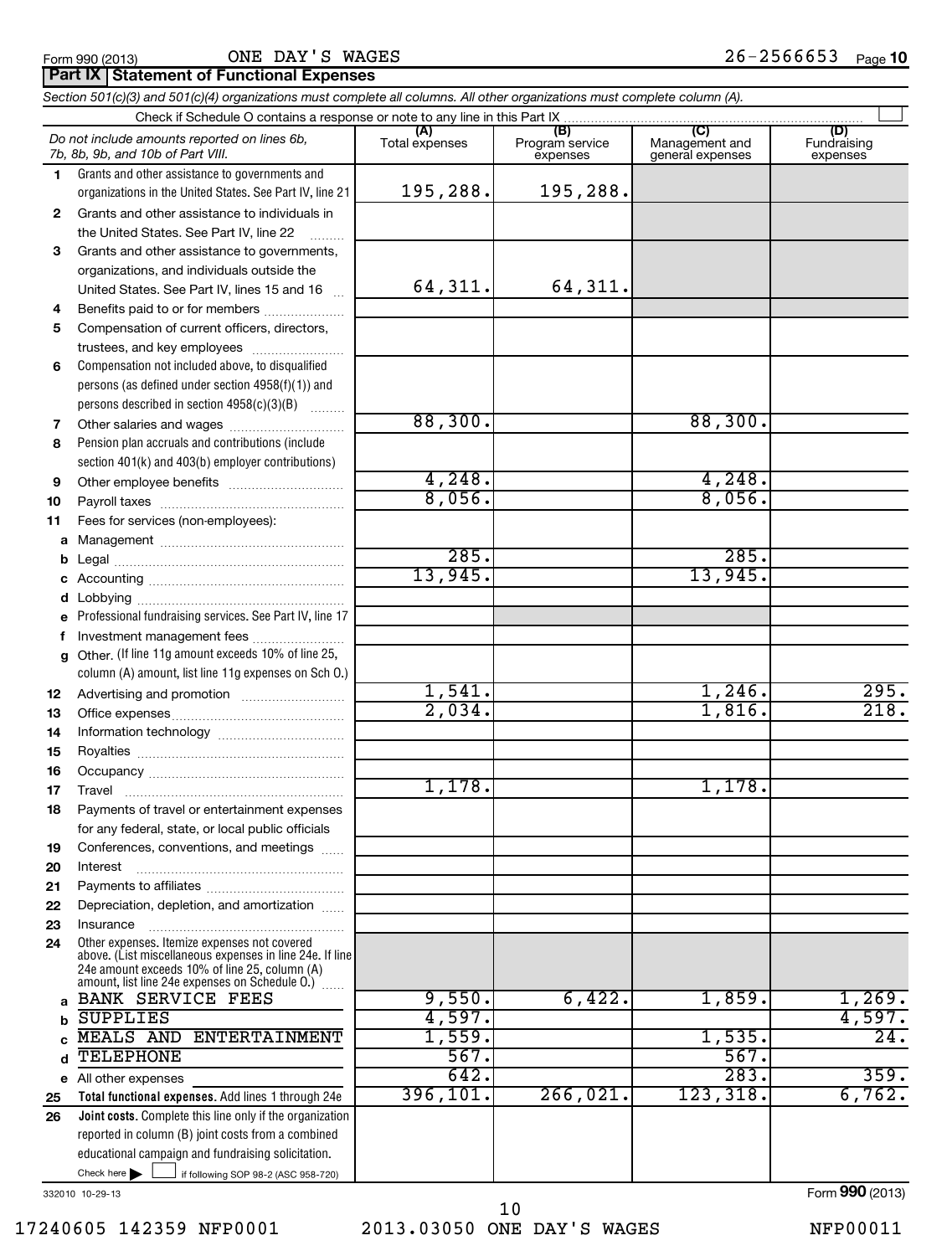Form 990 (2013) ONE DAY'S WAGES 26-2566653

## Part IX Statement of Functional Expenses

*Section 501(c)(3) and 501(c)(4) organizations must complete all columns. All other organizations must complete column (A).*

Check if Schedule O contains a response or note to any line in this Part IX

| | *Do not include amounts reported on lines 6b, 7b, 8b, 9b, and 10b of Part VIII.* | (A) Total expenses | (B) Program service expenses | (C) Management and general expenses | (D) Fundraising expenses |
|---|---|---|---|---|---|
| 1 | Grants and other assistance to governments and organizations in the United States. See Part IV, line 21 | 195,288. | 195,288. | | |
| 2 | Grants and other assistance to individuals in the United States. See Part IV, line 22 | | | | |
| 3 | Grants and other assistance to governments, organizations, and individuals outside the United States. See Part IV, lines 15 and 16 | 64,311. | 64,311. | | |
| 4 | Benefits paid to or for members | | | | |
| 5 | Compensation of current officers, directors, trustees, and key employees | | | | |
| 6 | Compensation not included above, to disqualified persons (as defined under section 4958(f)(1)) and persons described in section 4958(c)(3)(B) | | | | |
| 7 | Other salaries and wages | 88,300. | | 88,300. | |
| 8 | Pension plan accruals and contributions (include section 401(k) and 403(b) employer contributions) | | | | |
| 9 | Other employee benefits | 4,248. | | 4,248. | |
| 10 | Payroll taxes | 8,056. | | 8,056. | |
| 11 | Fees for services (non-employees): | | | | |
| a | Management | | | | |
| b | Legal | 285. | | 285. | |
| c | Accounting | 13,945. | | 13,945. | |
| d | Lobbying | | | | |
| e | Professional fundraising services. See Part IV, line 17 | | | | |
| f | Investment management fees | | | | |
| g | Other. (If line 11g amount exceeds 10% of line 25, column (A) amount, list line 11g expenses on Sch O.) | | | | |
| 12 | Advertising and promotion | 1,541. | | 1,246. | 295. |
| 13 | Office expenses | 2,034. | | 1,816. | 218. |
| 14 | Information technology | | | | |
| 15 | Royalties | | | | |
| 16 | Occupancy | | | | |
| 17 | Travel | 1,178. | | 1,178. | |
| 18 | Payments of travel or entertainment expenses for any federal, state, or local public officials | | | | |
| 19 | Conferences, conventions, and meetings | | | | |
| 20 | Interest | | | | |
| 21 | Payments to affiliates | | | | |
| 22 | Depreciation, depletion, and amortization | | | | |
| 23 | Insurance | | | | |
| 24 | Other expenses. Itemize expenses not covered above. (List miscellaneous expenses in line 24e. If line 24e amount exceeds 10% of line 25, column (A) amount, list line 24e expenses on Schedule O.) | | | | |
| a | BANK SERVICE FEES | 9,550. | 6,422. | 1,859. | 1,269. |
| b | SUPPLIES | 4,597. | | | 4,597. |
| c | MEALS AND ENTERTAINMENT | 1,559. | | 1,535. | 24. |
| d | TELEPHONE | 567. | | 567. | |
| e | All other expenses | 642. | | 283. | 359. |
| 25 | **Total functional expenses.** Add lines 1 through 24e | 396,101. | 266,021. | 123,318. | 6,762. |
| 26 | **Joint costs.** Complete this line only if the organization reported in column (B) joint costs from a combined educational campaign and fundraising solicitation. Check here ☐ if following SOP 98-2 (ASC 958-720) | | | | |

332010 10-29-13

Form **990** (2013)

17240605 142359 NFP0001 2013.03050 ONE DAY'S WAGES NFP00011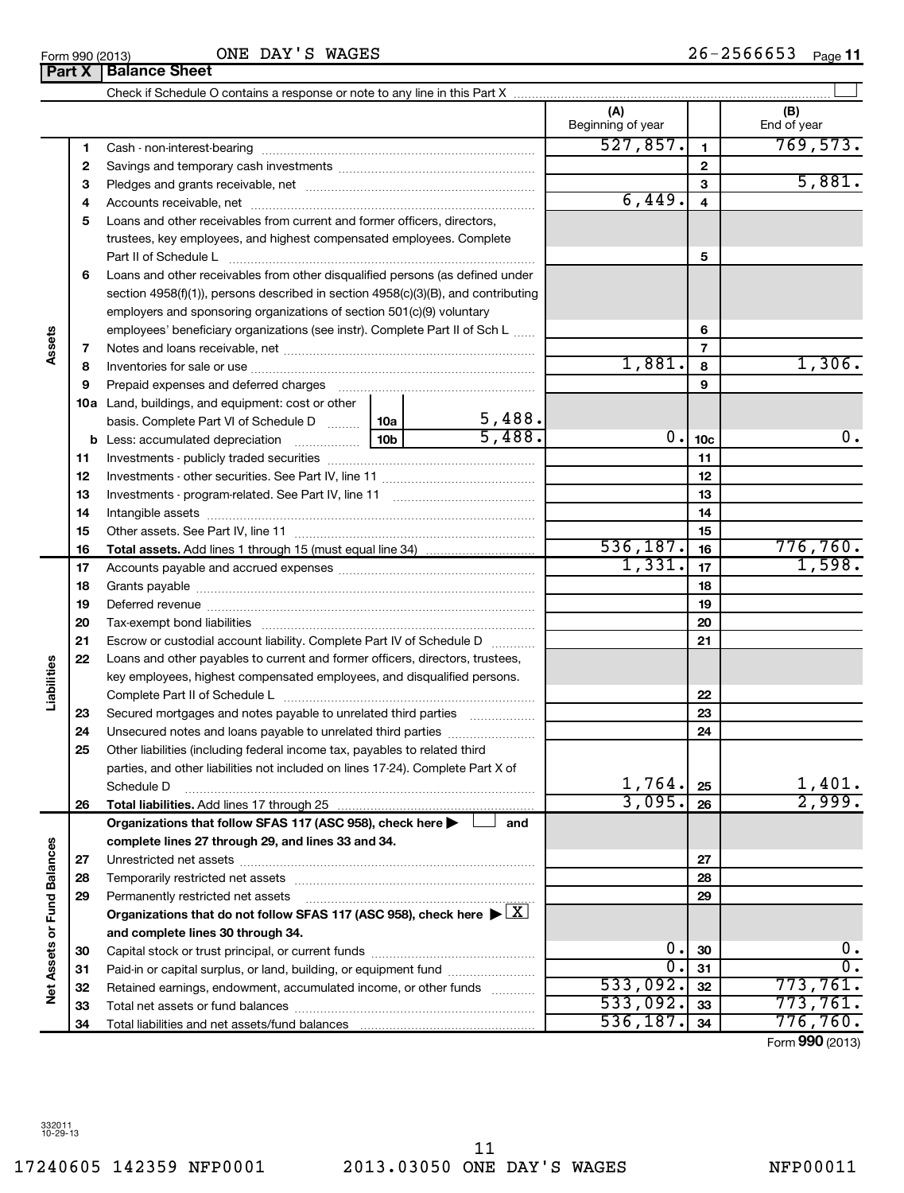Form 990 (2013) ONE DAY'S WAGES 26-2566653 Page 11

## Part X Balance Sheet

Check if Schedule O contains a response or note to any line in this Part X ☐

| | | | | (A) Beginning of year | | (B) End of year |
|---|---|---|---|---|---|---|
| **Assets** | 1 | Cash - non-interest-bearing | | 527,857. | 1 | 769,573. |
| | 2 | Savings and temporary cash investments | | | 2 | |
| | 3 | Pledges and grants receivable, net | | | 3 | 5,881. |
| | 4 | Accounts receivable, net | | 6,449. | 4 | |
| | 5 | Loans and other receivables from current and former officers, directors, trustees, key employees, and highest compensated employees. Complete Part II of Schedule L | | | 5 | |
| | 6 | Loans and other receivables from other disqualified persons (as defined under section 4958(f)(1)), persons described in section 4958(c)(3)(B), and contributing employers and sponsoring organizations of section 501(c)(9) voluntary employees' beneficiary organizations (see instr). Complete Part II of Sch L | | | 6 | |
| | 7 | Notes and loans receivable, net | | | 7 | |
| | 8 | Inventories for sale or use | | 1,881. | 8 | 1,306. |
| | 9 | Prepaid expenses and deferred charges | | | 9 | |
| | 10a | Land, buildings, and equipment: cost or other basis. Complete Part VI of Schedule D | 10a 5,488. | | | |
| | b | Less: accumulated depreciation | 10b 5,488. | 0. | 10c | 0. |
| | 11 | Investments - publicly traded securities | | | 11 | |
| | 12 | Investments - other securities. See Part IV, line 11 | | | 12 | |
| | 13 | Investments - program-related. See Part IV, line 11 | | | 13 | |
| | 14 | Intangible assets | | | 14 | |
| | 15 | Other assets. See Part IV, line 11 | | | 15 | |
| | 16 | **Total assets.** Add lines 1 through 15 (must equal line 34) | | 536,187. | 16 | 776,760. |
| **Liabilities** | 17 | Accounts payable and accrued expenses | | 1,331. | 17 | 1,598. |
| | 18 | Grants payable | | | 18 | |
| | 19 | Deferred revenue | | | 19 | |
| | 20 | Tax-exempt bond liabilities | | | 20 | |
| | 21 | Escrow or custodial account liability. Complete Part IV of Schedule D | | | 21 | |
| | 22 | Loans and other payables to current and former officers, directors, trustees, key employees, highest compensated employees, and disqualified persons. Complete Part II of Schedule L | | | 22 | |
| | 23 | Secured mortgages and notes payable to unrelated third parties | | | 23 | |
| | 24 | Unsecured notes and loans payable to unrelated third parties | | | 24 | |
| | 25 | Other liabilities (including federal income tax, payables to related third parties, and other liabilities not included on lines 17-24). Complete Part X of Schedule D | | 1,764. | 25 | 1,401. |
| | 26 | **Total liabilities.** Add lines 17 through 25 | | 3,095. | 26 | 2,999. |
| **Net Assets or Fund Balances** | | **Organizations that follow SFAS 117 (ASC 958), check here ☐ and complete lines 27 through 29, and lines 33 and 34.** | | | | |
| | 27 | Unrestricted net assets | | | 27 | |
| | 28 | Temporarily restricted net assets | | | 28 | |
| | 29 | Permanently restricted net assets | | | 29 | |
| | | **Organizations that do not follow SFAS 117 (ASC 958), check here ☒ and complete lines 30 through 34.** | | | | |
| | 30 | Capital stock or trust principal, or current funds | | 0. | 30 | 0. |
| | 31 | Paid-in or capital surplus, or land, building, or equipment fund | | 0. | 31 | 0. |
| | 32 | Retained earnings, endowment, accumulated income, or other funds | | 533,092. | 32 | 773,761. |
| | 33 | Total net assets or fund balances | | 533,092. | 33 | 773,761. |
| | 34 | Total liabilities and net assets/fund balances | | 536,187. | 34 | 776,760. |

Form **990** (2013)

332011 10-29-13

17240605 142359 NFP0001 2013.03050 ONE DAY'S WAGES NFP00011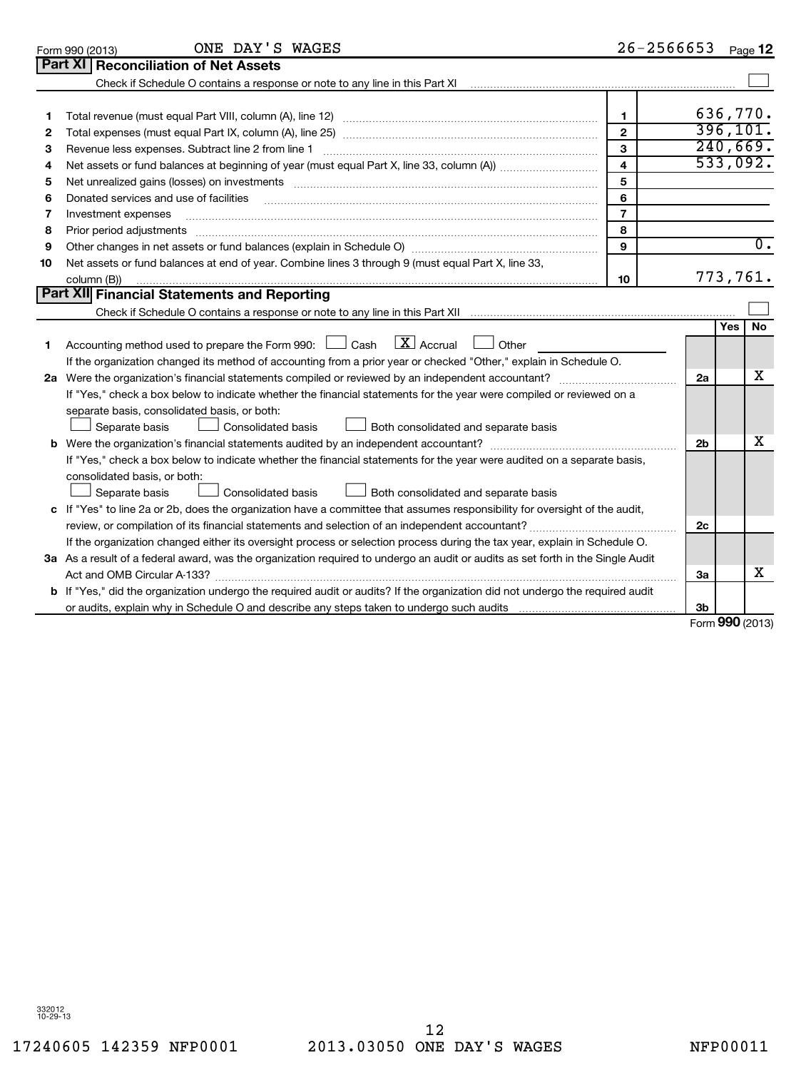Form 990 (2013) ONE DAY'S WAGES 26-2566653 Page 12

## Part XI Reconciliation of Net Assets

Check if Schedule O contains a response or note to any line in this Part XI ☐

| | | | |
|---|---|---|---|
| 1 | Total revenue (must equal Part VIII, column (A), line 12) | 1 | 636,770. |
| 2 | Total expenses (must equal Part IX, column (A), line 25) | 2 | 396,101. |
| 3 | Revenue less expenses. Subtract line 2 from line 1 | 3 | 240,669. |
| 4 | Net assets or fund balances at beginning of year (must equal Part X, line 33, column (A)) | 4 | 533,092. |
| 5 | Net unrealized gains (losses) on investments | 5 | |
| 6 | Donated services and use of facilities | 6 | |
| 7 | Investment expenses | 7 | |
| 8 | Prior period adjustments | 8 | |
| 9 | Other changes in net assets or fund balances (explain in Schedule O) | 9 | 0. |
| 10 | Net assets or fund balances at end of year. Combine lines 3 through 9 (must equal Part X, line 33, column (B)) | 10 | 773,761. |

## Part XII Financial Statements and Reporting

Check if Schedule O contains a response or note to any line in this Part XII ☐

| | | | Yes | No |
|---|---|---|---|---|
| 1 | Accounting method used to prepare the Form 990: ☐ Cash ☒ Accrual ☐ Other ______ If the organization changed its method of accounting from a prior year or checked "Other," explain in Schedule O. | | | |
| 2a | Were the organization's financial statements compiled or reviewed by an independent accountant? If "Yes," check a box below to indicate whether the financial statements for the year were compiled or reviewed on a separate basis, consolidated basis, or both: ☐ Separate basis ☐ Consolidated basis ☐ Both consolidated and separate basis | 2a | | X |
| b | Were the organization's financial statements audited by an independent accountant? If "Yes," check a box below to indicate whether the financial statements for the year were audited on a separate basis, consolidated basis, or both: ☐ Separate basis ☐ Consolidated basis ☐ Both consolidated and separate basis | 2b | | X |
| c | If "Yes" to line 2a or 2b, does the organization have a committee that assumes responsibility for oversight of the audit, review, or compilation of its financial statements and selection of an independent accountant? If the organization changed either its oversight process or selection process during the tax year, explain in Schedule O. | 2c | | |
| 3a | As a result of a federal award, was the organization required to undergo an audit or audits as set forth in the Single Audit Act and OMB Circular A-133? | 3a | | X |
| b | If "Yes," did the organization undergo the required audit or audits? If the organization did not undergo the required audit or audits, explain why in Schedule O and describe any steps taken to undergo such audits | 3b | | |

Form **990** (2013)

332012 10-29-13

17240605 142359 NFP0001 2013.03050 ONE DAY'S WAGES NFP00011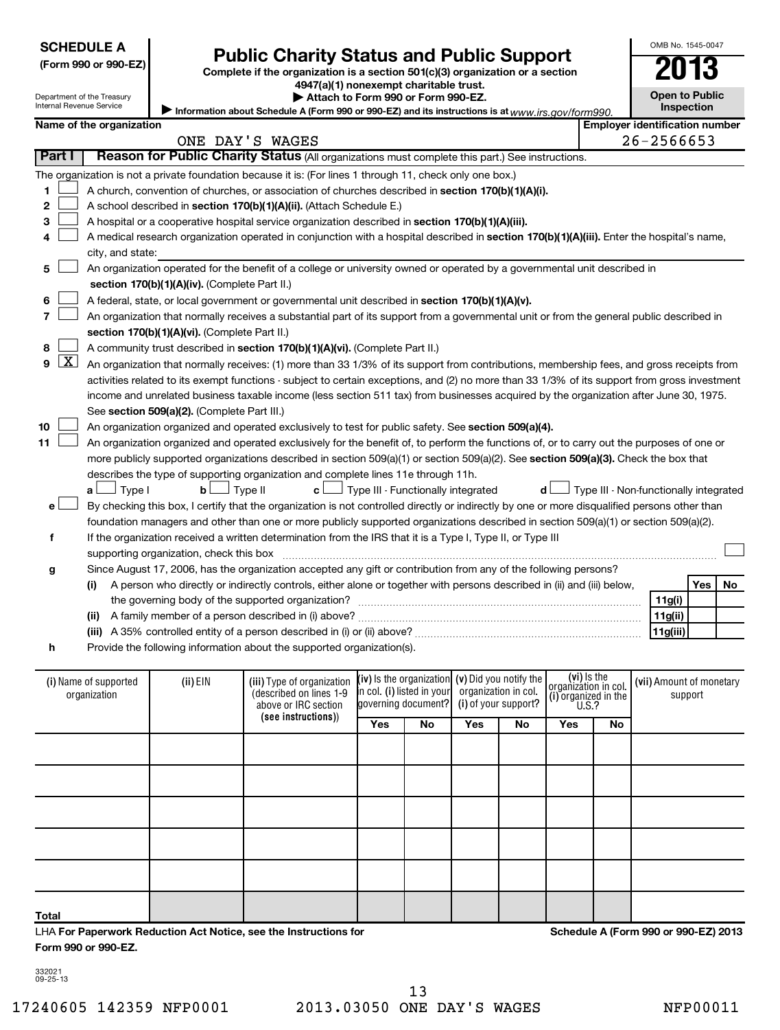**SCHEDULE A**
**(Form 990 or 990-EZ)**

Department of the Treasury
Internal Revenue Service

# Public Charity Status and Public Support

**Complete if the organization is a section 501(c)(3) organization or a section 4947(a)(1) nonexempt charitable trust.**
**▶ Attach to Form 990 or Form 990-EZ.**
▶ Information about Schedule A (Form 990 or 990-EZ) and its instructions is at www.irs.gov/form990.

OMB No. 1545-0047
**2013**
**Open to Public Inspection**

**Name of the organization:** ONE DAY'S WAGES
**Employer identification number:** 26-2566653

## Part I — Reason for Public Charity Status (All organizations must complete this part.) See instructions.

The organization is not a private foundation because it is: (For lines 1 through 11, check only one box.)

1. ☐ A church, convention of churches, or association of churches described in **section 170(b)(1)(A)(i).**
2. ☐ A school described in **section 170(b)(1)(A)(ii).** (Attach Schedule E.)
3. ☐ A hospital or a cooperative hospital service organization described in **section 170(b)(1)(A)(iii).**
4. ☐ A medical research organization operated in conjunction with a hospital described in **section 170(b)(1)(A)(iii).** Enter the hospital's name, city, and state:
5. ☐ An organization operated for the benefit of a college or university owned or operated by a governmental unit described in **section 170(b)(1)(A)(iv).** (Complete Part II.)
6. ☐ A federal, state, or local government or governmental unit described in **section 170(b)(1)(A)(v).**
7. ☐ An organization that normally receives a substantial part of its support from a governmental unit or from the general public described in **section 170(b)(1)(A)(vi).** (Complete Part II.)
8. ☐ A community trust described in **section 170(b)(1)(A)(vi).** (Complete Part II.)
9. ☒ An organization that normally receives: (1) more than 33 1/3% of its support from contributions, membership fees, and gross receipts from activities related to its exempt functions - subject to certain exceptions, and (2) no more than 33 1/3% of its support from gross investment income and unrelated business taxable income (less section 511 tax) from businesses acquired by the organization after June 30, 1975. See **section 509(a)(2).** (Complete Part III.)
10. ☐ An organization organized and operated exclusively to test for public safety. See **section 509(a)(4).**
11. ☐ An organization organized and operated exclusively for the benefit of, to perform the functions of, or to carry out the purposes of one or more publicly supported organizations described in section 509(a)(1) or section 509(a)(2). See **section 509(a)(3).** Check the box that describes the type of supporting organization and complete lines 11e through 11h.
   - **a** ☐ Type I **b** ☐ Type II **c** ☐ Type III - Functionally integrated **d** ☐ Type III - Non-functionally integrated
   - **e** ☐ By checking this box, I certify that the organization is not controlled directly or indirectly by one or more disqualified persons other than foundation managers and other than one or more publicly supported organizations described in section 509(a)(1) or section 509(a)(2).
   - **f** If the organization received a written determination from the IRS that it is a Type I, Type II, or Type III supporting organization, check this box ☐
   - **g** Since August 17, 2006, has the organization accepted any gift or contribution from any of the following persons?

| | | Yes | No |
|---|---|---|---|
| (i) A person who directly or indirectly controls, either alone or together with persons described in (ii) and (iii) below, the governing body of the supported organization? | 11g(i) | | |
| (ii) A family member of a person described in (i) above? | 11g(ii) | | |
| (iii) A 35% controlled entity of a person described in (i) or (ii) above? | 11g(iii) | | |

   - **h** Provide the following information about the supported organization(s).

| (i) Name of supported organization | (ii) EIN | (iii) Type of organization (described on lines 1-9 above or IRC section (see instructions)) | (iv) Is the organization in col. (i) listed in your governing document? | | (v) Did you notify the organization in col. (i) of your support? | | (vi) Is the organization in col. (i) organized in the U.S.? | | (vii) Amount of monetary support |
|---|---|---|---|---|---|---|---|---|---|
| | | | Yes | No | Yes | No | Yes | No | |
| | | | | | | | | | |
| | | | | | | | | | |
| | | | | | | | | | |
| | | | | | | | | | |
| | | | | | | | | | |
| Total | | | | | | | | | |

LHA **For Paperwork Reduction Act Notice, see the Instructions for Form 990 or 990-EZ.**

**Schedule A (Form 990 or 990-EZ) 2013**

332021
09-25-13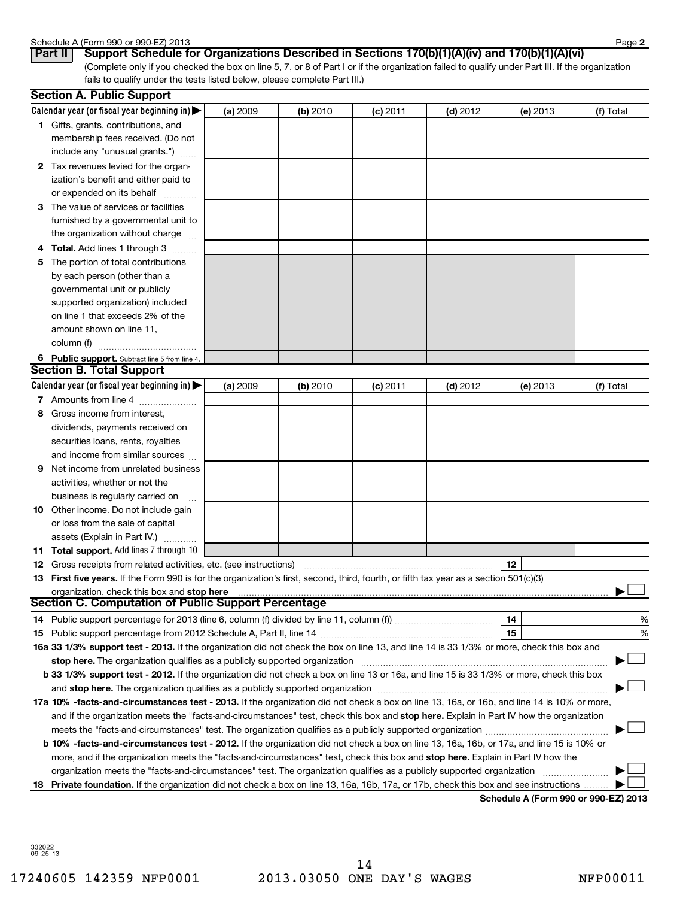Schedule A (Form 990 or 990-EZ) 2013

## Part II Support Schedule for Organizations Described in Sections 170(b)(1)(A)(iv) and 170(b)(1)(A)(vi)

(Complete only if you checked the box on line 5, 7, or 8 of Part I or if the organization failed to qualify under Part III. If the organization fails to qualify under the tests listed below, please complete Part III.)

### Section A. Public Support

| Calendar year (or fiscal year beginning in) ▶ | (a) 2009 | (b) 2010 | (c) 2011 | (d) 2012 | (e) 2013 | (f) Total |
|---|---|---|---|---|---|---|
| 1 Gifts, grants, contributions, and membership fees received. (Do not include any "unusual grants.") | | | | | | |
| 2 Tax revenues levied for the organization's benefit and either paid to or expended on its behalf | | | | | | |
| 3 The value of services or facilities furnished by a governmental unit to the organization without charge | | | | | | |
| 4 **Total.** Add lines 1 through 3 | | | | | | |
| 5 The portion of total contributions by each person (other than a governmental unit or publicly supported organization) included on line 1 that exceeds 2% of the amount shown on line 11, column (f) | | | | | | |
| 6 **Public support.** Subtract line 5 from line 4. | | | | | | |

### Section B. Total Support

| Calendar year (or fiscal year beginning in) ▶ | (a) 2009 | (b) 2010 | (c) 2011 | (d) 2012 | (e) 2013 | (f) Total |
|---|---|---|---|---|---|---|
| 7 Amounts from line 4 | | | | | | |
| 8 Gross income from interest, dividends, payments received on securities loans, rents, royalties and income from similar sources | | | | | | |
| 9 Net income from unrelated business activities, whether or not the business is regularly carried on | | | | | | |
| 10 Other income. Do not include gain or loss from the sale of capital assets (Explain in Part IV.) | | | | | | |
| 11 **Total support.** Add lines 7 through 10 | | | | | | |

12 Gross receipts from related activities, etc. (see instructions) | 12 |

13 **First five years.** If the Form 990 is for the organization's first, second, third, fourth, or fifth tax year as a section 501(c)(3) organization, check this box and **stop here** ▶ ☐

### Section C. Computation of Public Support Percentage

14 Public support percentage for 2013 (line 6, column (f) divided by line 11, column (f)) | 14 | %

15 Public support percentage from 2012 Schedule A, Part II, line 14 | 15 | %

**16a 33 1/3% support test - 2013.** If the organization did not check the box on line 13, and line 14 is 33 1/3% or more, check this box and **stop here.** The organization qualifies as a publicly supported organization ▶ ☐

**b 33 1/3% support test - 2012.** If the organization did not check a box on line 13 or 16a, and line 15 is 33 1/3% or more, check this box and **stop here.** The organization qualifies as a publicly supported organization ▶ ☐

**17a 10% -facts-and-circumstances test - 2013.** If the organization did not check a box on line 13, 16a, or 16b, and line 14 is 10% or more, and if the organization meets the "facts-and-circumstances" test, check this box and **stop here.** Explain in Part IV how the organization meets the "facts-and-circumstances" test. The organization qualifies as a publicly supported organization ▶ ☐

**b 10% -facts-and-circumstances test - 2012.** If the organization did not check a box on line 13, 16a, 16b, or 17a, and line 15 is 10% or more, and if the organization meets the "facts-and-circumstances" test, check this box and **stop here.** Explain in Part IV how the organization meets the "facts-and-circumstances" test. The organization qualifies as a publicly supported organization ▶ ☐

**18 Private foundation.** If the organization did not check a box on line 13, 16a, 16b, 17a, or 17b, check this box and see instructions ▶ ☐

**Schedule A (Form 990 or 990-EZ) 2013**

332022 09-25-13

17240605 142359 NFP0001 2013.03050 ONE DAY'S WAGES NFP00011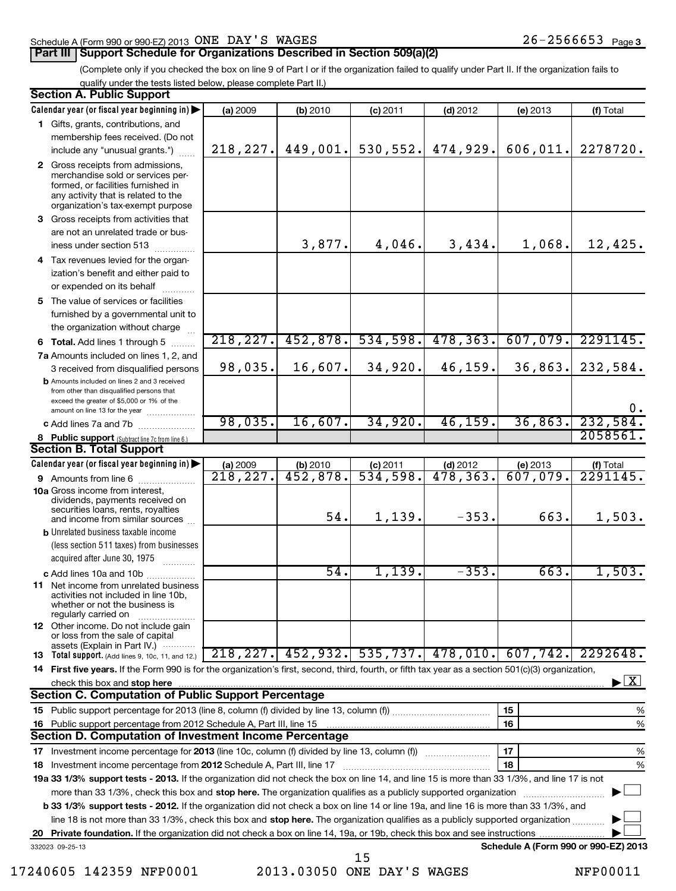Schedule A (Form 990 or 990-EZ) 2013 ONE DAY'S WAGES 26-2566653 Page 3

## Part III Support Schedule for Organizations Described in Section 509(a)(2)

(Complete only if you checked the box on line 9 of Part I or if the organization failed to qualify under Part II. If the organization fails to qualify under the tests listed below, please complete Part II.)

### Section A. Public Support

| Calendar year (or fiscal year beginning in) ▶ | (a) 2009 | (b) 2010 | (c) 2011 | (d) 2012 | (e) 2013 | (f) Total |
|---|---|---|---|---|---|---|
| **1** Gifts, grants, contributions, and membership fees received. (Do not include any "unusual grants.") | 218,227. | 449,001. | 530,552. | 474,929. | 606,011. | 2278720. |
| **2** Gross receipts from admissions, merchandise sold or services performed, or facilities furnished in any activity that is related to the organization's tax-exempt purpose | | | | | | |
| **3** Gross receipts from activities that are not an unrelated trade or business under section 513 | | 3,877. | 4,046. | 3,434. | 1,068. | 12,425. |
| **4** Tax revenues levied for the organization's benefit and either paid to or expended on its behalf | | | | | | |
| **5** The value of services or facilities furnished by a governmental unit to the organization without charge | | | | | | |
| **6 Total.** Add lines 1 through 5 | 218,227. | 452,878. | 534,598. | 478,363. | 607,079. | 2291145. |
| **7a** Amounts included on lines 1, 2, and 3 received from disqualified persons | 98,035. | 16,607. | 34,920. | 46,159. | 36,863. | 232,584. |
| **b** Amounts included on lines 2 and 3 received from other than disqualified persons that exceed the greater of $5,000 or 1% of the amount on line 13 for the year | | | | | | 0. |
| **c** Add lines 7a and 7b | 98,035. | 16,607. | 34,920. | 46,159. | 36,863. | 232,584. |
| **8 Public support** (Subtract line 7c from line 6.) | | | | | | 2058561. |

### Section B. Total Support

| Calendar year (or fiscal year beginning in) ▶ | (a) 2009 | (b) 2010 | (c) 2011 | (d) 2012 | (e) 2013 | (f) Total |
|---|---|---|---|---|---|---|
| **9** Amounts from line 6 | 218,227. | 452,878. | 534,598. | 478,363. | 607,079. | 2291145. |
| **10a** Gross income from interest, dividends, payments received on securities loans, rents, royalties and income from similar sources | | 54. | 1,139. | -353. | 663. | 1,503. |
| **b** Unrelated business taxable income (less section 511 taxes) from businesses acquired after June 30, 1975 | | | | | | |
| **c** Add lines 10a and 10b | | 54. | 1,139. | -353. | 663. | 1,503. |
| **11** Net income from unrelated business activities not included in line 10b, whether or not the business is regularly carried on | | | | | | |
| **12** Other income. Do not include gain or loss from the sale of capital assets (Explain in Part IV.) | | | | | | |
| **13 Total support.** (Add lines 9, 10c, 11, and 12.) | 218,227. | 452,932. | 535,737. | 478,010. | 607,742. | 2292648. |

**14 First five years.** If the Form 990 is for the organization's first, second, third, fourth, or fifth tax year as a section 501(c)(3) organization, check this box and **stop here** ▶ [X]

### Section C. Computation of Public Support Percentage

| | | | |
|---|---|---|---|
| **15** | Public support percentage for 2013 (line 8, column (f) divided by line 13, column (f)) | 15 | % |
| **16** | Public support percentage from 2012 Schedule A, Part III, line 15 | 16 | % |

### Section D. Computation of Investment Income Percentage

| | | | |
|---|---|---|---|
| **17** | Investment income percentage for **2013** (line 10c, column (f) divided by line 13, column (f)) | 17 | % |
| **18** | Investment income percentage from **2012** Schedule A, Part III, line 17 | 18 | % |

**19a 33 1/3% support tests - 2013.** If the organization did not check the box on line 14, and line 15 is more than 33 1/3%, and line 17 is not more than 33 1/3%, check this box and **stop here.** The organization qualifies as a publicly supported organization ▶ [ ]

**b 33 1/3% support tests - 2012.** If the organization did not check a box on line 14 or line 19a, and line 16 is more than 33 1/3%, and line 18 is not more than 33 1/3%, check this box and **stop here.** The organization qualifies as a publicly supported organization ▶ [ ]

**20 Private foundation.** If the organization did not check a box on line 14, 19a, or 19b, check this box and see instructions ▶ [ ]

332023 09-25-13 **Schedule A (Form 990 or 990-EZ) 2013**

17240605 142359 NFP0001 2013.03050 ONE DAY'S WAGES NFP00011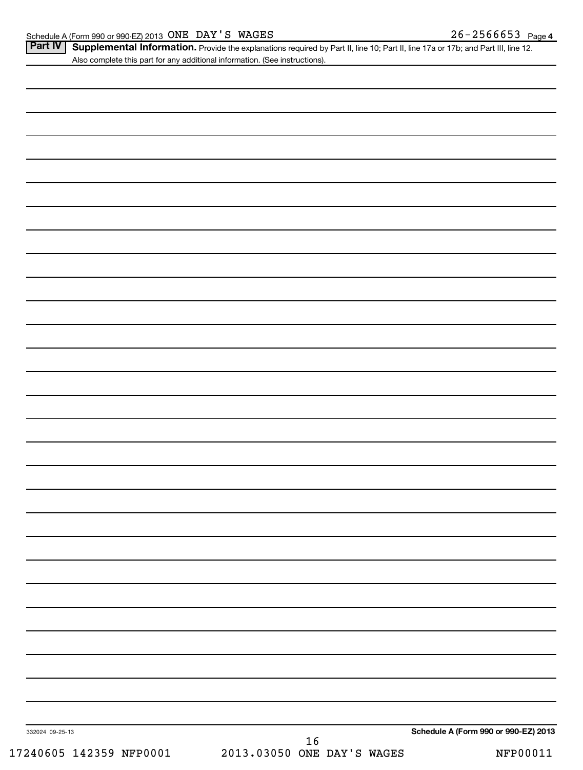Schedule A (Form 990 or 990-EZ) 2013 ONE DAY'S WAGES 26-2566653 Page 4

**Part IV** **Supplemental Information.** Provide the explanations required by Part II, line 10; Part II, line 17a or 17b; and Part III, line 12. Also complete this part for any additional information. (See instructions).

332024 09-25-13

**Schedule A (Form 990 or 990-EZ) 2013**

17240605 142359 NFP0001 2013.03050 ONE DAY'S WAGES NFP00011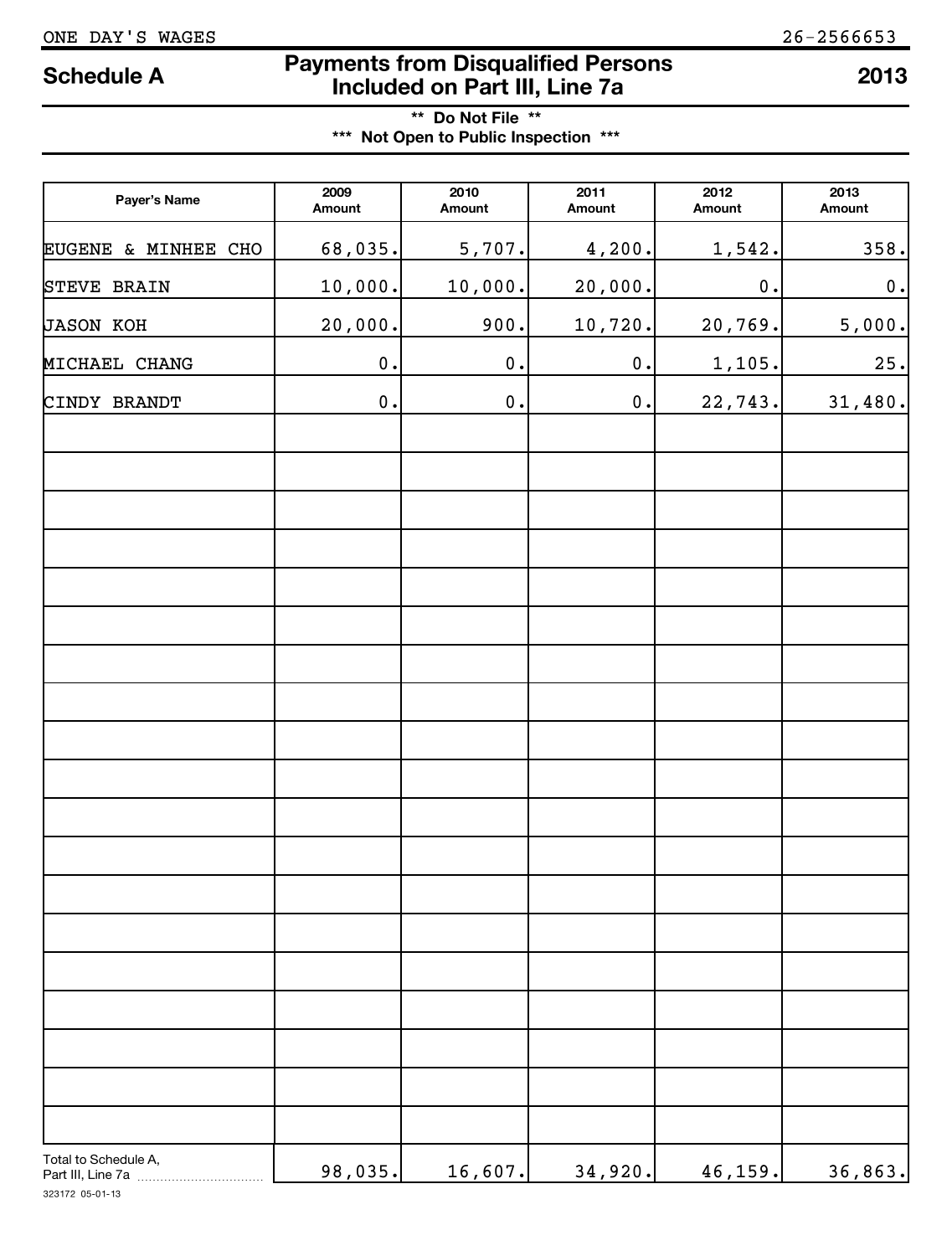ONE DAY'S WAGES 26-2566653

# Schedule A — Payments from Disqualified Persons Included on Part III, Line 7a — 2013

**\*\* Do Not File \*\***

**\*\*\* Not Open to Public Inspection \*\*\***

| Payer's Name | 2009 Amount | 2010 Amount | 2011 Amount | 2012 Amount | 2013 Amount |
|---|---|---|---|---|---|
| EUGENE & MINHEE CHO | 68,035. | 5,707. | 4,200. | 1,542. | 358. |
| STEVE BRAIN | 10,000. | 10,000. | 20,000. | 0. | 0. |
| JASON KOH | 20,000. | 900. | 10,720. | 20,769. | 5,000. |
| MICHAEL CHANG | 0. | 0. | 0. | 1,105. | 25. |
| CINDY BRANDT | 0. | 0. | 0. | 22,743. | 31,480. |
| Total to Schedule A, Part III, Line 7a | 98,035. | 16,607. | 34,920. | 46,159. | 36,863. |

323172 05-01-13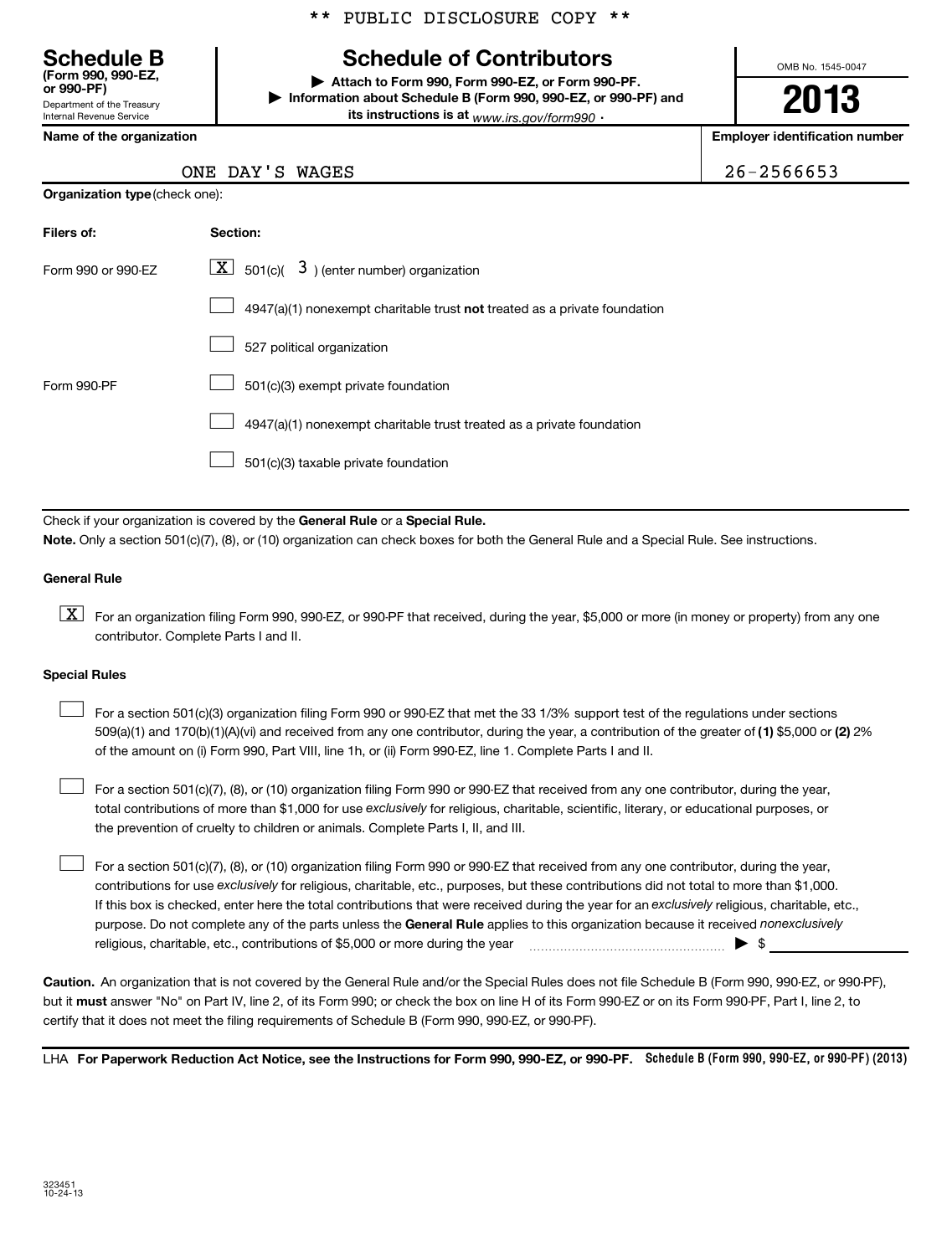** PUBLIC DISCLOSURE COPY **

**Schedule B**
**(Form 990, 990-EZ, or 990-PF)**
Department of the Treasury
Internal Revenue Service

# Schedule of Contributors

▶ **Attach to Form 990, Form 990-EZ, or Form 990-PF.**
▶ **Information about Schedule B (Form 990, 990-EZ, or 990-PF) and its instructions is at** *www.irs.gov/form990* .

OMB No. 1545-0047

**2013**

**Name of the organization**

ONE DAY'S WAGES

**Employer identification number**

26-2566653

**Organization type** (check one):

| **Filers of:** | **Section:** |
|---|---|
| Form 990 or 990-EZ | [X] 501(c)( 3 ) (enter number) organization |
| | [ ] 4947(a)(1) nonexempt charitable trust **not** treated as a private foundation |
| | [ ] 527 political organization |
| Form 990-PF | [ ] 501(c)(3) exempt private foundation |
| | [ ] 4947(a)(1) nonexempt charitable trust treated as a private foundation |
| | [ ] 501(c)(3) taxable private foundation |

Check if your organization is covered by the **General Rule** or a **Special Rule.**

**Note.** Only a section 501(c)(7), (8), or (10) organization can check boxes for both the General Rule and a Special Rule. See instructions.

**General Rule**

[X] For an organization filing Form 990, 990-EZ, or 990-PF that received, during the year, $5,000 or more (in money or property) from any one contributor. Complete Parts I and II.

**Special Rules**

[ ] For a section 501(c)(3) organization filing Form 990 or 990-EZ that met the 33 1/3% support test of the regulations under sections 509(a)(1) and 170(b)(1)(A)(vi) and received from any one contributor, during the year, a contribution of the greater of **(1)** $5,000 or **(2)** 2% of the amount on (i) Form 990, Part VIII, line 1h, or (ii) Form 990-EZ, line 1. Complete Parts I and II.

[ ] For a section 501(c)(7), (8), or (10) organization filing Form 990 or 990-EZ that received from any one contributor, during the year, total contributions of more than $1,000 for use *exclusively* for religious, charitable, scientific, literary, or educational purposes, or the prevention of cruelty to children or animals. Complete Parts I, II, and III.

[ ] For a section 501(c)(7), (8), or (10) organization filing Form 990 or 990-EZ that received from any one contributor, during the year, contributions for use *exclusively* for religious, charitable, etc., purposes, but these contributions did not total to more than $1,000. If this box is checked, enter here the total contributions that were received during the year for an *exclusively* religious, charitable, etc., purpose. Do not complete any of the parts unless the **General Rule** applies to this organization because it received *nonexclusively* religious, charitable, etc., contributions of $5,000 or more during the year ▶ $ ____________

**Caution.** An organization that is not covered by the General Rule and/or the Special Rules does not file Schedule B (Form 990, 990-EZ, or 990-PF), but it **must** answer "No" on Part IV, line 2, of its Form 990; or check the box on line H of its Form 990-EZ or on its Form 990-PF, Part I, line 2, to certify that it does not meet the filing requirements of Schedule B (Form 990, 990-EZ, or 990-PF).

LHA **For Paperwork Reduction Act Notice, see the Instructions for Form 990, 990-EZ, or 990-PF.** **Schedule B (Form 990, 990-EZ, or 990-PF) (2013)**

323451
10-24-13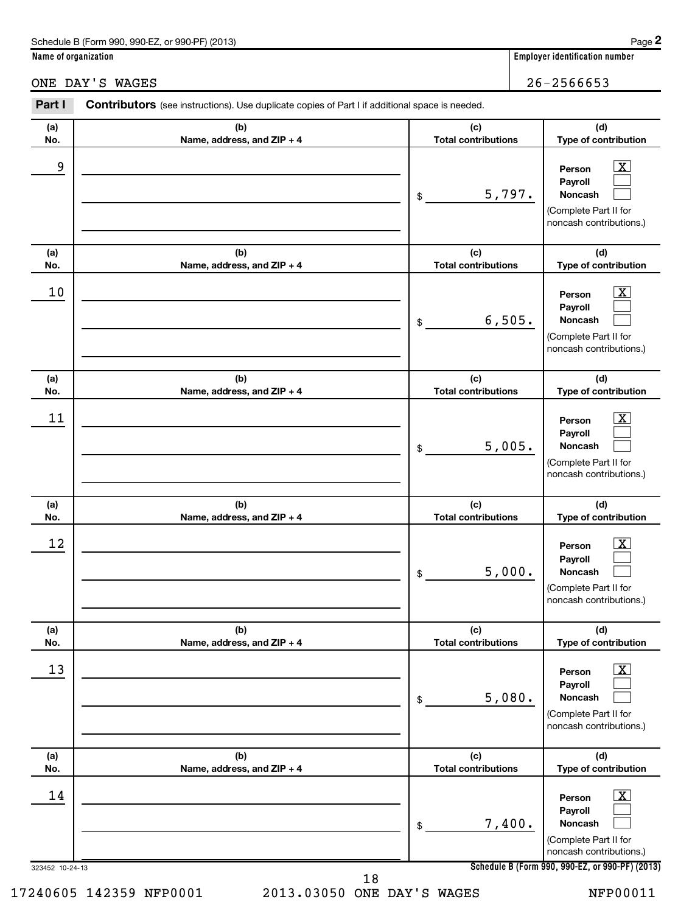Schedule B (Form 990, 990-EZ, or 990-PF) (2013)

**Name of organization**

ONE DAY'S WAGES

**Employer identification number**

26-2566653

**Part I** **Contributors** (see instructions). Use duplicate copies of Part I if additional space is needed.

| (a) No. | (b) Name, address, and ZIP + 4 | (c) Total contributions | (d) Type of contribution |
|---|---|---|---|
| 9 | | $ 5,797. | Person [X] Payroll [ ] Noncash [ ] (Complete Part II for noncash contributions.) |
| 10 | | $ 6,505. | Person [X] Payroll [ ] Noncash [ ] (Complete Part II for noncash contributions.) |
| 11 | | $ 5,005. | Person [X] Payroll [ ] Noncash [ ] (Complete Part II for noncash contributions.) |
| 12 | | $ 5,000. | Person [X] Payroll [ ] Noncash [ ] (Complete Part II for noncash contributions.) |
| 13 | | $ 5,080. | Person [X] Payroll [ ] Noncash [ ] (Complete Part II for noncash contributions.) |
| 14 | | $ 7,400. | Person [X] Payroll [ ] Noncash [ ] (Complete Part II for noncash contributions.) |

323452 10-24-13

Schedule B (Form 990, 990-EZ, or 990-PF) (2013)

17240605 142359 NFP0001 2013.03050 ONE DAY'S WAGES NFP00011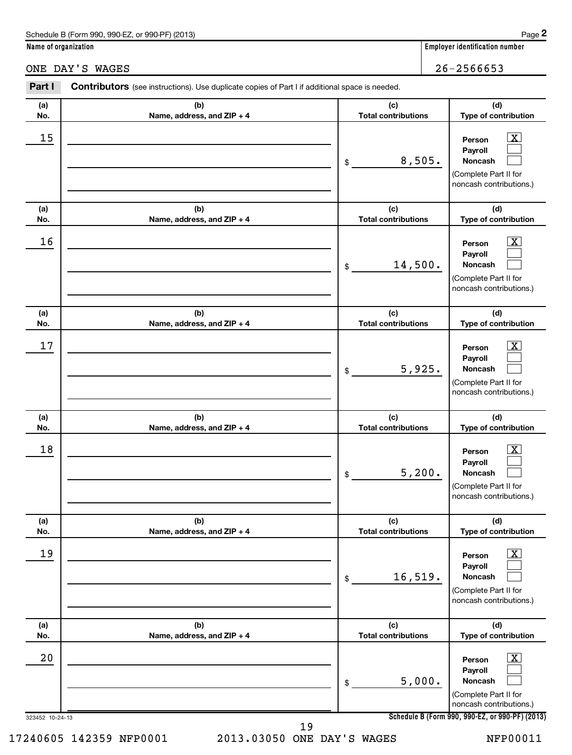Schedule B (Form 990, 990-EZ, or 990-PF) (2013)

**Name of organization**

ONE DAY'S WAGES

**Employer identification number**

26-2566653

**Part I** **Contributors** (see instructions). Use duplicate copies of Part I if additional space is needed.

| (a) No. | (b) Name, address, and ZIP + 4 | (c) Total contributions | (d) Type of contribution |
|---|---|---|---|
| 15 | | $ 8,505. | Person [X] Payroll [ ] Noncash [ ] (Complete Part II for noncash contributions.) |
| 16 | | $ 14,500. | Person [X] Payroll [ ] Noncash [ ] (Complete Part II for noncash contributions.) |
| 17 | | $ 5,925. | Person [X] Payroll [ ] Noncash [ ] (Complete Part II for noncash contributions.) |
| 18 | | $ 5,200. | Person [X] Payroll [ ] Noncash [ ] (Complete Part II for noncash contributions.) |
| 19 | | $ 16,519. | Person [X] Payroll [ ] Noncash [ ] (Complete Part II for noncash contributions.) |
| 20 | | $ 5,000. | Person [X] Payroll [ ] Noncash [ ] (Complete Part II for noncash contributions.) |

323452 10-24-13

**Schedule B (Form 990, 990-EZ, or 990-PF) (2013)**

17240605 142359 NFP0001 2013.03050 ONE DAY'S WAGES NFP00011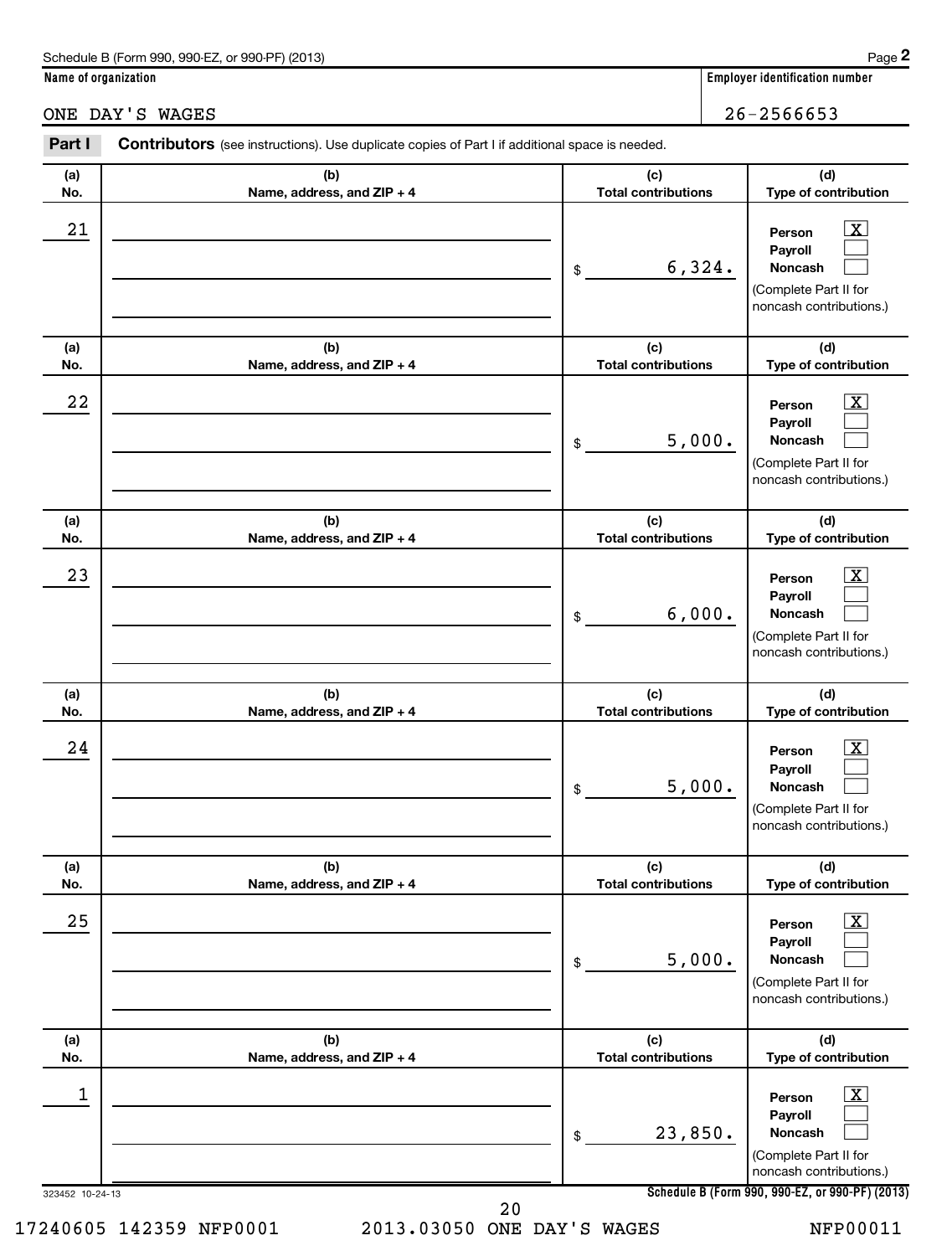Schedule B (Form 990, 990-EZ, or 990-PF) (2013)

**Name of organization**

ONE DAY'S WAGES

**Employer identification number**

26-2566653

**Part I** **Contributors** (see instructions). Use duplicate copies of Part I if additional space is needed.

| (a) No. | (b) Name, address, and ZIP + 4 | (c) Total contributions | (d) Type of contribution |
|---|---|---|---|
| 21 | | $ 6,324. | Person [X] Payroll [ ] Noncash [ ] (Complete Part II for noncash contributions.) |
| 22 | | $ 5,000. | Person [X] Payroll [ ] Noncash [ ] (Complete Part II for noncash contributions.) |
| 23 | | $ 6,000. | Person [X] Payroll [ ] Noncash [ ] (Complete Part II for noncash contributions.) |
| 24 | | $ 5,000. | Person [X] Payroll [ ] Noncash [ ] (Complete Part II for noncash contributions.) |
| 25 | | $ 5,000. | Person [X] Payroll [ ] Noncash [ ] (Complete Part II for noncash contributions.) |
| 1 | | $ 23,850. | Person [X] Payroll [ ] Noncash [ ] (Complete Part II for noncash contributions.) |

323452 10-24-13

Schedule B (Form 990, 990-EZ, or 990-PF) (2013)

17240605 142359 NFP0001 2013.03050 ONE DAY'S WAGES NFP00011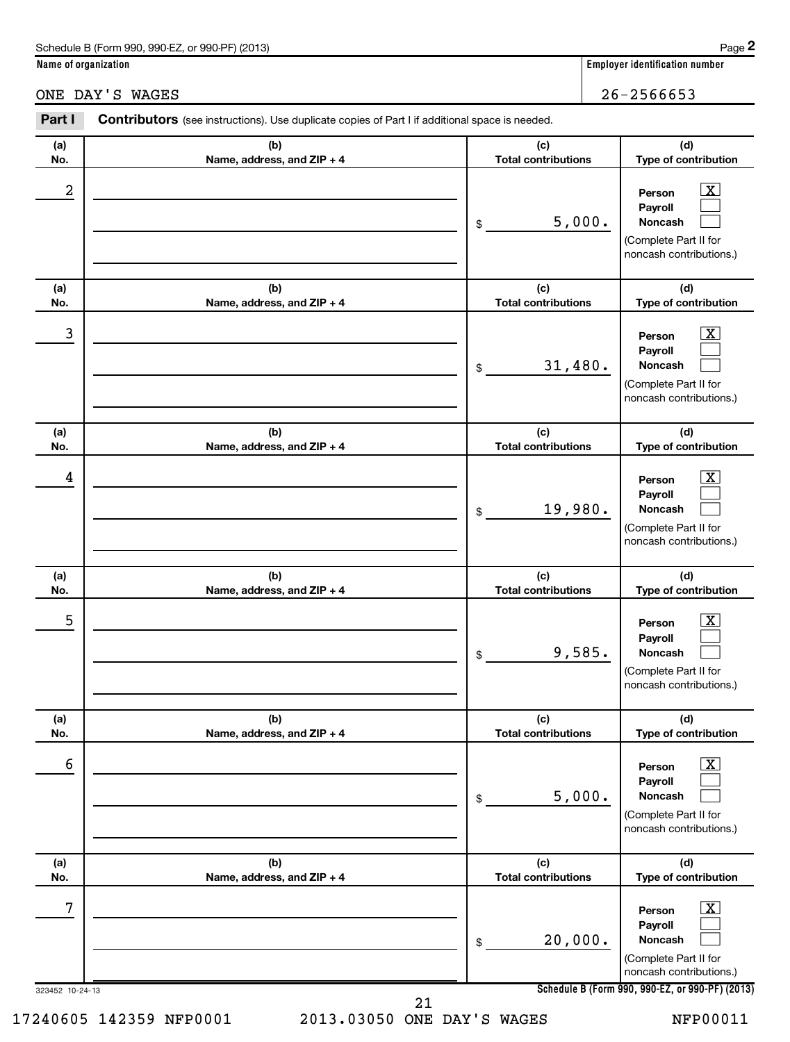Schedule B (Form 990, 990-EZ, or 990-PF) (2013)

**Name of organization**

ONE DAY'S WAGES

**Employer identification number**

26-2566653

**Part I** **Contributors** (see instructions). Use duplicate copies of Part I if additional space is needed.

| (a) No. | (b) Name, address, and ZIP + 4 | (c) Total contributions | (d) Type of contribution |
|---|---|---|---|
| 2 | | $ 5,000. | Person [X] Payroll [ ] Noncash [ ] (Complete Part II for noncash contributions.) |
| 3 | | $ 31,480. | Person [X] Payroll [ ] Noncash [ ] (Complete Part II for noncash contributions.) |
| 4 | | $ 19,980. | Person [X] Payroll [ ] Noncash [ ] (Complete Part II for noncash contributions.) |
| 5 | | $ 9,585. | Person [X] Payroll [ ] Noncash [ ] (Complete Part II for noncash contributions.) |
| 6 | | $ 5,000. | Person [X] Payroll [ ] Noncash [ ] (Complete Part II for noncash contributions.) |
| 7 | | $ 20,000. | Person [X] Payroll [ ] Noncash [ ] (Complete Part II for noncash contributions.) |

323452 10-24-13

Schedule B (Form 990, 990-EZ, or 990-PF) (2013)

17240605 142359 NFP0001 2013.03050 ONE DAY'S WAGES NFP00011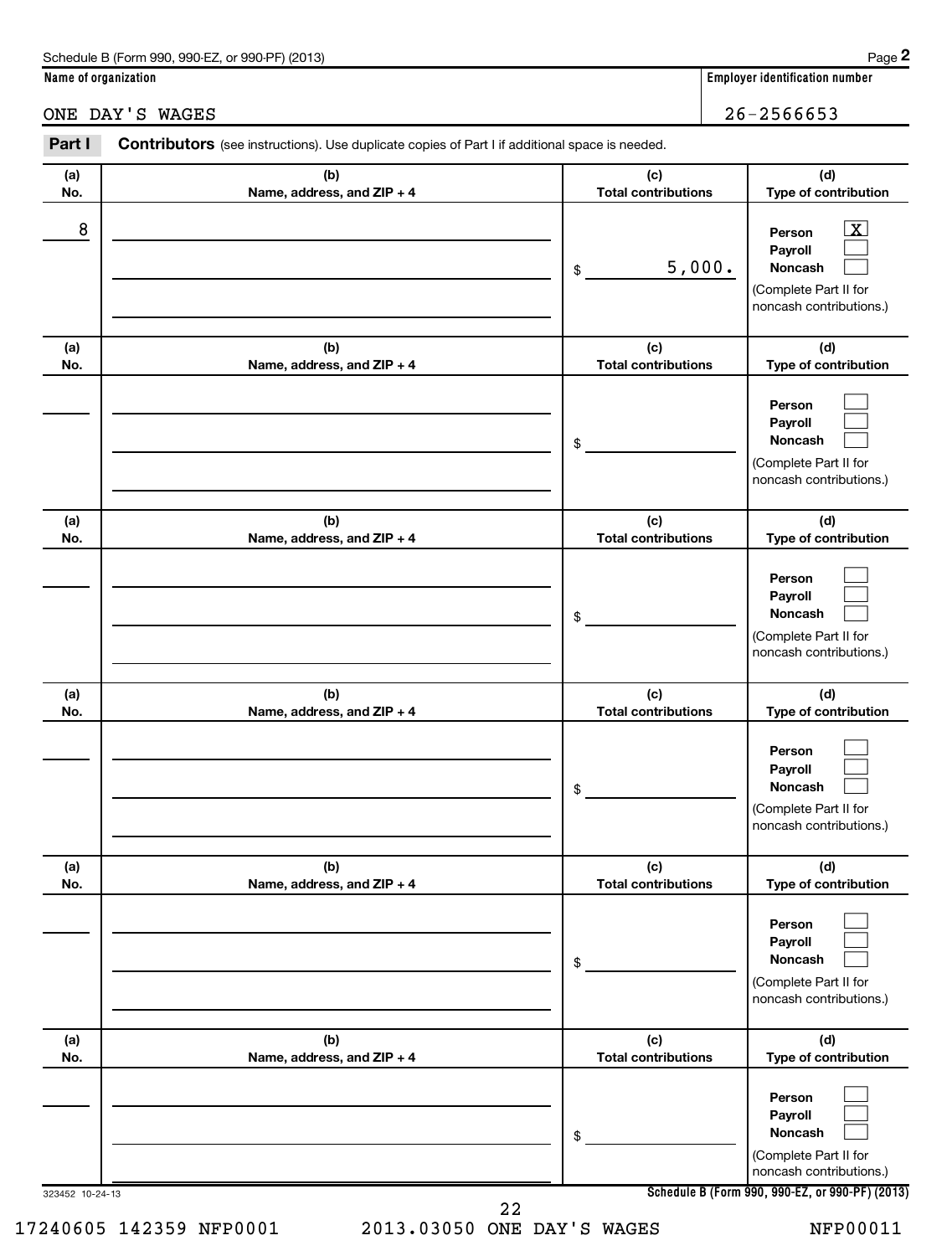Schedule B (Form 990, 990-EZ, or 990-PF) (2013)

**Name of organization**

ONE DAY'S WAGES

**Employer identification number**

26-2566653

**Part I** **Contributors** (see instructions). Use duplicate copies of Part I if additional space is needed.

| (a) No. | (b) Name, address, and ZIP + 4 | (c) Total contributions | (d) Type of contribution |
|---|---|---|---|
| 8 | | $ 5,000. | Person [X] Payroll [ ] Noncash [ ] (Complete Part II for noncash contributions.) |
| | | $ | Person [ ] Payroll [ ] Noncash [ ] (Complete Part II for noncash contributions.) |
| | | $ | Person [ ] Payroll [ ] Noncash [ ] (Complete Part II for noncash contributions.) |
| | | $ | Person [ ] Payroll [ ] Noncash [ ] (Complete Part II for noncash contributions.) |
| | | $ | Person [ ] Payroll [ ] Noncash [ ] (Complete Part II for noncash contributions.) |
| | | $ | Person [ ] Payroll [ ] Noncash [ ] (Complete Part II for noncash contributions.) |

323452 10-24-13

Schedule B (Form 990, 990-EZ, or 990-PF) (2013)

17240605 142359 NFP0001 2013.03050 ONE DAY'S WAGES NFP00011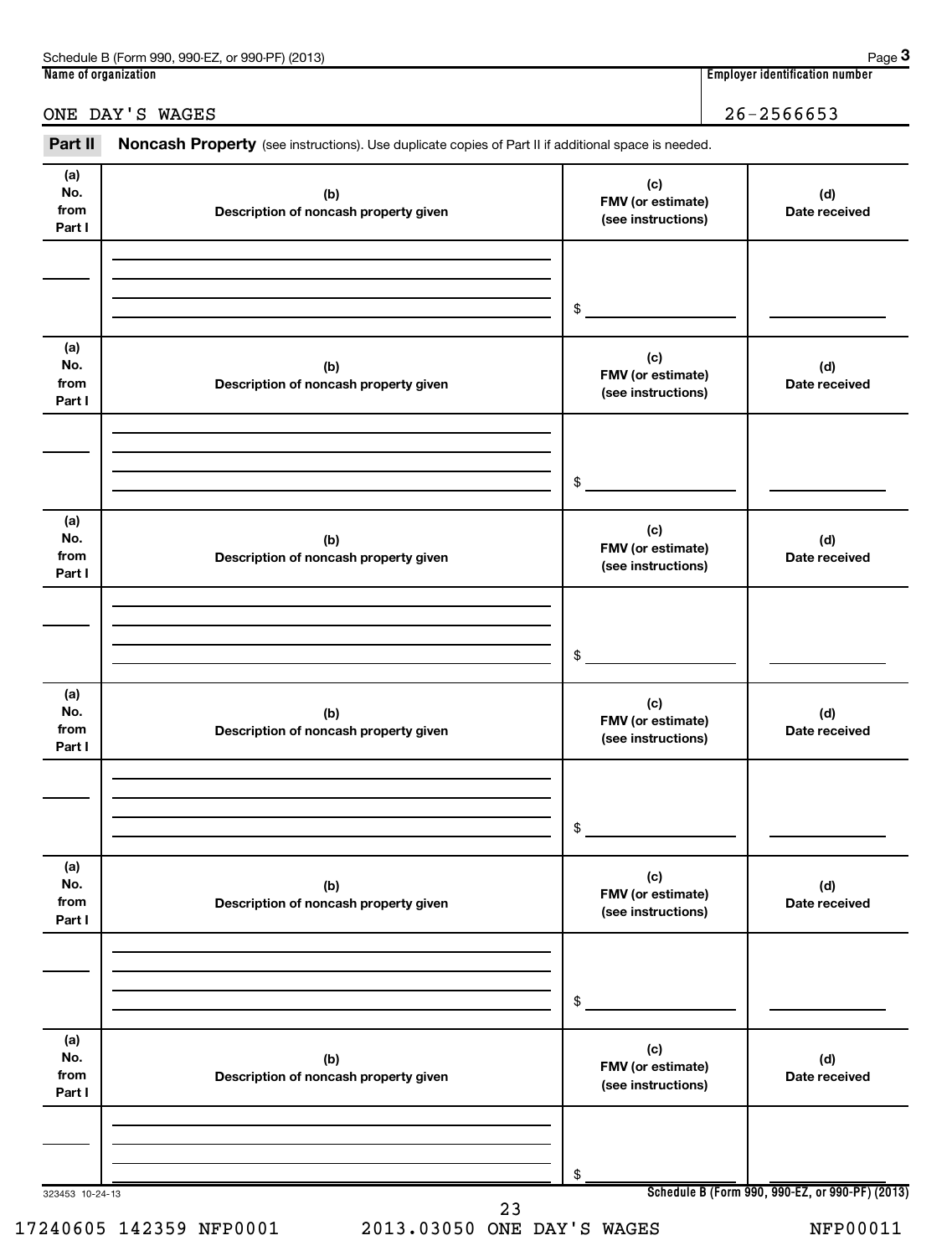Schedule B (Form 990, 990-EZ, or 990-PF) (2013) Page **3**

**Name of organization**

ONE DAY'S WAGES

**Employer identification number**

26-2566653

**Part II** **Noncash Property** (see instructions). Use duplicate copies of Part II if additional space is needed.

| (a) No. from Part I | (b) Description of noncash property given | (c) FMV (or estimate) (see instructions) | (d) Date received |
|---|---|---|---|
| | | $ | |

| (a) No. from Part I | (b) Description of noncash property given | (c) FMV (or estimate) (see instructions) | (d) Date received |
|---|---|---|---|
| | | $ | |

| (a) No. from Part I | (b) Description of noncash property given | (c) FMV (or estimate) (see instructions) | (d) Date received |
|---|---|---|---|
| | | $ | |

| (a) No. from Part I | (b) Description of noncash property given | (c) FMV (or estimate) (see instructions) | (d) Date received |
|---|---|---|---|
| | | $ | |

| (a) No. from Part I | (b) Description of noncash property given | (c) FMV (or estimate) (see instructions) | (d) Date received |
|---|---|---|---|
| | | $ | |

| (a) No. from Part I | (b) Description of noncash property given | (c) FMV (or estimate) (see instructions) | (d) Date received |
|---|---|---|---|
| | | $ | |

323453 10-24-13

**Schedule B (Form 990, 990-EZ, or 990-PF) (2013)**

17240605 142359 NFP0001 2013.03050 ONE DAY'S WAGES NFP00011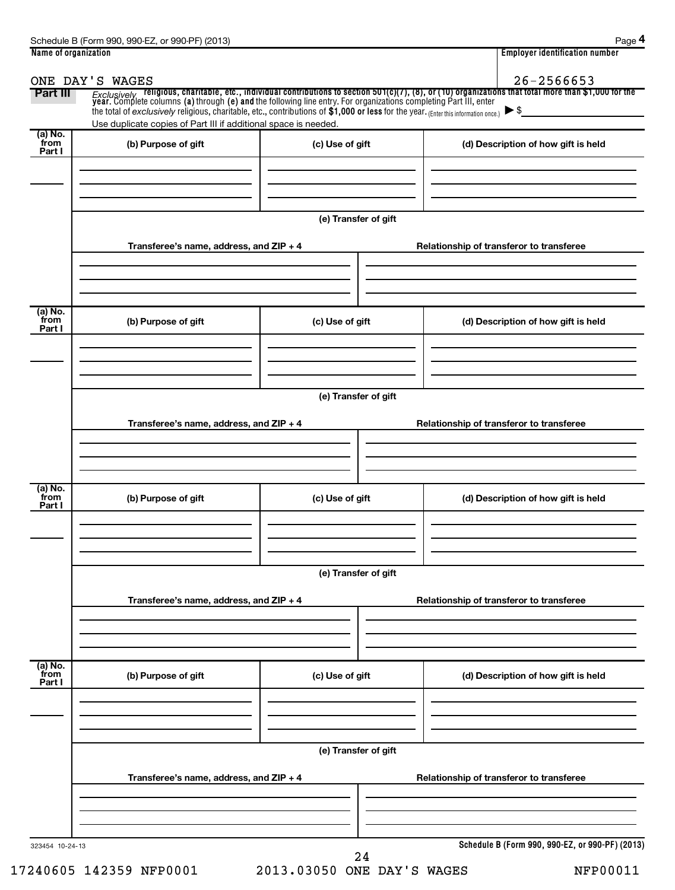Schedule B (Form 990, 990-EZ, or 990-PF) (2013) Page **4**

**Name of organization**

ONE DAY'S WAGES

**Employer identification number**

26-2566653

**Part III** *Exclusively* **religious, charitable, etc., individual contributions to section 501(c)(7), (8), or (10) organizations that total more than $1,000 for the year.** Complete columns **(a)** through **(e)** and the following line entry. For organizations completing Part III, enter the total of *exclusively* religious, charitable, etc., contributions of **$1,000 or less** for the year. (Enter this information once.) ▶ $

Use duplicate copies of Part III if additional space is needed.

| (a) No. from Part I | (b) Purpose of gift | (c) Use of gift | (d) Description of how gift is held |
|---|---|---|---|
| | | | |

**(e) Transfer of gift**

| Transferee's name, address, and ZIP + 4 | Relationship of transferor to transferee |
|---|---|
| | |

| (a) No. from Part I | (b) Purpose of gift | (c) Use of gift | (d) Description of how gift is held |
|---|---|---|---|
| | | | |

**(e) Transfer of gift**

| Transferee's name, address, and ZIP + 4 | Relationship of transferor to transferee |
|---|---|
| | |

| (a) No. from Part I | (b) Purpose of gift | (c) Use of gift | (d) Description of how gift is held |
|---|---|---|---|
| | | | |

**(e) Transfer of gift**

| Transferee's name, address, and ZIP + 4 | Relationship of transferor to transferee |
|---|---|
| | |

| (a) No. from Part I | (b) Purpose of gift | (c) Use of gift | (d) Description of how gift is held |
|---|---|---|---|
| | | | |

**(e) Transfer of gift**

| Transferee's name, address, and ZIP + 4 | Relationship of transferor to transferee |
|---|---|
| | |

323454 10-24-13 **Schedule B (Form 990, 990-EZ, or 990-PF) (2013)**

17240605 142359 NFP0001 2013.03050 ONE DAY'S WAGES NFP00011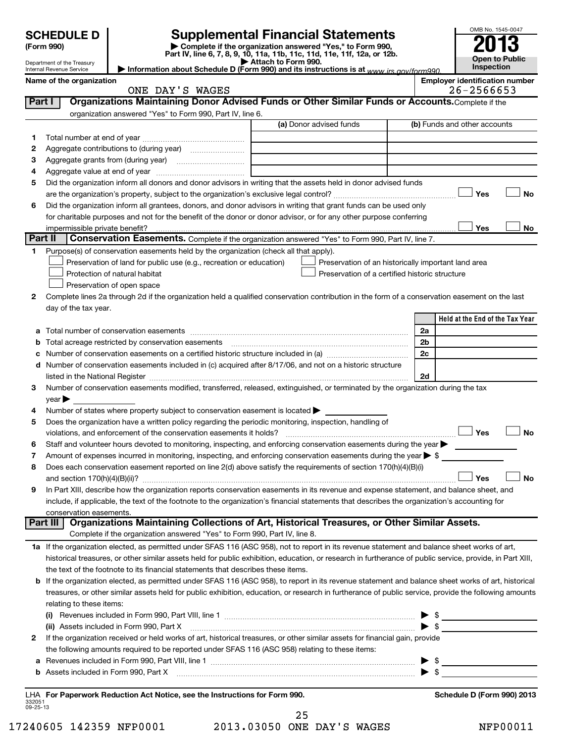**SCHEDULE D (Form 990)**

Department of the Treasury
Internal Revenue Service

# Supplemental Financial Statements

▶ Complete if the organization answered "Yes," to Form 990, Part IV, line 6, 7, 8, 9, 10, 11a, 11b, 11c, 11d, 11e, 11f, 12a, or 12b.
▶ Attach to Form 990.
▶ Information about Schedule D (Form 990) and its instructions is at www.irs.gov/form990.

OMB No. 1545-0047

**2013**

**Open to Public Inspection**

**Name of the organization:** ONE DAY'S WAGES

**Employer identification number:** 26-2566653

## Part I Organizations Maintaining Donor Advised Funds or Other Similar Funds or Accounts. Complete if the organization answered "Yes" to Form 990, Part IV, line 6.

| | | (a) Donor advised funds | (b) Funds and other accounts |
|---|---|---|---|
| 1 | Total number at end of year | | |
| 2 | Aggregate contributions to (during year) | | |
| 3 | Aggregate grants from (during year) | | |
| 4 | Aggregate value at end of year | | |

5 Did the organization inform all donors and donor advisors in writing that the assets held in donor advised funds are the organization's property, subject to the organization's exclusive legal control? ☐ Yes ☐ No

6 Did the organization inform all grantees, donors, and donor advisors in writing that grant funds can be used only for charitable purposes and not for the benefit of the donor or donor advisor, or for any other purpose conferring impermissible private benefit? ☐ Yes ☐ No

## Part II Conservation Easements. Complete if the organization answered "Yes" to Form 990, Part IV, line 7.

1 Purpose(s) of conservation easements held by the organization (check all that apply).

- ☐ Preservation of land for public use (e.g., recreation or education)
- ☐ Preservation of an historically important land area
- ☐ Protection of natural habitat
- ☐ Preservation of a certified historic structure
- ☐ Preservation of open space

2 Complete lines 2a through 2d if the organization held a qualified conservation contribution in the form of a conservation easement on the last day of the tax year.

| | | | Held at the End of the Tax Year |
|---|---|---|---|
| a | Total number of conservation easements | 2a | |
| b | Total acreage restricted by conservation easements | 2b | |
| c | Number of conservation easements on a certified historic structure included in (a) | 2c | |
| d | Number of conservation easements included in (c) acquired after 8/17/06, and not on a historic structure listed in the National Register | 2d | |

3 Number of conservation easements modified, transferred, released, extinguished, or terminated by the organization during the tax year ▶

4 Number of states where property subject to conservation easement is located ▶

5 Does the organization have a written policy regarding the periodic monitoring, inspection, handling of violations, and enforcement of the conservation easements it holds? ☐ Yes ☐ No

6 Staff and volunteer hours devoted to monitoring, inspecting, and enforcing conservation easements during the year ▶

7 Amount of expenses incurred in monitoring, inspecting, and enforcing conservation easements during the year ▶ $

8 Does each conservation easement reported on line 2(d) above satisfy the requirements of section 170(h)(4)(B)(i) and section 170(h)(4)(B)(ii)? ☐ Yes ☐ No

9 In Part XIII, describe how the organization reports conservation easements in its revenue and expense statement, and balance sheet, and include, if applicable, the text of the footnote to the organization's financial statements that describes the organization's accounting for conservation easements.

## Part III Organizations Maintaining Collections of Art, Historical Treasures, or Other Similar Assets.

Complete if the organization answered "Yes" to Form 990, Part IV, line 8.

1a If the organization elected, as permitted under SFAS 116 (ASC 958), not to report in its revenue statement and balance sheet works of art, historical treasures, or other similar assets held for public exhibition, education, or research in furtherance of public service, provide, in Part XIII, the text of the footnote to its financial statements that describes these items.

b If the organization elected, as permitted under SFAS 116 (ASC 958), to report in its revenue statement and balance sheet works of art, historical treasures, or other similar assets held for public exhibition, education, or research in furtherance of public service, provide the following amounts relating to these items:

(i) Revenues included in Form 990, Part VIII, line 1 ▶ $

(ii) Assets included in Form 990, Part X ▶ $

2 If the organization received or held works of art, historical treasures, or other similar assets for financial gain, provide the following amounts required to be reported under SFAS 116 (ASC 958) relating to these items:

a Revenues included in Form 990, Part VIII, line 1 ▶ $

b Assets included in Form 990, Part X ▶ $

LHA **For Paperwork Reduction Act Notice, see the Instructions for Form 990.** **Schedule D (Form 990) 2013**

332051
09-25-13

17240605 142359 NFP0001 2013.03050 ONE DAY'S WAGES NFP00011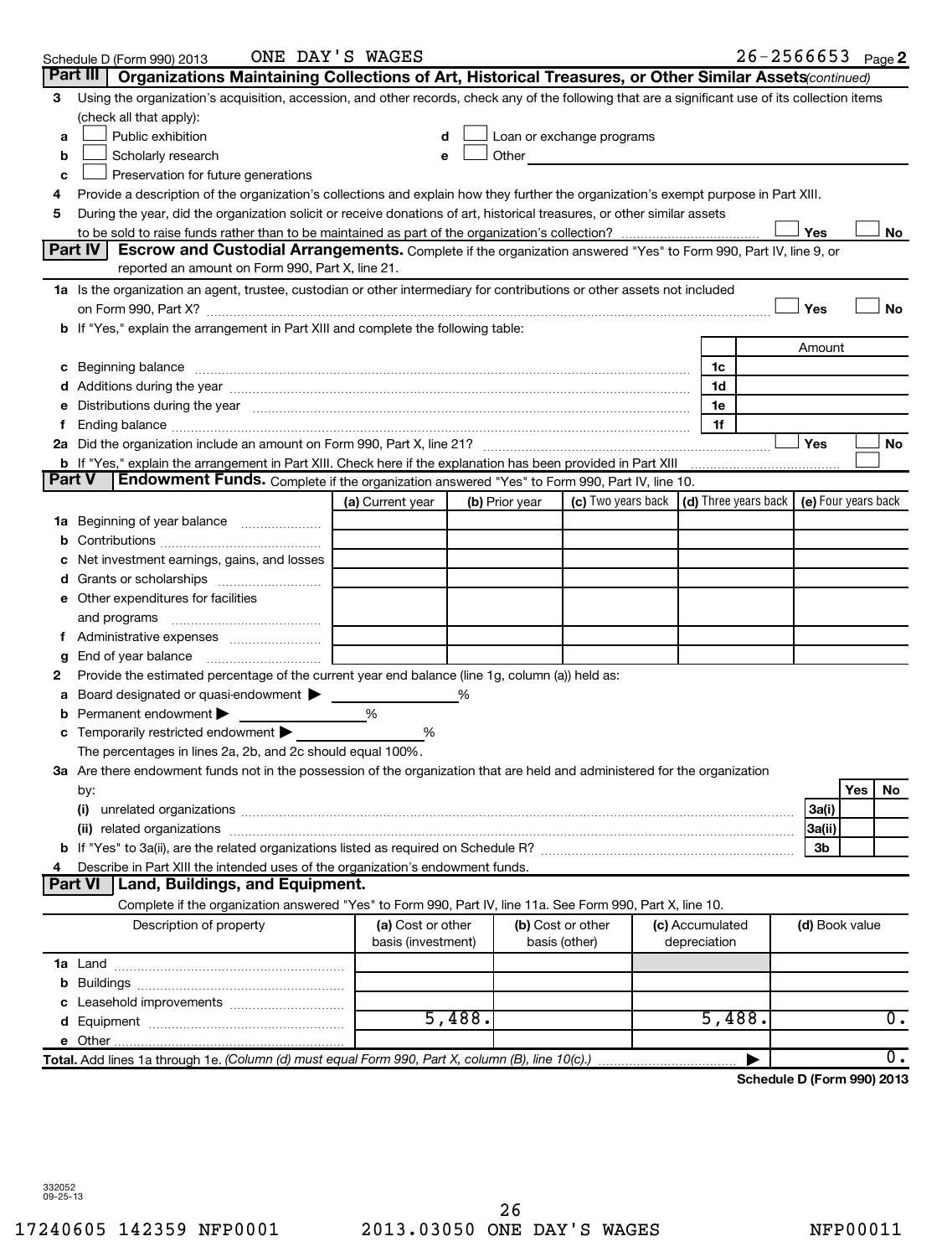Schedule D (Form 990) 2013 ONE DAY'S WAGES 26-2566653 Page 2

## Part III Organizations Maintaining Collections of Art, Historical Treasures, or Other Similar Assets *(continued)*

**3** Using the organization's acquisition, accession, and other records, check any of the following that are a significant use of its collection items (check all that apply):

- **a** ☐ Public exhibition
- **b** ☐ Scholarly research
- **c** ☐ Preservation for future generations
- **d** ☐ Loan or exchange programs
- **e** ☐ Other

**4** Provide a description of the organization's collections and explain how they further the organization's exempt purpose in Part XIII.

**5** During the year, did the organization solicit or receive donations of art, historical treasures, or other similar assets to be sold to raise funds rather than to be maintained as part of the organization's collection? ☐ Yes ☐ No

## Part IV Escrow and Custodial Arrangements.

Complete if the organization answered "Yes" to Form 990, Part IV, line 9, or reported an amount on Form 990, Part X, line 21.

**1a** Is the organization an agent, trustee, custodian or other intermediary for contributions or other assets not included on Form 990, Part X? ☐ Yes ☐ No

**b** If "Yes," explain the arrangement in Part XIII and complete the following table:

| | | Amount |
|---|---|---|
| **c** Beginning balance | 1c | |
| **d** Additions during the year | 1d | |
| **e** Distributions during the year | 1e | |
| **f** Ending balance | 1f | |

**2a** Did the organization include an amount on Form 990, Part X, line 21? ☐ Yes ☐ No

**b** If "Yes," explain the arrangement in Part XIII. Check here if the explanation has been provided in Part XIII ☐

## Part V Endowment Funds.

Complete if the organization answered "Yes" to Form 990, Part IV, line 10.

| | (a) Current year | (b) Prior year | (c) Two years back | (d) Three years back | (e) Four years back |
|---|---|---|---|---|---|
| **1a** Beginning of year balance | | | | | |
| **b** Contributions | | | | | |
| **c** Net investment earnings, gains, and losses | | | | | |
| **d** Grants or scholarships | | | | | |
| **e** Other expenditures for facilities and programs | | | | | |
| **f** Administrative expenses | | | | | |
| **g** End of year balance | | | | | |

**2** Provide the estimated percentage of the current year end balance (line 1g, column (a)) held as:

- **a** Board designated or quasi-endowment ▶ ______ %
- **b** Permanent endowment ▶ ______ %
- **c** Temporarily restricted endowment ▶ ______ %

The percentages in lines 2a, 2b, and 2c should equal 100%.

**3a** Are there endowment funds not in the possession of the organization that are held and administered for the organization by:

| | | Yes | No |
|---|---|---|---|
| **(i)** unrelated organizations | 3a(i) | | |
| **(ii)** related organizations | 3a(ii) | | |
| **b** If "Yes" to 3a(ii), are the related organizations listed as required on Schedule R? | 3b | | |

**4** Describe in Part XIII the intended uses of the organization's endowment funds.

## Part VI Land, Buildings, and Equipment.

Complete if the organization answered "Yes" to Form 990, Part IV, line 11a. See Form 990, Part X, line 10.

| Description of property | (a) Cost or other basis (investment) | (b) Cost or other basis (other) | (c) Accumulated depreciation | (d) Book value |
|---|---|---|---|---|
| **1a** Land | | | | |
| **b** Buildings | | | | |
| **c** Leasehold improvements | | | | |
| **d** Equipment | 5,488. | | 5,488. | 0. |
| **e** Other | | | | |
| **Total.** Add lines 1a through 1e. *(Column (d) must equal Form 990, Part X, column (B), line 10(c).)* ▶ | | | | 0. |

**Schedule D (Form 990) 2013**

332052 09-25-13

17240605 142359 NFP0001 2013.03050 ONE DAY'S WAGES NFP00011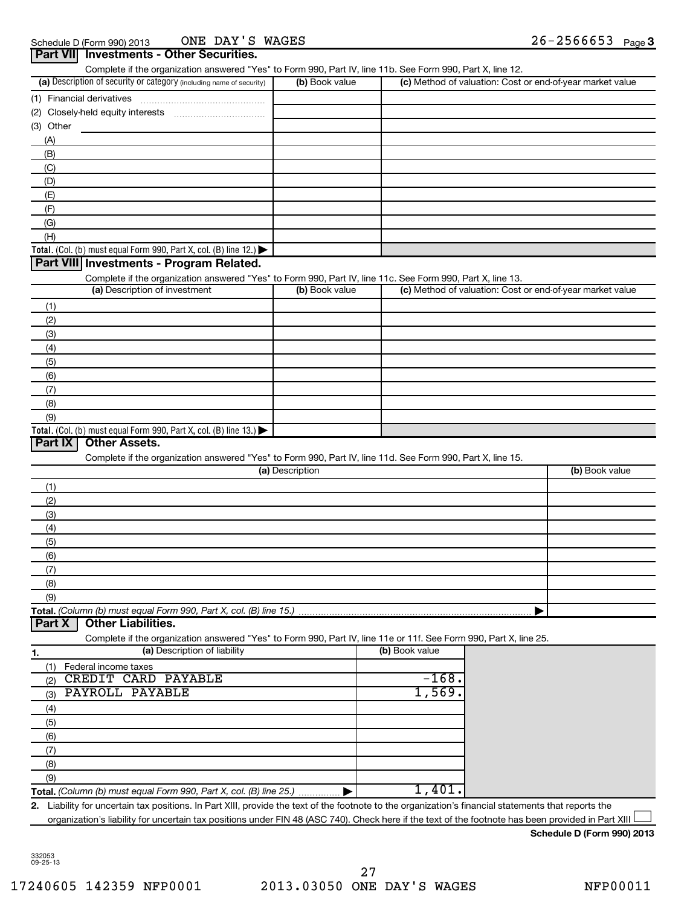Schedule D (Form 990) 2013 ONE DAY'S WAGES 26-2566653 Page 3

## Part VII Investments - Other Securities.

Complete if the organization answered "Yes" to Form 990, Part IV, line 11b. See Form 990, Part X, line 12.

| (a) Description of security or category (including name of security) | (b) Book value | (c) Method of valuation: Cost or end-of-year market value |
|---|---|---|
| (1) Financial derivatives | | |
| (2) Closely-held equity interests | | |
| (3) Other | | |
| (A) | | |
| (B) | | |
| (C) | | |
| (D) | | |
| (E) | | |
| (F) | | |
| (G) | | |
| (H) | | |
| **Total.** (Col. (b) must equal Form 990, Part X, col. (B) line 12.) ▶ | | |

## Part VIII Investments - Program Related.

Complete if the organization answered "Yes" to Form 990, Part IV, line 11c. See Form 990, Part X, line 13.

| (a) Description of investment | (b) Book value | (c) Method of valuation: Cost or end-of-year market value |
|---|---|---|
| (1) | | |
| (2) | | |
| (3) | | |
| (4) | | |
| (5) | | |
| (6) | | |
| (7) | | |
| (8) | | |
| (9) | | |
| **Total.** (Col. (b) must equal Form 990, Part X, col. (B) line 13.) ▶ | | |

## Part IX Other Assets.

Complete if the organization answered "Yes" to Form 990, Part IV, line 11d. See Form 990, Part X, line 15.

| (a) Description | (b) Book value |
|---|---|
| (1) | |
| (2) | |
| (3) | |
| (4) | |
| (5) | |
| (6) | |
| (7) | |
| (8) | |
| (9) | |
| **Total.** *(Column (b) must equal Form 990, Part X, col. (B) line 15.)* ▶ | |

## Part X Other Liabilities.

Complete if the organization answered "Yes" to Form 990, Part IV, line 11e or 11f. See Form 990, Part X, line 25.

| 1. (a) Description of liability | (b) Book value |
|---|---|
| (1) Federal income taxes | |
| (2) CREDIT CARD PAYABLE | -168. |
| (3) PAYROLL PAYABLE | 1,569. |
| (4) | |
| (5) | |
| (6) | |
| (7) | |
| (8) | |
| (9) | |
| **Total.** *(Column (b) must equal Form 990, Part X, col. (B) line 25.)* ▶ | 1,401. |

**2.** Liability for uncertain tax positions. In Part XIII, provide the text of the footnote to the organization's financial statements that reports the organization's liability for uncertain tax positions under FIN 48 (ASC 740). Check here if the text of the footnote has been provided in Part XIII ☐

**Schedule D (Form 990) 2013**

332053
09-25-13

17240605 142359 NFP0001 2013.03050 ONE DAY'S WAGES NFP00011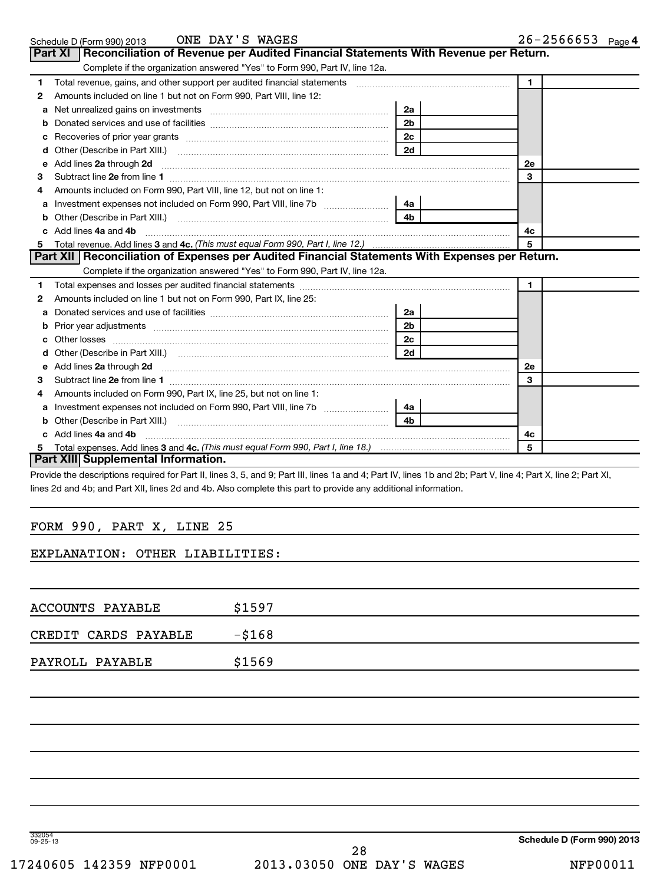Schedule D (Form 990) 2013 ONE DAY'S WAGES 26-2566653 Page **4**

## Part XI Reconciliation of Revenue per Audited Financial Statements With Revenue per Return.

Complete if the organization answered "Yes" to Form 990, Part IV, line 12a.

| | | | | | |
|---|---|---|---|---|---|
| 1 | Total revenue, gains, and other support per audited financial statements | | | 1 | |
| 2 | Amounts included on line 1 but not on Form 990, Part VIII, line 12: | | | | |
| a | Net unrealized gains on investments | 2a | | | |
| b | Donated services and use of facilities | 2b | | | |
| c | Recoveries of prior year grants | 2c | | | |
| d | Other (Describe in Part XIII.) | 2d | | | |
| e | Add lines **2a** through **2d** | | | 2e | |
| 3 | Subtract line **2e** from line **1** | | | 3 | |
| 4 | Amounts included on Form 990, Part VIII, line 12, but not on line 1: | | | | |
| a | Investment expenses not included on Form 990, Part VIII, line 7b | 4a | | | |
| b | Other (Describe in Part XIII.) | 4b | | | |
| c | Add lines **4a** and **4b** | | | 4c | |
| 5 | Total revenue. Add lines **3** and **4c.** *(This must equal Form 990, Part I, line 12.)* | | | 5 | |

## Part XII Reconciliation of Expenses per Audited Financial Statements With Expenses per Return.

Complete if the organization answered "Yes" to Form 990, Part IV, line 12a.

| | | | | | |
|---|---|---|---|---|---|
| 1 | Total expenses and losses per audited financial statements | | | 1 | |
| 2 | Amounts included on line 1 but not on Form 990, Part IX, line 25: | | | | |
| a | Donated services and use of facilities | 2a | | | |
| b | Prior year adjustments | 2b | | | |
| c | Other losses | 2c | | | |
| d | Other (Describe in Part XIII.) | 2d | | | |
| e | Add lines **2a** through **2d** | | | 2e | |
| 3 | Subtract line **2e** from line **1** | | | 3 | |
| 4 | Amounts included on Form 990, Part IX, line 25, but not on line 1: | | | | |
| a | Investment expenses not included on Form 990, Part VIII, line 7b | 4a | | | |
| b | Other (Describe in Part XIII.) | 4b | | | |
| c | Add lines **4a** and **4b** | | | 4c | |
| 5 | Total expenses. Add lines **3** and **4c.** *(This must equal Form 990, Part I, line 18.)* | | | 5 | |

## Part XIII Supplemental Information.

Provide the descriptions required for Part II, lines 3, 5, and 9; Part III, lines 1a and 4; Part IV, lines 1b and 2b; Part V, line 4; Part X, line 2; Part XI, lines 2d and 4b; and Part XII, lines 2d and 4b. Also complete this part to provide any additional information.

FORM 990, PART X, LINE 25

EXPLANATION: OTHER LIABILITIES:

ACCOUNTS PAYABLE $1597

CREDIT CARDS PAYABLE -$168

PAYROLL PAYABLE $1569

332054 09-25-13

**Schedule D (Form 990) 2013**

17240605 142359 NFP0001 2013.03050 ONE DAY'S WAGES NFP00011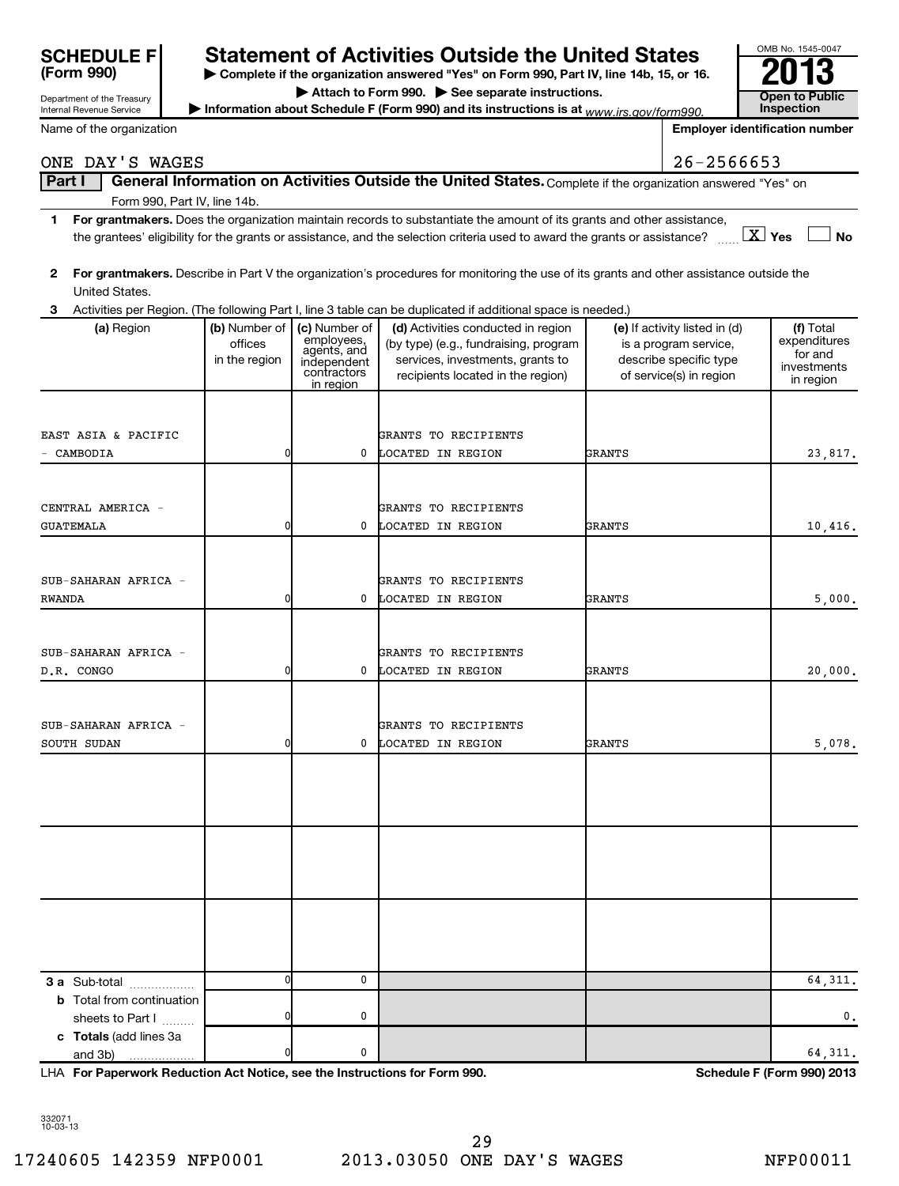# SCHEDULE F (Form 990)

Department of the Treasury
Internal Revenue Service

## Statement of Activities Outside the United States

▶ **Complete if the organization answered "Yes" on Form 990, Part IV, line 14b, 15, or 16.**
▶ **Attach to Form 990.** ▶ **See separate instructions.**
▶ **Information about Schedule F (Form 990) and its instructions is at** *www.irs.gov/form990.*

OMB No. 1545-0047
**2013**
**Open to Public Inspection**

| Name of the organization | Employer identification number |
|---|---|
| ONE DAY'S WAGES | 26-2566653 |

**Part I** **General Information on Activities Outside the United States.** Complete if the organization answered "Yes" on Form 990, Part IV, line 14b.

**1** **For grantmakers.** Does the organization maintain records to substantiate the amount of its grants and other assistance, the grantees' eligibility for the grants or assistance, and the selection criteria used to award the grants or assistance? ..... [X] Yes [ ] No

**2** **For grantmakers.** Describe in Part V the organization's procedures for monitoring the use of its grants and other assistance outside the United States.

**3** Activities per Region. (The following Part I, line 3 table can be duplicated if additional space is needed.)

| (a) Region | (b) Number of offices in the region | (c) Number of employees, agents, and independent contractors in region | (d) Activities conducted in region (by type) (e.g., fundraising, program services, investments, grants to recipients located in the region) | (e) If activity listed in (d) is a program service, describe specific type of service(s) in region | (f) Total expenditures for and investments in region |
|---|---|---|---|---|---|
| EAST ASIA & PACIFIC - CAMBODIA | 0 | 0 | GRANTS TO RECIPIENTS LOCATED IN REGION | GRANTS | 23,817. |
| CENTRAL AMERICA - GUATEMALA | 0 | 0 | GRANTS TO RECIPIENTS LOCATED IN REGION | GRANTS | 10,416. |
| SUB-SAHARAN AFRICA - RWANDA | 0 | 0 | GRANTS TO RECIPIENTS LOCATED IN REGION | GRANTS | 5,000. |
| SUB-SAHARAN AFRICA - D.R. CONGO | 0 | 0 | GRANTS TO RECIPIENTS LOCATED IN REGION | GRANTS | 20,000. |
| SUB-SAHARAN AFRICA - SOUTH SUDAN | 0 | 0 | GRANTS TO RECIPIENTS LOCATED IN REGION | GRANTS | 5,078. |
| | | | | | |
| | | | | | |
| | | | | | |
| **3 a** Sub-total | 0 | 0 | | | 64,311. |
| **b** Total from continuation sheets to Part I | 0 | 0 | | | 0. |
| **c Totals** (add lines 3a and 3b) | 0 | 0 | | | 64,311. |

LHA **For Paperwork Reduction Act Notice, see the Instructions for Form 990.** **Schedule F (Form 990) 2013**

332071
10-03-13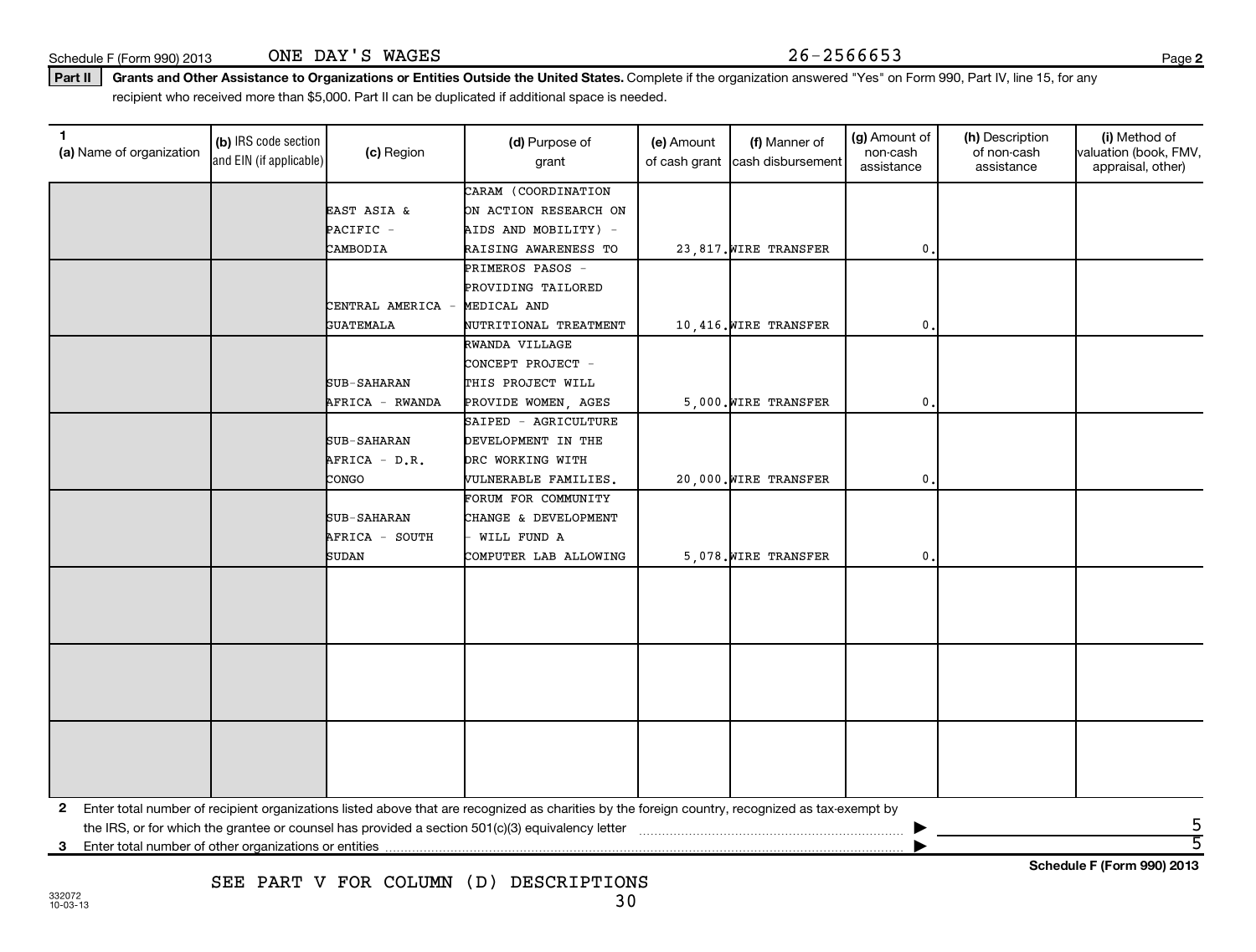Schedule F (Form 990) 2013 ONE DAY'S WAGES 26-2566653

**Part II** **Grants and Other Assistance to Organizations or Entities Outside the United States.** Complete if the organization answered "Yes" on Form 990, Part IV, line 15, for any recipient who received more than $5,000. Part II can be duplicated if additional space is needed.

| 1 (a) Name of organization | (b) IRS code section and EIN (if applicable) | (c) Region | (d) Purpose of grant | (e) Amount of cash grant | (f) Manner of cash disbursement | (g) Amount of non-cash assistance | (h) Description of non-cash assistance | (i) Method of valuation (book, FMV, appraisal, other) |
|---|---|---|---|---|---|---|---|---|
| | | EAST ASIA & PACIFIC - CAMBODIA | CARAM (COORDINATION ON ACTION RESEARCH ON AIDS AND MOBILITY) - RAISING AWARENESS TO | 23,817. | WIRE TRANSFER | 0. | | |
| | | CENTRAL AMERICA - GUATEMALA | PRIMEROS PASOS - PROVIDING TAILORED MEDICAL AND NUTRITIONAL TREATMENT | 10,416. | WIRE TRANSFER | 0. | | |
| | | SUB-SAHARAN AFRICA - RWANDA | RWANDA VILLAGE CONCEPT PROJECT - THIS PROJECT WILL PROVIDE WOMEN, AGES | 5,000. | WIRE TRANSFER | 0. | | |
| | | SUB-SAHARAN AFRICA - D.R. CONGO | SAIPED - AGRICULTURE DEVELOPMENT IN THE DRC WORKING WITH VULNERABLE FAMILIES. | 20,000. | WIRE TRANSFER | 0. | | |
| | | SUB-SAHARAN AFRICA - SOUTH SUDAN | FORUM FOR COMMUNITY CHANGE & DEVELOPMENT - WILL FUND A COMPUTER LAB ALLOWING | 5,078. | WIRE TRANSFER | 0. | | |
| | | | | | | | | |
| | | | | | | | | |
| | | | | | | | | |

**2** Enter total number of recipient organizations listed above that are recognized as charities by the foreign country, recognized as tax-exempt by the IRS, or for which the grantee or counsel has provided a section 501(c)(3) equivalency letter ▶ 5

**3** Enter total number of other organizations or entities ▶ 5

**Schedule F (Form 990) 2013**

SEE PART V FOR COLUMN (D) DESCRIPTIONS

332072 10-03-13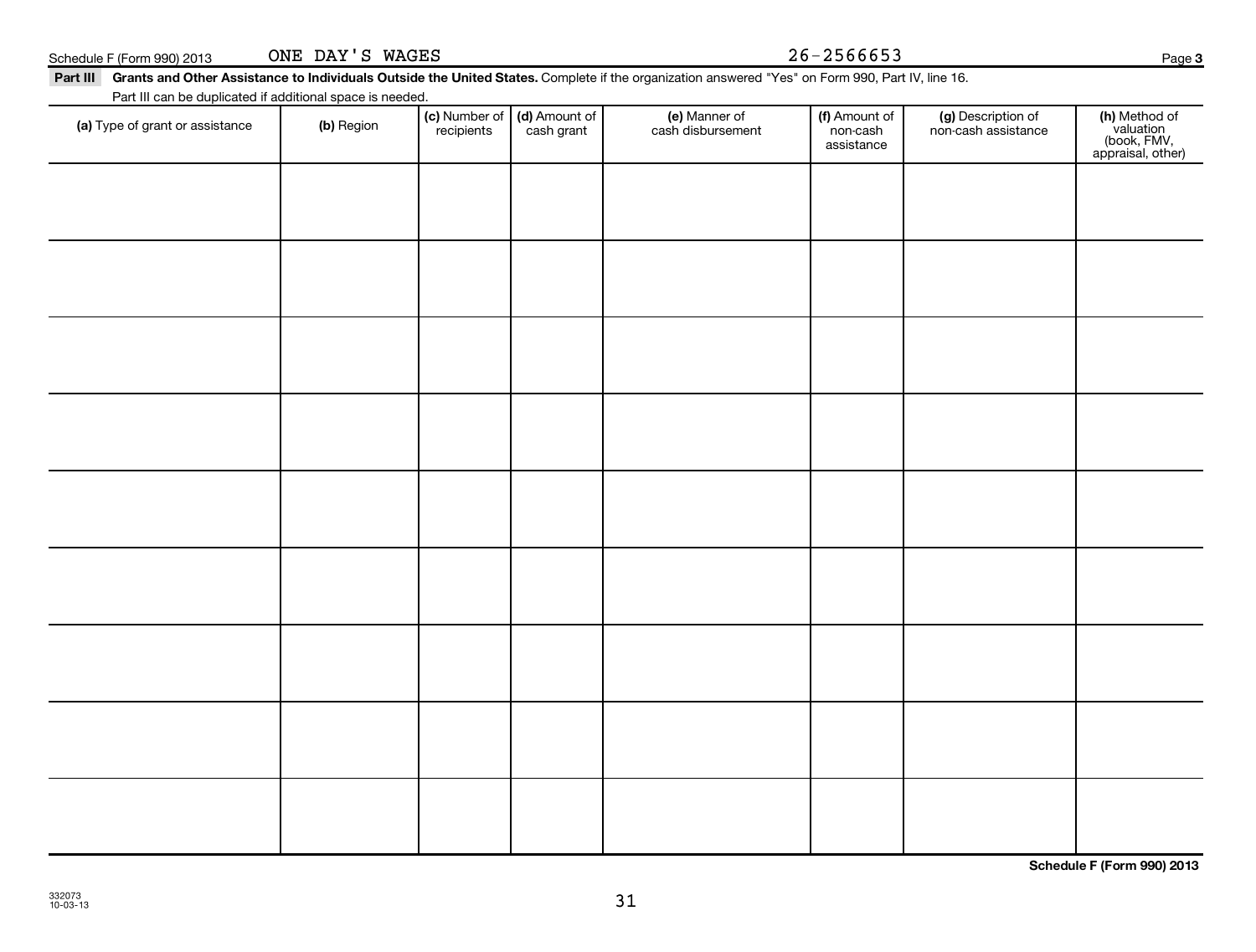Schedule F (Form 990) 2013 ONE DAY'S WAGES 26-2566653

**Part III** **Grants and Other Assistance to Individuals Outside the United States.** Complete if the organization answered "Yes" on Form 990, Part IV, line 16.

Part III can be duplicated if additional space is needed.

| (a) Type of grant or assistance | (b) Region | (c) Number of recipients | (d) Amount of cash grant | (e) Manner of cash disbursement | (f) Amount of non-cash assistance | (g) Description of non-cash assistance | (h) Method of valuation (book, FMV, appraisal, other) |
|---|---|---|---|---|---|---|---|
| | | | | | | | |
| | | | | | | | |
| | | | | | | | |
| | | | | | | | |
| | | | | | | | |
| | | | | | | | |
| | | | | | | | |
| | | | | | | | |
| | | | | | | | |

**Schedule F (Form 990) 2013**

332073
10-03-13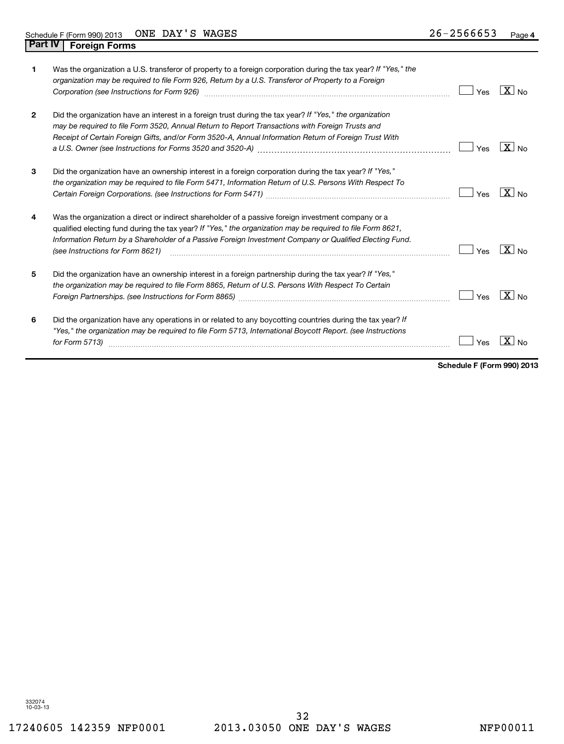Schedule F (Form 990) 2013 ONE DAY'S WAGES 26-2566653 Page 4

## Part IV Foreign Forms

| | | Yes | No |
|---|---|---|---|
| 1 | Was the organization a U.S. transferor of property to a foreign corporation during the tax year? *If "Yes," the organization may be required to file Form 926, Return by a U.S. Transferor of Property to a Foreign Corporation (see Instructions for Form 926)* | | X |
| 2 | Did the organization have an interest in a foreign trust during the tax year? *If "Yes," the organization may be required to file Form 3520, Annual Return to Report Transactions with Foreign Trusts and Receipt of Certain Foreign Gifts, and/or Form 3520-A, Annual Information Return of Foreign Trust With a U.S. Owner (see Instructions for Forms 3520 and 3520-A)* | | X |
| 3 | Did the organization have an ownership interest in a foreign corporation during the tax year? *If "Yes," the organization may be required to file Form 5471, Information Return of U.S. Persons With Respect To Certain Foreign Corporations. (see Instructions for Form 5471)* | | X |
| 4 | Was the organization a direct or indirect shareholder of a passive foreign investment company or a qualified electing fund during the tax year? *If "Yes," the organization may be required to file Form 8621, Information Return by a Shareholder of a Passive Foreign Investment Company or Qualified Electing Fund. (see Instructions for Form 8621)* | | X |
| 5 | Did the organization have an ownership interest in a foreign partnership during the tax year? *If "Yes," the organization may be required to file Form 8865, Return of U.S. Persons With Respect To Certain Foreign Partnerships. (see Instructions for Form 8865)* | | X |
| 6 | Did the organization have any operations in or related to any boycotting countries during the tax year? *If "Yes," the organization may be required to file Form 5713, International Boycott Report. (see Instructions for Form 5713)* | | X |

**Schedule F (Form 990) 2013**

332074 10-03-13

17240605 142359 NFP0001 2013.03050 ONE DAY'S WAGES NFP00011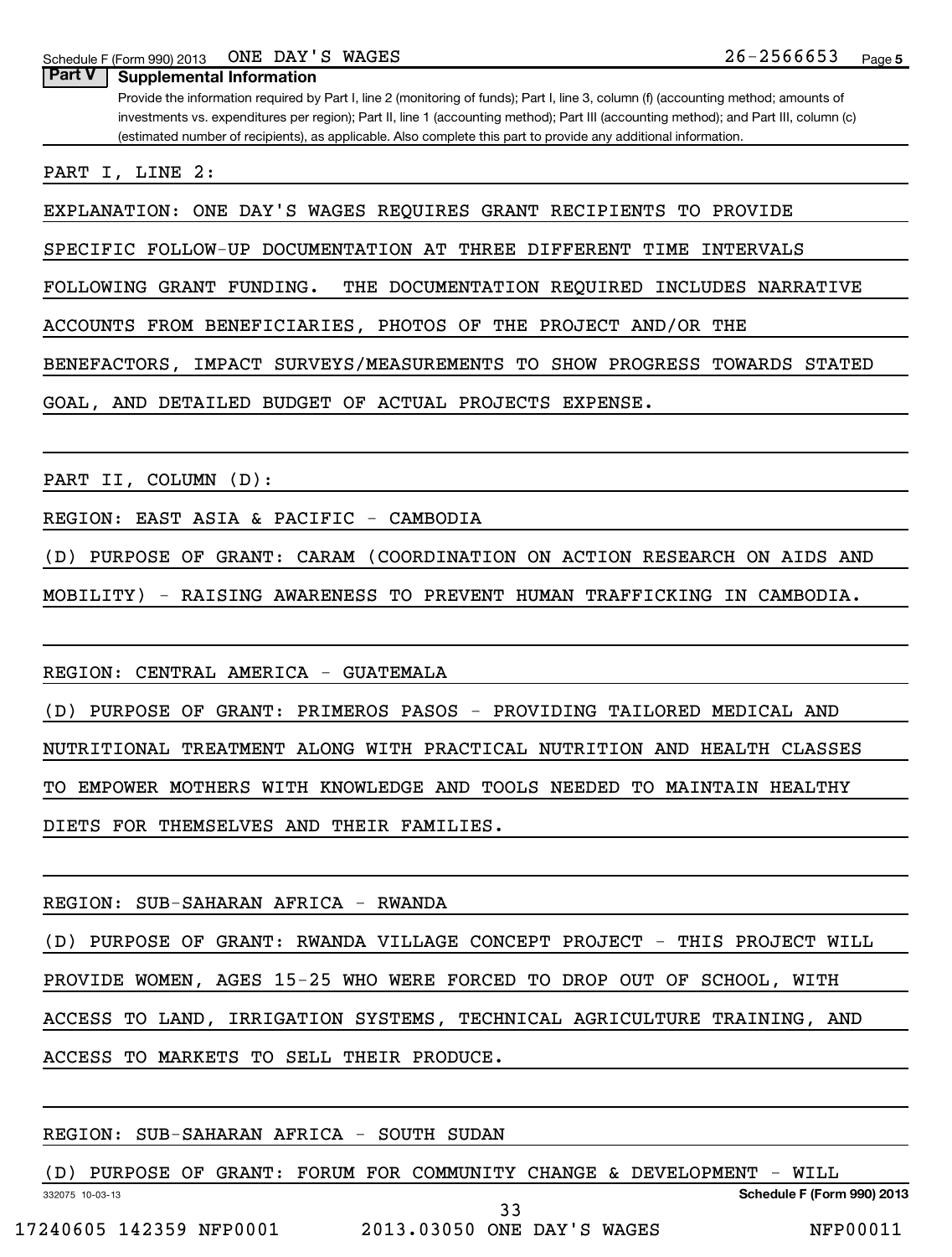Schedule F (Form 990) 2013 ONE DAY'S WAGES 26-2566653 Page 5

**Part V Supplemental Information**

Provide the information required by Part I, line 2 (monitoring of funds); Part I, line 3, column (f) (accounting method; amounts of investments vs. expenditures per region); Part II, line 1 (accounting method); Part III (accounting method); and Part III, column (c) (estimated number of recipients), as applicable. Also complete this part to provide any additional information.

PART I, LINE 2:

EXPLANATION: ONE DAY'S WAGES REQUIRES GRANT RECIPIENTS TO PROVIDE SPECIFIC FOLLOW-UP DOCUMENTATION AT THREE DIFFERENT TIME INTERVALS FOLLOWING GRANT FUNDING. THE DOCUMENTATION REQUIRED INCLUDES NARRATIVE ACCOUNTS FROM BENEFICIARIES, PHOTOS OF THE PROJECT AND/OR THE BENEFACTORS, IMPACT SURVEYS/MEASUREMENTS TO SHOW PROGRESS TOWARDS STATED GOAL, AND DETAILED BUDGET OF ACTUAL PROJECTS EXPENSE.

PART II, COLUMN (D):

REGION: EAST ASIA & PACIFIC - CAMBODIA

(D) PURPOSE OF GRANT: CARAM (COORDINATION ON ACTION RESEARCH ON AIDS AND MOBILITY) - RAISING AWARENESS TO PREVENT HUMAN TRAFFICKING IN CAMBODIA.

REGION: CENTRAL AMERICA - GUATEMALA

(D) PURPOSE OF GRANT: PRIMEROS PASOS - PROVIDING TAILORED MEDICAL AND NUTRITIONAL TREATMENT ALONG WITH PRACTICAL NUTRITION AND HEALTH CLASSES TO EMPOWER MOTHERS WITH KNOWLEDGE AND TOOLS NEEDED TO MAINTAIN HEALTHY DIETS FOR THEMSELVES AND THEIR FAMILIES.

REGION: SUB-SAHARAN AFRICA - RWANDA

(D) PURPOSE OF GRANT: RWANDA VILLAGE CONCEPT PROJECT - THIS PROJECT WILL PROVIDE WOMEN, AGES 15-25 WHO WERE FORCED TO DROP OUT OF SCHOOL, WITH ACCESS TO LAND, IRRIGATION SYSTEMS, TECHNICAL AGRICULTURE TRAINING, AND ACCESS TO MARKETS TO SELL THEIR PRODUCE.

REGION: SUB-SAHARAN AFRICA - SOUTH SUDAN

(D) PURPOSE OF GRANT: FORUM FOR COMMUNITY CHANGE & DEVELOPMENT - WILL

332075 10-03-13 Schedule F (Form 990) 2013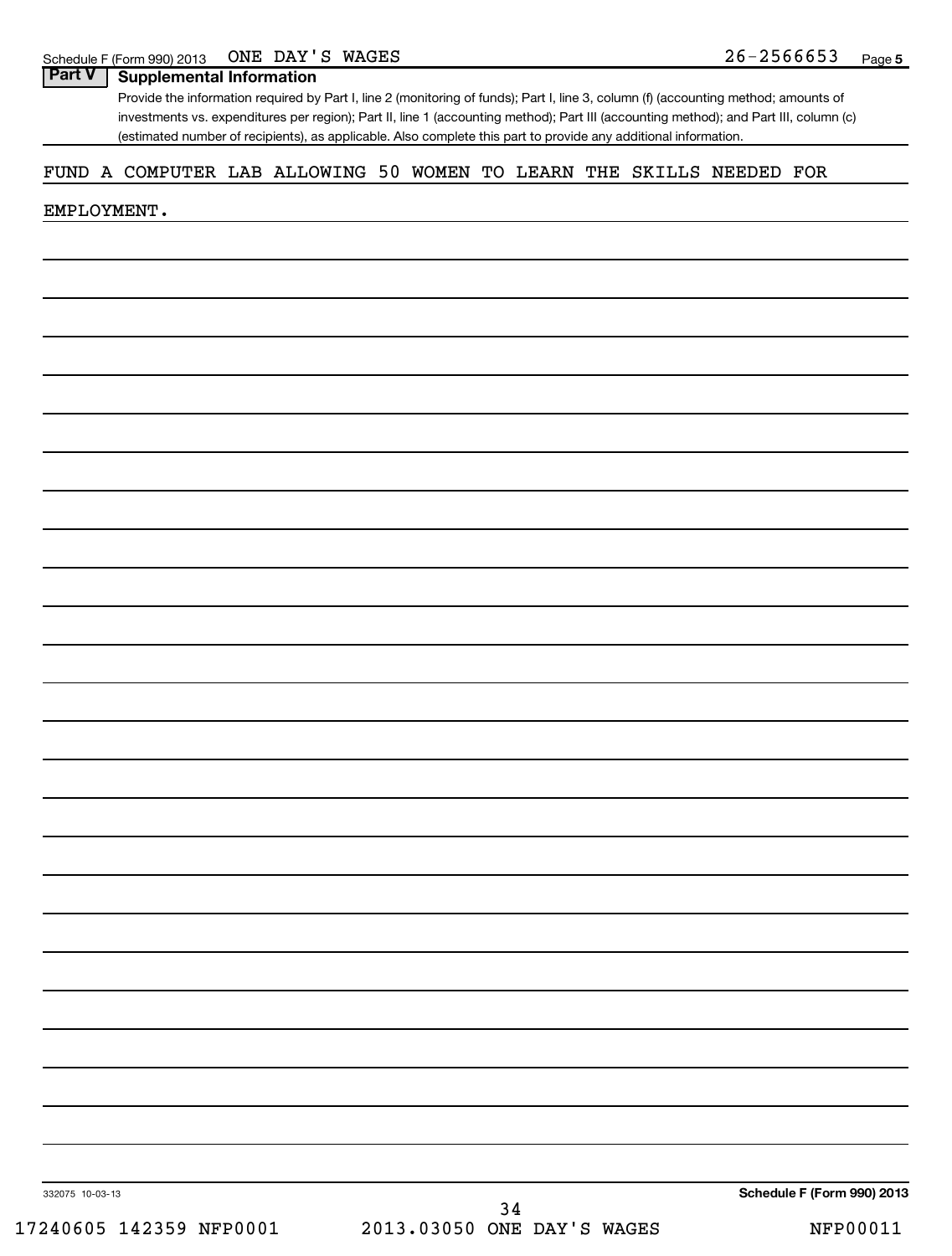## Part V Supplemental Information

Provide the information required by Part I, line 2 (monitoring of funds); Part I, line 3, column (f) (accounting method; amounts of investments vs. expenditures per region); Part II, line 1 (accounting method); Part III (accounting method); and Part III, column (c) (estimated number of recipients), as applicable. Also complete this part to provide any additional information.

FUND A COMPUTER LAB ALLOWING 50 WOMEN TO LEARN THE SKILLS NEEDED FOR EMPLOYMENT.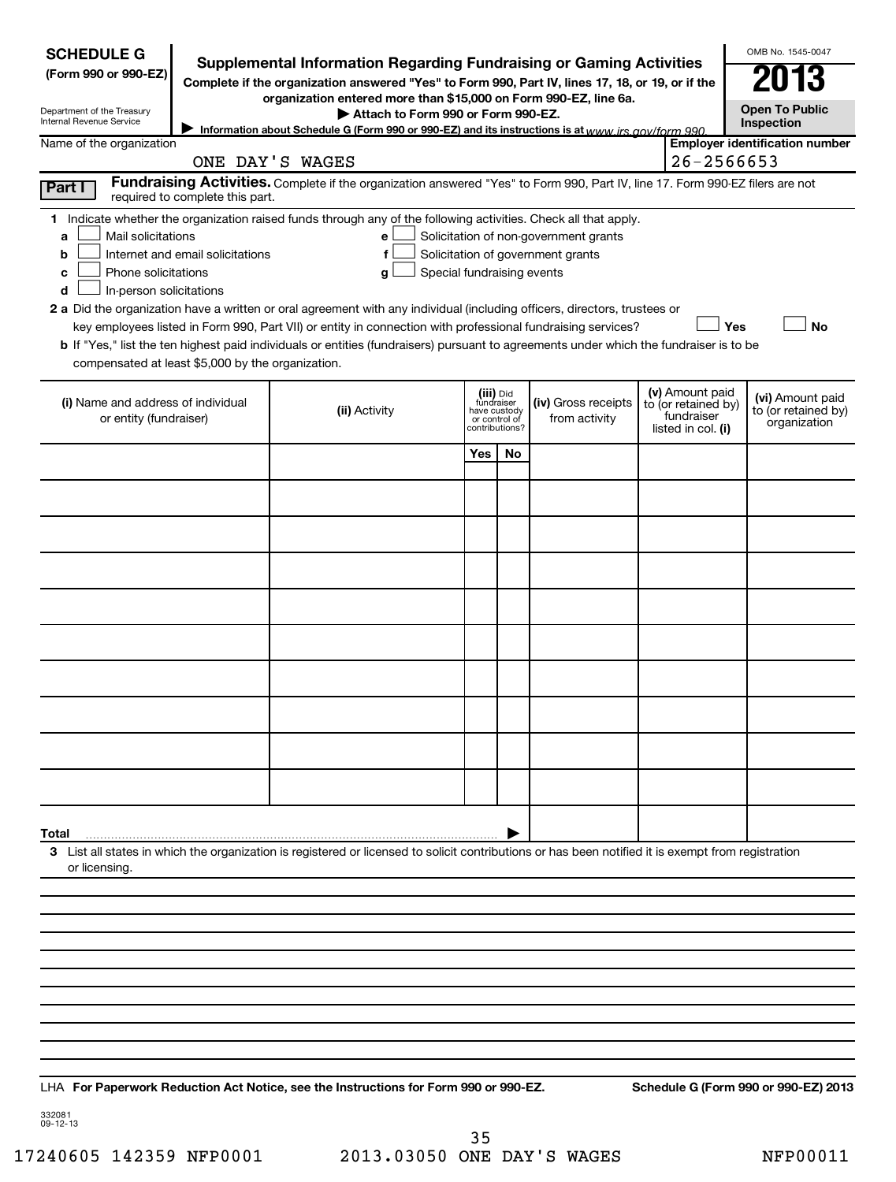**SCHEDULE G (Form 990 or 990-EZ)**

Department of the Treasury
Internal Revenue Service

# Supplemental Information Regarding Fundraising or Gaming Activities

**Complete if the organization answered "Yes" to Form 990, Part IV, lines 17, 18, or 19, or if the organization entered more than $15,000 on Form 990-EZ, line 6a.**

**▶ Attach to Form 990 or Form 990-EZ.**

**▶ Information about Schedule G (Form 990 or 990-EZ) and its instructions is at** *www.irs.gov/form 990.*

OMB No. 1545-0047

**2013**

**Open To Public Inspection**

Name of the organization: ONE DAY'S WAGES

Employer identification number: 26-2566653

**Part I** **Fundraising Activities.** Complete if the organization answered "Yes" to Form 990, Part IV, line 17. Form 990-EZ filers are not required to complete this part.

**1** Indicate whether the organization raised funds through any of the following activities. Check all that apply.

- **a** ☐ Mail solicitations
- **b** ☐ Internet and email solicitations
- **c** ☐ Phone solicitations
- **d** ☐ In-person solicitations
- **e** ☐ Solicitation of non-government grants
- **f** ☐ Solicitation of government grants
- **g** ☐ Special fundraising events

**2 a** Did the organization have a written or oral agreement with any individual (including officers, directors, trustees or key employees listed in Form 990, Part VII) or entity in connection with professional fundraising services? ☐ **Yes** ☐ **No**

**b** If "Yes," list the ten highest paid individuals or entities (fundraisers) pursuant to agreements under which the fundraiser is to be compensated at least $5,000 by the organization.

| (i) Name and address of individual or entity (fundraiser) | (ii) Activity | (iii) Did fundraiser have custody or control of contributions? Yes | No | (iv) Gross receipts from activity | (v) Amount paid to (or retained by) fundraiser listed in col. (i) | (vi) Amount paid to (or retained by) organization |
|---|---|---|---|---|---|---|
| | | | | | | |
| | | | | | | |
| | | | | | | |
| | | | | | | |
| | | | | | | |
| | | | | | | |
| | | | | | | |
| | | | | | | |
| | | | | | | |
| | | | | | | |
| **Total** ▶ | | | | | | |

**3** List all states in which the organization is registered or licensed to solicit contributions or has been notified it is exempt from registration or licensing.

LHA **For Paperwork Reduction Act Notice, see the Instructions for Form 990 or 990-EZ.** **Schedule G (Form 990 or 990-EZ) 2013**

332081
09-12-13

17240605 142359 NFP0001 2013.03050 ONE DAY'S WAGES NFP00011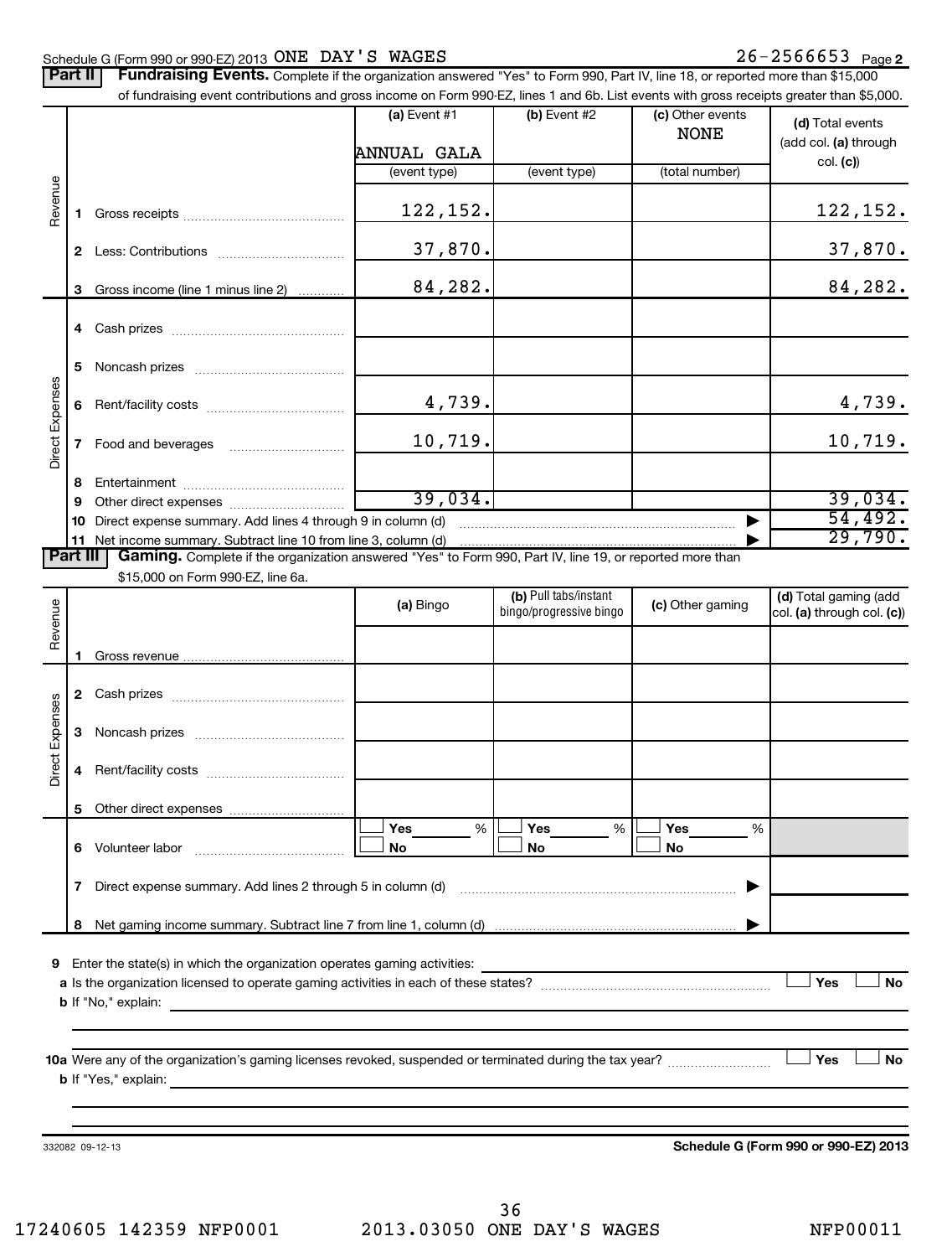Schedule G (Form 990 or 990-EZ) 2013 ONE DAY'S WAGES 26-2566653 Page 2

**Part II** **Fundraising Events.** Complete if the organization answered "Yes" to Form 990, Part IV, line 18, or reported more than $15,000 of fundraising event contributions and gross income on Form 990-EZ, lines 1 and 6b. List events with gross receipts greater than $5,000.

| | | (a) Event #1<br>ANNUAL GALA<br>(event type) | (b) Event #2<br><br>(event type) | (c) Other events<br>NONE<br>(total number) | (d) Total events (add col. (a) through col. (c)) |
|---|---|---|---|---|---|
| Revenue | 1 Gross receipts | 122,152. | | | 122,152. |
| | 2 Less: Contributions | 37,870. | | | 37,870. |
| | 3 Gross income (line 1 minus line 2) | 84,282. | | | 84,282. |
| Direct Expenses | 4 Cash prizes | | | | |
| | 5 Noncash prizes | | | | |
| | 6 Rent/facility costs | 4,739. | | | 4,739. |
| | 7 Food and beverages | 10,719. | | | 10,719. |
| | 8 Entertainment | | | | |
| | 9 Other direct expenses | 39,034. | | | 39,034. |
| | 10 Direct expense summary. Add lines 4 through 9 in column (d) | | | ▶ | 54,492. |
| | 11 Net income summary. Subtract line 10 from line 3, column (d) | | | ▶ | 29,790. |

**Part III** **Gaming.** Complete if the organization answered "Yes" to Form 990, Part IV, line 19, or reported more than $15,000 on Form 990-EZ, line 6a.

| | | (a) Bingo | (b) Pull tabs/instant bingo/progressive bingo | (c) Other gaming | (d) Total gaming (add col. (a) through col. (c)) |
|---|---|---|---|---|---|
| Revenue | 1 Gross revenue | | | | |
| Direct Expenses | 2 Cash prizes | | | | |
| | 3 Noncash prizes | | | | |
| | 4 Rent/facility costs | | | | |
| | 5 Other direct expenses | | | | |
| | 6 Volunteer labor | ☐ Yes ____ %<br>☐ No | ☐ Yes ____ %<br>☐ No | ☐ Yes ____ %<br>☐ No | |
| | 7 Direct expense summary. Add lines 2 through 5 in column (d) | | | ▶ | |
| | 8 Net gaming income summary. Subtract line 7 from line 1, column (d) | | | ▶ | |

9 Enter the state(s) in which the organization operates gaming activities: ____________

a Is the organization licensed to operate gaming activities in each of these states? ☐ Yes ☐ No

b If "No," explain: ____________

10a Were any of the organization's gaming licenses revoked, suspended or terminated during the tax year? ☐ Yes ☐ No

b If "Yes," explain: ____________

332082 09-12-13

**Schedule G (Form 990 or 990-EZ) 2013**

17240605 142359 NFP0001 2013.03050 ONE DAY'S WAGES NFP00011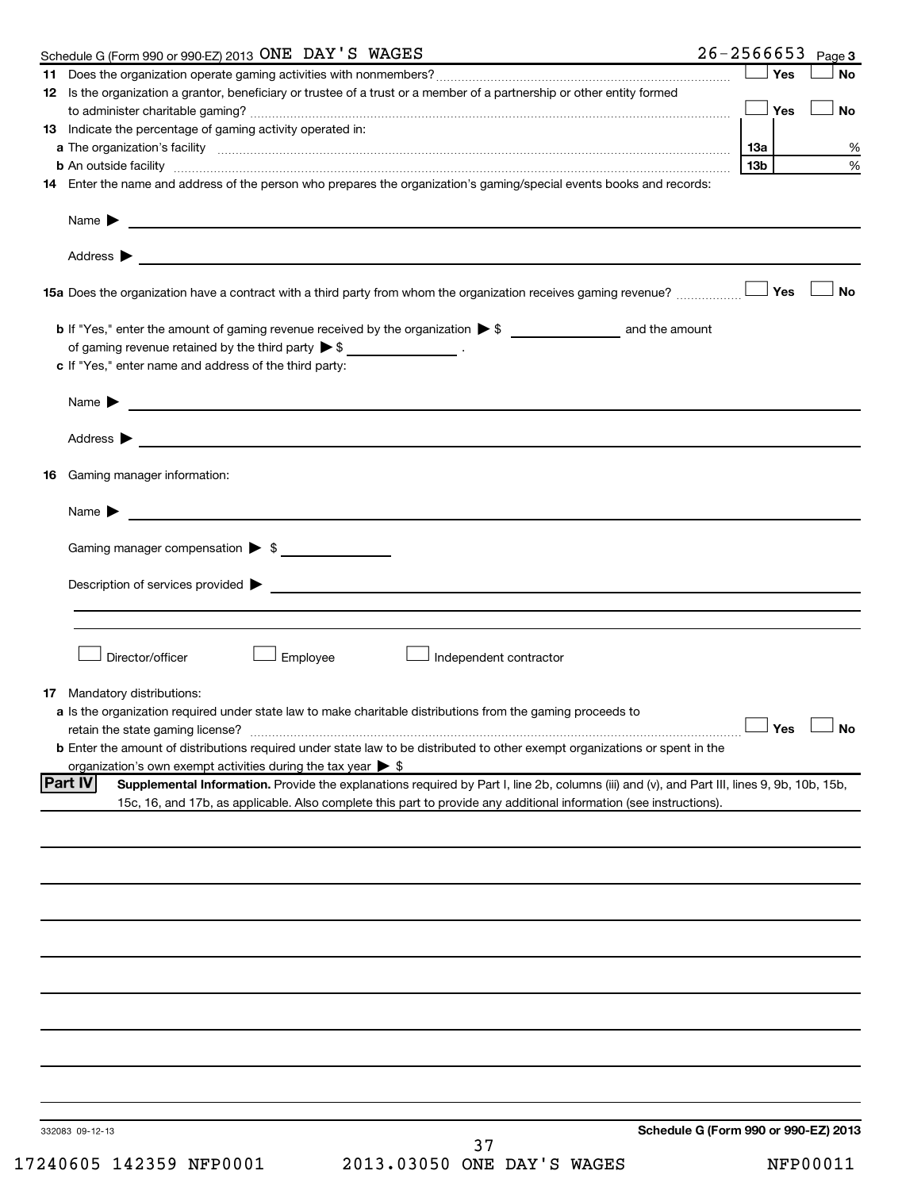Schedule G (Form 990 or 990-EZ) 2013 ONE DAY'S WAGES 26-2566653 Page 3

**11** Does the organization operate gaming activities with nonmembers? ☐ Yes ☐ No

**12** Is the organization a grantor, beneficiary or trustee of a trust or a member of a partnership or other entity formed to administer charitable gaming? ☐ Yes ☐ No

**13** Indicate the percentage of gaming activity operated in:

| | | |
|---|---|---|
| **a** The organization's facility | **13a** | % |
| **b** An outside facility | **13b** | % |

**14** Enter the name and address of the person who prepares the organization's gaming/special events books and records:

Name ▶

Address ▶

**15a** Does the organization have a contract with a third party from whom the organization receives gaming revenue? ☐ Yes ☐ No

**b** If "Yes," enter the amount of gaming revenue received by the organization ▶ $ ______________ and the amount of gaming revenue retained by the third party ▶ $ ______________ .

**c** If "Yes," enter name and address of the third party:

Name ▶

Address ▶

**16** Gaming manager information:

Name ▶

Gaming manager compensation ▶ $

Description of services provided ▶

☐ Director/officer ☐ Employee ☐ Independent contractor

**17** Mandatory distributions:

**a** Is the organization required under state law to make charitable distributions from the gaming proceeds to retain the state gaming license? ☐ Yes ☐ No

**b** Enter the amount of distributions required under state law to be distributed to other exempt organizations or spent in the organization's own exempt activities during the tax year ▶ $

**Part IV** **Supplemental Information.** Provide the explanations required by Part I, line 2b, columns (iii) and (v), and Part III, lines 9, 9b, 10b, 15b, 15c, 16, and 17b, as applicable. Also complete this part to provide any additional information (see instructions).

332083 09-12-13 **Schedule G (Form 990 or 990-EZ) 2013**

17240605 142359 NFP0001 2013.03050 ONE DAY'S WAGES NFP00011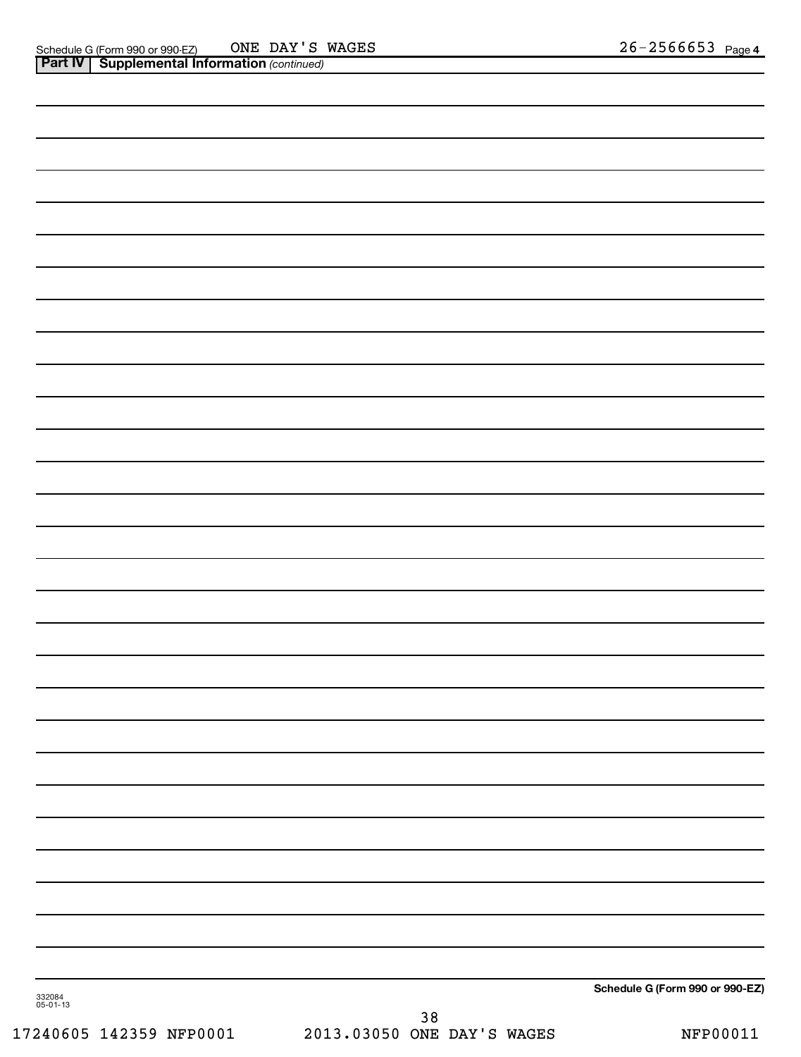Schedule G (Form 990 or 990-EZ) ONE DAY'S WAGES 26-2566653 Page 4

**Part IV | Supplemental Information** *(continued)*

**Schedule G (Form 990 or 990-EZ)**

332084
05-01-13

17240605 142359 NFP0001 2013.03050 ONE DAY'S WAGES NFP00011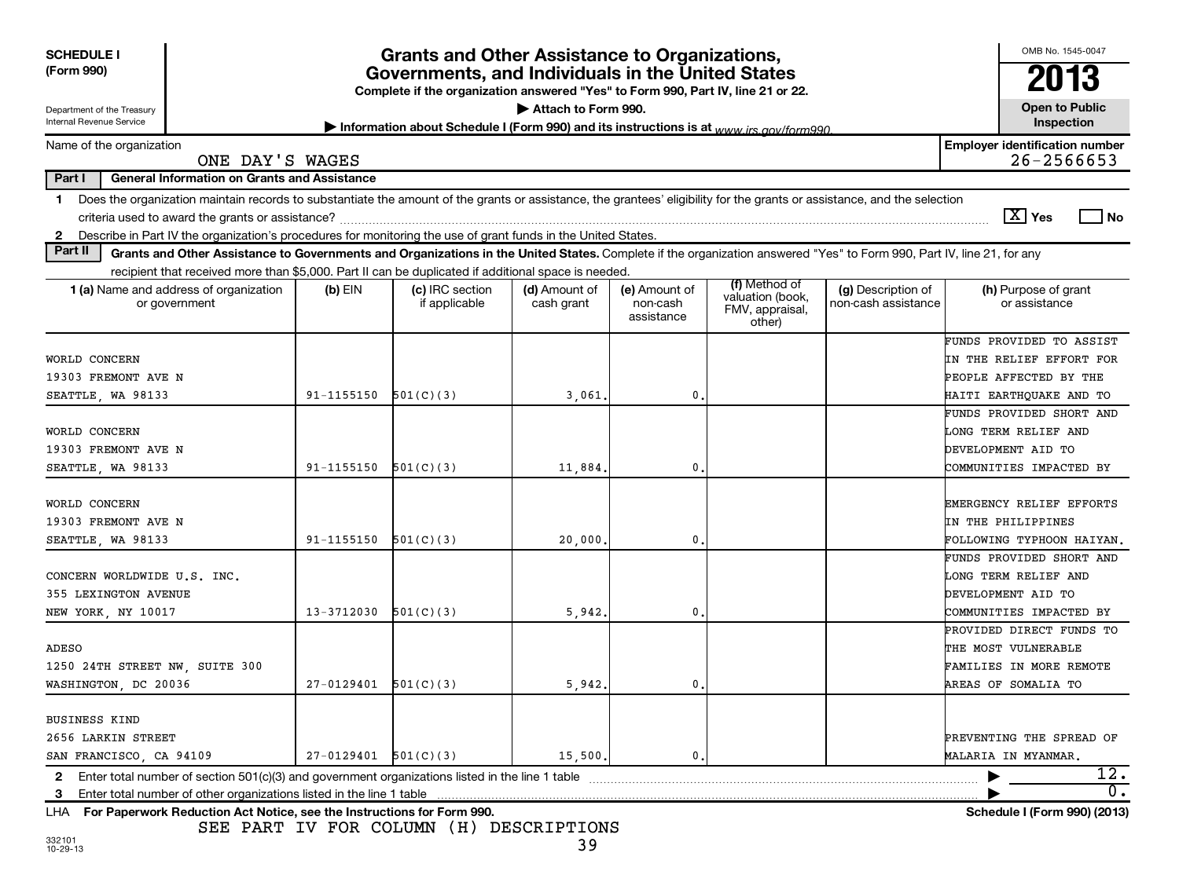**SCHEDULE I (Form 990)**

Department of the Treasury
Internal Revenue Service

# Grants and Other Assistance to Organizations, Governments, and Individuals in the United States

**Complete if the organization answered "Yes" to Form 990, Part IV, line 21 or 22.**

▶ Attach to Form 990.

▶ Information about Schedule I (Form 990) and its instructions is at www.irs.gov/form990.

OMB No. 1545-0047

**2013**

**Open to Public Inspection**

Name of the organization: ONE DAY'S WAGES

Employer identification number: 26-2566653

**Part I — General Information on Grants and Assistance**

1 Does the organization maintain records to substantiate the amount of the grants or assistance, the grantees' eligibility for the grants or assistance, and the selection criteria used to award the grants or assistance? [X] Yes [ ] No

2 Describe in Part IV the organization's procedures for monitoring the use of grant funds in the United States.

**Part II — Grants and Other Assistance to Governments and Organizations in the United States.** Complete if the organization answered "Yes" to Form 990, Part IV, line 21, for any recipient that received more than $5,000. Part II can be duplicated if additional space is needed.

| 1 (a) Name and address of organization or government | (b) EIN | (c) IRC section if applicable | (d) Amount of cash grant | (e) Amount of non-cash assistance | (f) Method of valuation (book, FMV, appraisal, other) | (g) Description of non-cash assistance | (h) Purpose of grant or assistance |
|---|---|---|---|---|---|---|---|
| WORLD CONCERN 19303 FREMONT AVE N SEATTLE, WA 98133 | 91-1155150 | 501(C)(3) | 3,061. | 0. | | | FUNDS PROVIDED TO ASSIST IN THE RELIEF EFFORT FOR PEOPLE AFFECTED BY THE HAITI EARTHQUAKE AND TO |
| WORLD CONCERN 19303 FREMONT AVE N SEATTLE, WA 98133 | 91-1155150 | 501(C)(3) | 11,884. | 0. | | | FUNDS PROVIDED SHORT AND LONG TERM RELIEF AND DEVELOPMENT AID TO COMMUNITIES IMPACTED BY |
| WORLD CONCERN 19303 FREMONT AVE N SEATTLE, WA 98133 | 91-1155150 | 501(C)(3) | 20,000. | 0. | | | EMERGENCY RELIEF EFFORTS IN THE PHILIPPINES FOLLOWING TYPHOON HAIYAN. |
| CONCERN WORLDWIDE U.S. INC. 355 LEXINGTON AVENUE NEW YORK, NY 10017 | 13-3712030 | 501(C)(3) | 5,942. | 0. | | | FUNDS PROVIDED SHORT AND LONG TERM RELIEF AND DEVELOPMENT AID TO COMMUNITIES IMPACTED BY |
| ADESO 1250 24TH STREET NW, SUITE 300 WASHINGTON, DC 20036 | 27-0129401 | 501(C)(3) | 5,942. | 0. | | | PROVIDED DIRECT FUNDS TO THE MOST VULNERABLE FAMILIES IN MORE REMOTE AREAS OF SOMALIA TO |
| BUSINESS KIND 2656 LARKIN STREET SAN FRANCISCO, CA 94109 | 27-0129401 | 501(C)(3) | 15,500. | 0. | | | PREVENTING THE SPREAD OF MALARIA IN MYANMAR. |

2 Enter total number of section 501(c)(3) and government organizations listed in the line 1 table ▶ 12.

3 Enter total number of other organizations listed in the line 1 table ▶ 0.

LHA For Paperwork Reduction Act Notice, see the Instructions for Form 990. Schedule I (Form 990) (2013)

SEE PART IV FOR COLUMN (H) DESCRIPTIONS

332101
10-29-13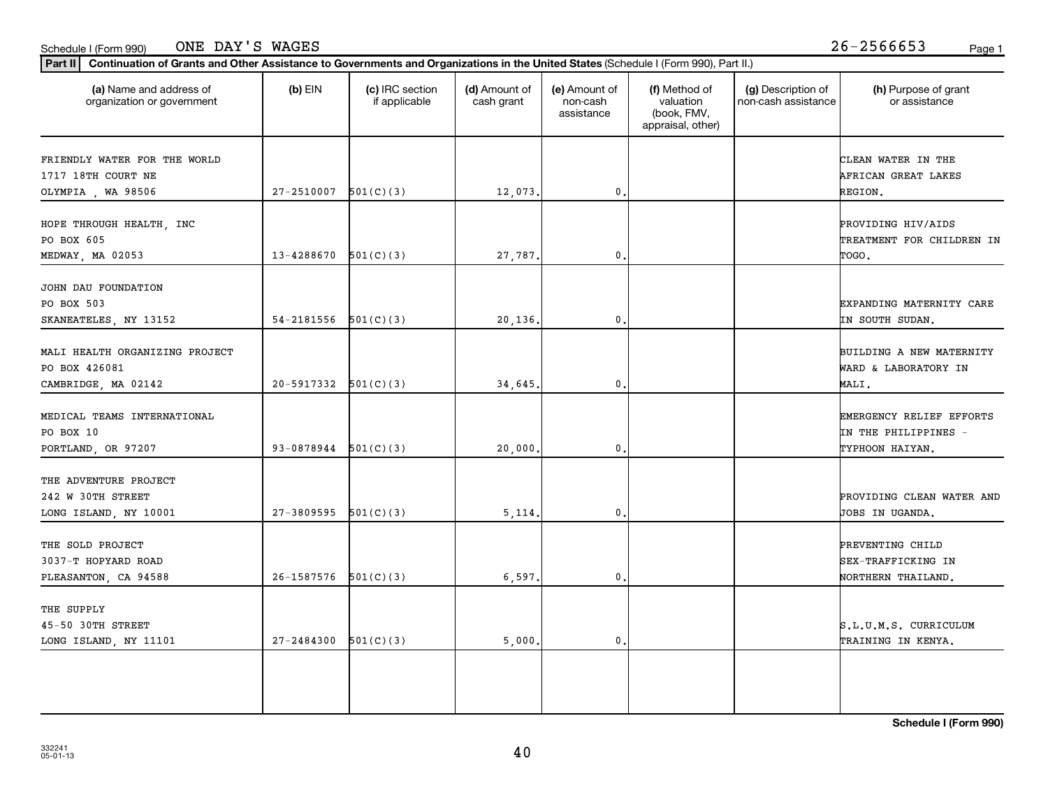Schedule I (Form 990) ONE DAY'S WAGES 26-2566653

**Part II** **Continuation of Grants and Other Assistance to Governments and Organizations in the United States** (Schedule I (Form 990), Part II.)

| (a) Name and address of organization or government | (b) EIN | (c) IRC section if applicable | (d) Amount of cash grant | (e) Amount of non-cash assistance | (f) Method of valuation (book, FMV, appraisal, other) | (g) Description of non-cash assistance | (h) Purpose of grant or assistance |
|---|---|---|---|---|---|---|---|
| FRIENDLY WATER FOR THE WORLD<br>1717 18TH COURT NE<br>OLYMPIA , WA 98506 | 27-2510007 | 501(C)(3) | 12,073. | 0. | | | CLEAN WATER IN THE AFRICAN GREAT LAKES REGION. |
| HOPE THROUGH HEALTH, INC<br>PO BOX 605<br>MEDWAY, MA 02053 | 13-4288670 | 501(C)(3) | 27,787. | 0. | | | PROVIDING HIV/AIDS TREATMENT FOR CHILDREN IN TOGO. |
| JOHN DAU FOUNDATION<br>PO BOX 503<br>SKANEATELES, NY 13152 | 54-2181556 | 501(C)(3) | 20,136. | 0. | | | EXPANDING MATERNITY CARE IN SOUTH SUDAN. |
| MALI HEALTH ORGANIZING PROJECT<br>PO BOX 426081<br>CAMBRIDGE, MA 02142 | 20-5917332 | 501(C)(3) | 34,645. | 0. | | | BUILDING A NEW MATERNITY WARD & LABORATORY IN MALI. |
| MEDICAL TEAMS INTERNATIONAL<br>PO BOX 10<br>PORTLAND, OR 97207 | 93-0878944 | 501(C)(3) | 20,000. | 0. | | | EMERGENCY RELIEF EFFORTS IN THE PHILIPPINES - TYPHOON HAIYAN. |
| THE ADVENTURE PROJECT<br>242 W 30TH STREET<br>LONG ISLAND, NY 10001 | 27-3809595 | 501(C)(3) | 5,114. | 0. | | | PROVIDING CLEAN WATER AND JOBS IN UGANDA. |
| THE SOLD PROJECT<br>3037-T HOPYARD ROAD<br>PLEASANTON, CA 94588 | 26-1587576 | 501(C)(3) | 6,597. | 0. | | | PREVENTING CHILD SEX-TRAFFICKING IN NORTHERN THAILAND. |
| THE SUPPLY<br>45-50 30TH STREET<br>LONG ISLAND, NY 11101 | 27-2484300 | 501(C)(3) | 5,000. | 0. | | | S.L.U.M.S. CURRICULUM TRAINING IN KENYA. |

**Schedule I (Form 990)**

332241
05-01-13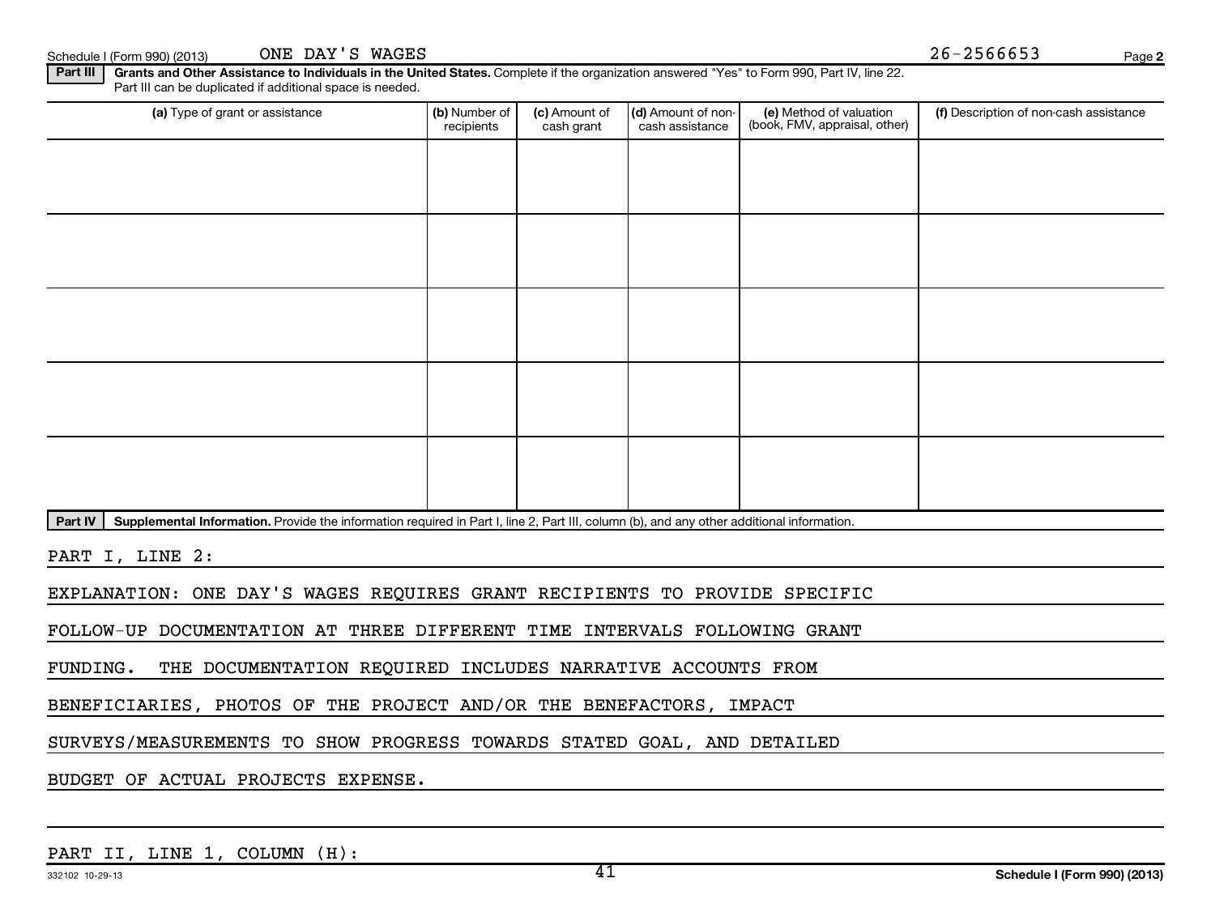Schedule I (Form 990) (2013) ONE DAY'S WAGES 26-2566653

**Part III** **Grants and Other Assistance to Individuals in the United States.** Complete if the organization answered "Yes" to Form 990, Part IV, line 22. Part III can be duplicated if additional space is needed.

| (a) Type of grant or assistance | (b) Number of recipients | (c) Amount of cash grant | (d) Amount of non-cash assistance | (e) Method of valuation (book, FMV, appraisal, other) | (f) Description of non-cash assistance |
|---|---|---|---|---|---|
| | | | | | |
| | | | | | |
| | | | | | |
| | | | | | |
| | | | | | |

**Part IV** **Supplemental Information.** Provide the information required in Part I, line 2, Part III, column (b), and any other additional information.

PART I, LINE 2:

EXPLANATION: ONE DAY'S WAGES REQUIRES GRANT RECIPIENTS TO PROVIDE SPECIFIC FOLLOW-UP DOCUMENTATION AT THREE DIFFERENT TIME INTERVALS FOLLOWING GRANT FUNDING. THE DOCUMENTATION REQUIRED INCLUDES NARRATIVE ACCOUNTS FROM BENEFICIARIES, PHOTOS OF THE PROJECT AND/OR THE BENEFACTORS, IMPACT SURVEYS/MEASUREMENTS TO SHOW PROGRESS TOWARDS STATED GOAL, AND DETAILED BUDGET OF ACTUAL PROJECTS EXPENSE.

PART II, LINE 1, COLUMN (H):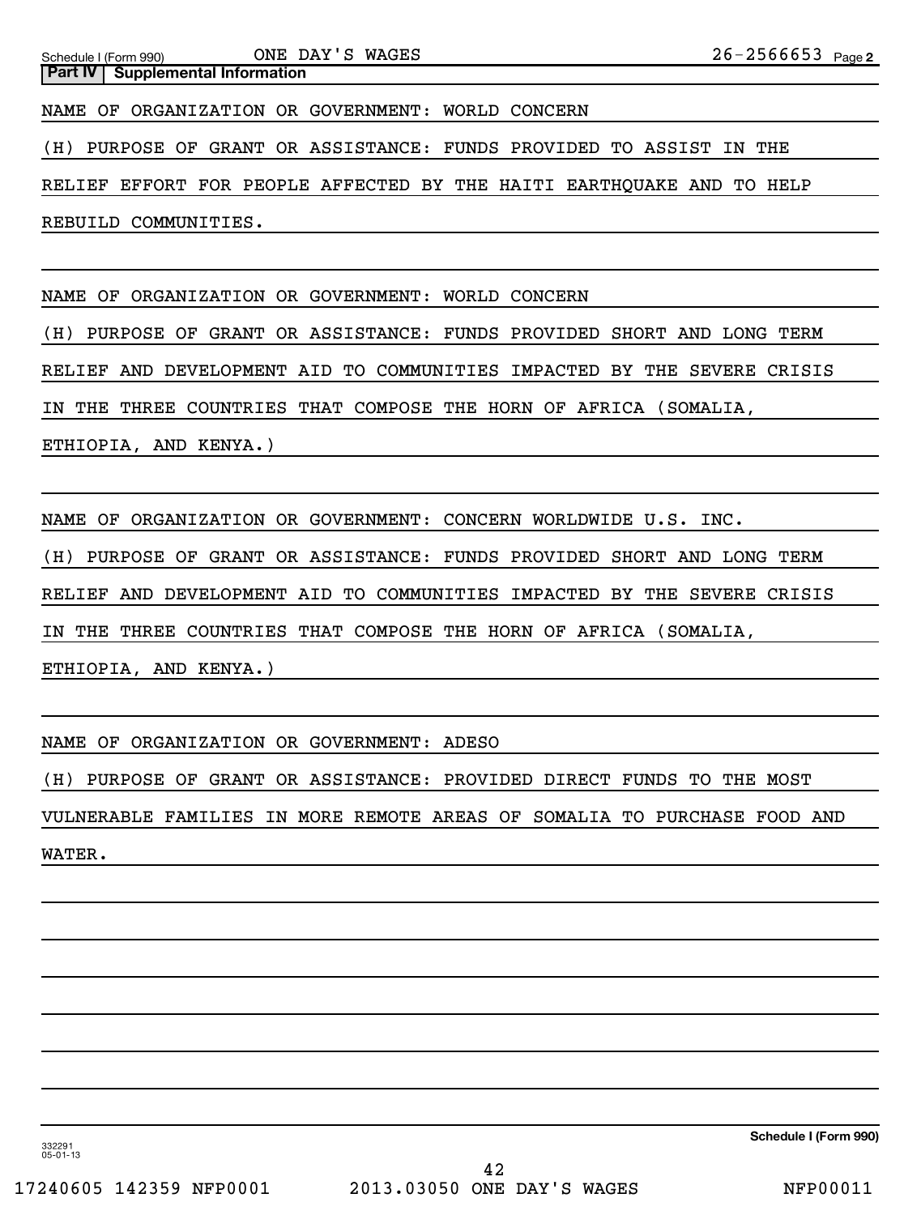**Part IV | Supplemental Information**

NAME OF ORGANIZATION OR GOVERNMENT: WORLD CONCERN

(H) PURPOSE OF GRANT OR ASSISTANCE: FUNDS PROVIDED TO ASSIST IN THE RELIEF EFFORT FOR PEOPLE AFFECTED BY THE HAITI EARTHQUAKE AND TO HELP REBUILD COMMUNITIES.

NAME OF ORGANIZATION OR GOVERNMENT: WORLD CONCERN

(H) PURPOSE OF GRANT OR ASSISTANCE: FUNDS PROVIDED SHORT AND LONG TERM RELIEF AND DEVELOPMENT AID TO COMMUNITIES IMPACTED BY THE SEVERE CRISIS IN THE THREE COUNTRIES THAT COMPOSE THE HORN OF AFRICA (SOMALIA, ETHIOPIA, AND KENYA.)

NAME OF ORGANIZATION OR GOVERNMENT: CONCERN WORLDWIDE U.S. INC.

(H) PURPOSE OF GRANT OR ASSISTANCE: FUNDS PROVIDED SHORT AND LONG TERM RELIEF AND DEVELOPMENT AID TO COMMUNITIES IMPACTED BY THE SEVERE CRISIS IN THE THREE COUNTRIES THAT COMPOSE THE HORN OF AFRICA (SOMALIA, ETHIOPIA, AND KENYA.)

NAME OF ORGANIZATION OR GOVERNMENT: ADESO

(H) PURPOSE OF GRANT OR ASSISTANCE: PROVIDED DIRECT FUNDS TO THE MOST VULNERABLE FAMILIES IN MORE REMOTE AREAS OF SOMALIA TO PURCHASE FOOD AND WATER.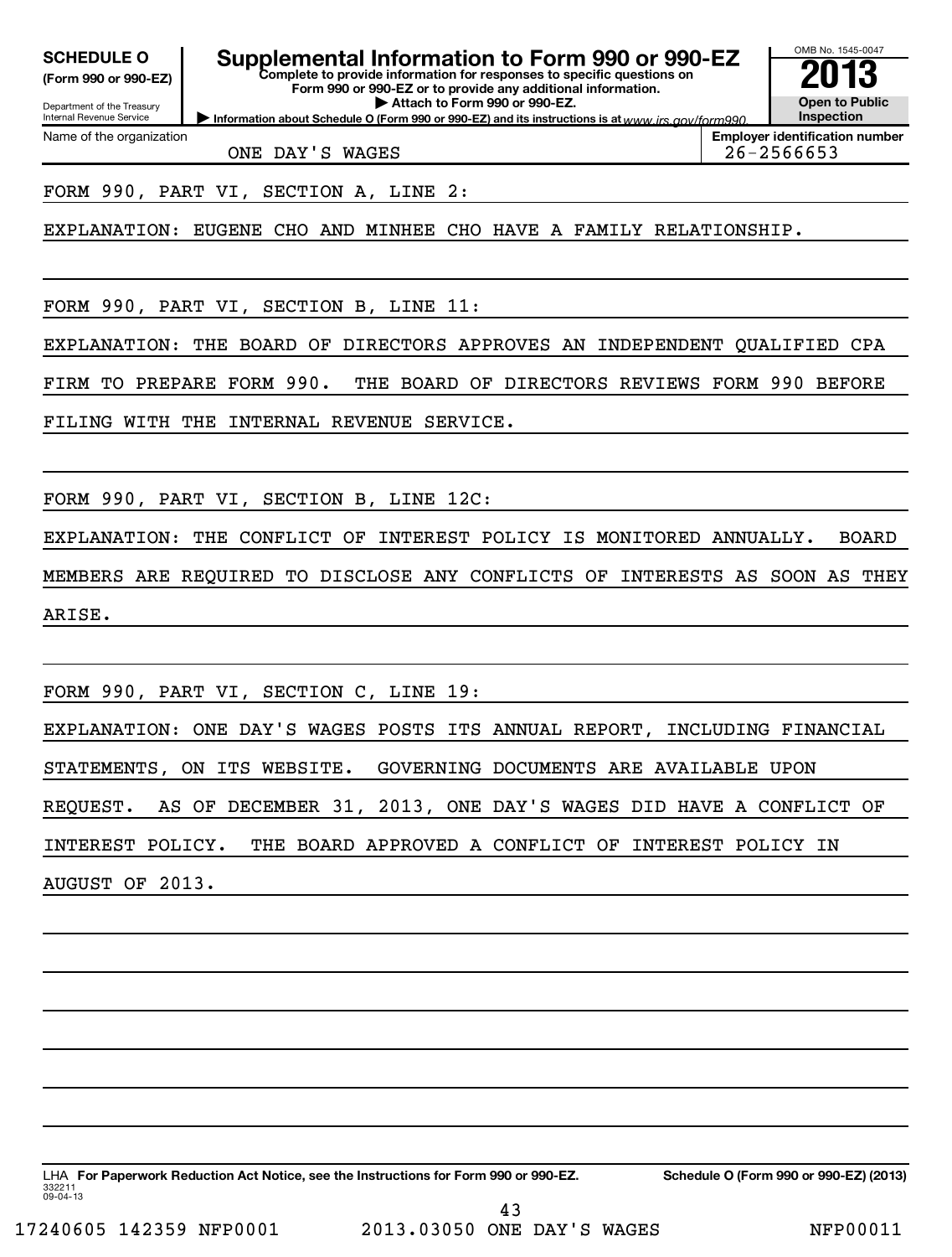**SCHEDULE O**
**(Form 990 or 990-EZ)**

Department of the Treasury
Internal Revenue Service

# Supplemental Information to Form 990 or 990-EZ

**Complete to provide information for responses to specific questions on Form 990 or 990-EZ or to provide any additional information.**

**▶ Attach to Form 990 or 990-EZ.**

**▶ Information about Schedule O (Form 990 or 990-EZ) and its instructions is at** www.irs.gov/form990.

OMB No. 1545-0047

**2013**

**Open to Public Inspection**

| Name of the organization | Employer identification number |
|---|---|
| ONE DAY'S WAGES | 26-2566653 |

FORM 990, PART VI, SECTION A, LINE 2:

EXPLANATION: EUGENE CHO AND MINHEE CHO HAVE A FAMILY RELATIONSHIP.

FORM 990, PART VI, SECTION B, LINE 11:

EXPLANATION: THE BOARD OF DIRECTORS APPROVES AN INDEPENDENT QUALIFIED CPA FIRM TO PREPARE FORM 990. THE BOARD OF DIRECTORS REVIEWS FORM 990 BEFORE FILING WITH THE INTERNAL REVENUE SERVICE.

FORM 990, PART VI, SECTION B, LINE 12C:

EXPLANATION: THE CONFLICT OF INTEREST POLICY IS MONITORED ANNUALLY. BOARD MEMBERS ARE REQUIRED TO DISCLOSE ANY CONFLICTS OF INTERESTS AS SOON AS THEY ARISE.

FORM 990, PART VI, SECTION C, LINE 19:

EXPLANATION: ONE DAY'S WAGES POSTS ITS ANNUAL REPORT, INCLUDING FINANCIAL STATEMENTS, ON ITS WEBSITE. GOVERNING DOCUMENTS ARE AVAILABLE UPON REQUEST. AS OF DECEMBER 31, 2013, ONE DAY'S WAGES DID HAVE A CONFLICT OF INTEREST POLICY. THE BOARD APPROVED A CONFLICT OF INTEREST POLICY IN AUGUST OF 2013.

LHA **For Paperwork Reduction Act Notice, see the Instructions for Form 990 or 990-EZ.** **Schedule O (Form 990 or 990-EZ) (2013)**

332211
09-04-13

17240605 142359 NFP0001 2013.03050 ONE DAY'S WAGES NFP00011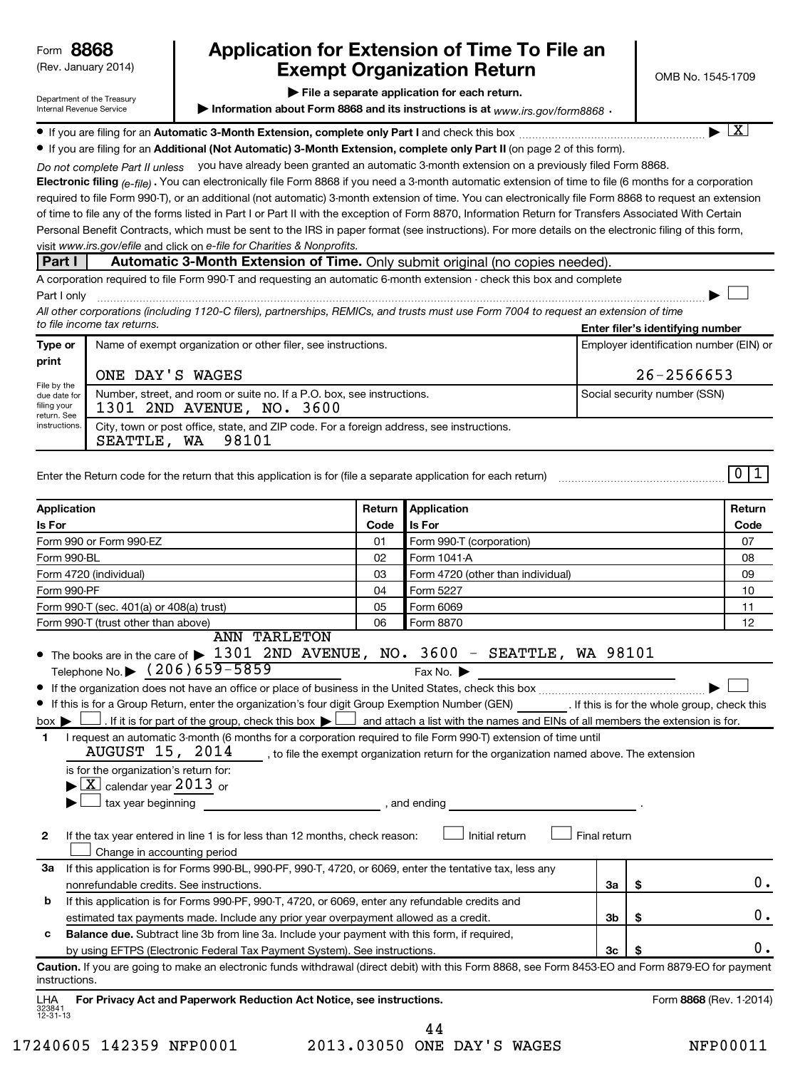Form **8868** (Rev. January 2014)

Department of the Treasury
Internal Revenue Service

# Application for Extension of Time To File an Exempt Organization Return

▶ **File a separate application for each return.**

▶ **Information about Form 8868 and its instructions is at** *www.irs.gov/form8868*.

OMB No. 1545-1709

- If you are filing for an **Automatic 3-Month Extension, complete only Part I** and check this box ▶ [X]
- If you are filing for an **Additional (Not Automatic) 3-Month Extension, complete only Part II** (on page 2 of this form).

*Do not complete Part II unless* you have already been granted an automatic 3-month extension on a previously filed Form 8868.

**Electronic filing** *(e-file)*. You can electronically file Form 8868 if you need a 3-month automatic extension of time to file (6 months for a corporation required to file Form 990-T), or an additional (not automatic) 3-month extension of time. You can electronically file Form 8868 to request an extension of time to file any of the forms listed in Part I or Part II with the exception of Form 8870, Information Return for Transfers Associated With Certain Personal Benefit Contracts, which must be sent to the IRS in paper format (see instructions). For more details on the electronic filing of this form, visit *www.irs.gov/efile* and click on *e-file for Charities & Nonprofits.*

## Part I — Automatic 3-Month Extension of Time. Only submit original (no copies needed).

A corporation required to file Form 990-T and requesting an automatic 6-month extension - check this box and complete Part I only ▶ [ ]

*All other corporations (including 1120-C filers), partnerships, REMICs, and trusts must use Form 7004 to request an extension of time to file income tax returns.*

**Enter filer's identifying number**

| | | |
|---|---|---|
| Type or print | Name of exempt organization or other filer, see instructions. ONE DAY'S WAGES | Employer identification number (EIN) or 26-2566653 |
| File by the due date for filing your return. See instructions. | Number, street, and room or suite no. If a P.O. box, see instructions. 1301 2ND AVENUE, NO. 3600 | Social security number (SSN) |
| | City, town or post office, state, and ZIP code. For a foreign address, see instructions. SEATTLE, WA 98101 | |

Enter the Return code for the return that this application is for (file a separate application for each return) 0 1

| Application Is For | Return Code | Application Is For | Return Code |
|---|---|---|---|
| Form 990 or Form 990-EZ | 01 | Form 990-T (corporation) | 07 |
| Form 990-BL | 02 | Form 1041-A | 08 |
| Form 4720 (individual) | 03 | Form 4720 (other than individual) | 09 |
| Form 990-PF | 04 | Form 5227 | 10 |
| Form 990-T (sec. 401(a) or 408(a) trust) | 05 | Form 6069 | 11 |
| Form 990-T (trust other than above) | 06 | Form 8870 | 12 |

- The books are in the care of ▶ ANN TARLETON
  1301 2ND AVENUE, NO. 3600 - SEATTLE, WA 98101
  Telephone No. ▶ (206)659-5859 Fax No. ▶
- If the organization does not have an office or place of business in the United States, check this box ▶ [ ]
- If this is for a Group Return, enter the organization's four digit Group Exemption Number (GEN) \_\_\_\_\_. If this is for the whole group, check this box ▶ [ ]. If it is for part of the group, check this box ▶ [ ] and attach a list with the names and EINs of all members the extension is for.

**1** I request an automatic 3-month (6 months for a corporation required to file Form 990-T) extension of time until AUGUST 15, 2014, to file the exempt organization return for the organization named above. The extension is for the organization's return for:
▶ [X] calendar year 2013 or
▶ [ ] tax year beginning \_\_\_\_\_\_\_\_, and ending \_\_\_\_\_\_\_\_.

**2** If the tax year entered in line 1 is for less than 12 months, check reason: [ ] Initial return [ ] Final return [ ] Change in accounting period

| | | | |
|---|---|---|---|
| **3a** | If this application is for Forms 990-BL, 990-PF, 990-T, 4720, or 6069, enter the tentative tax, less any nonrefundable credits. See instructions. | 3a | $ 0. |
| **b** | If this application is for Forms 990-PF, 990-T, 4720, or 6069, enter any refundable credits and estimated tax payments made. Include any prior year overpayment allowed as a credit. | 3b | $ 0. |
| **c** | **Balance due.** Subtract line 3b from line 3a. Include your payment with this form, if required, by using EFTPS (Electronic Federal Tax Payment System). See instructions. | 3c | $ 0. |

**Caution.** If you are going to make an electronic funds withdrawal (direct debit) with this Form 8868, see Form 8453-EO and Form 8879-EO for payment instructions.

LHA **For Privacy Act and Paperwork Reduction Act Notice, see instructions.** Form **8868** (Rev. 1-2014)

323841 12-31-13

17240605 142359 NFP0001 2013.03050 ONE DAY'S WAGES NFP00011